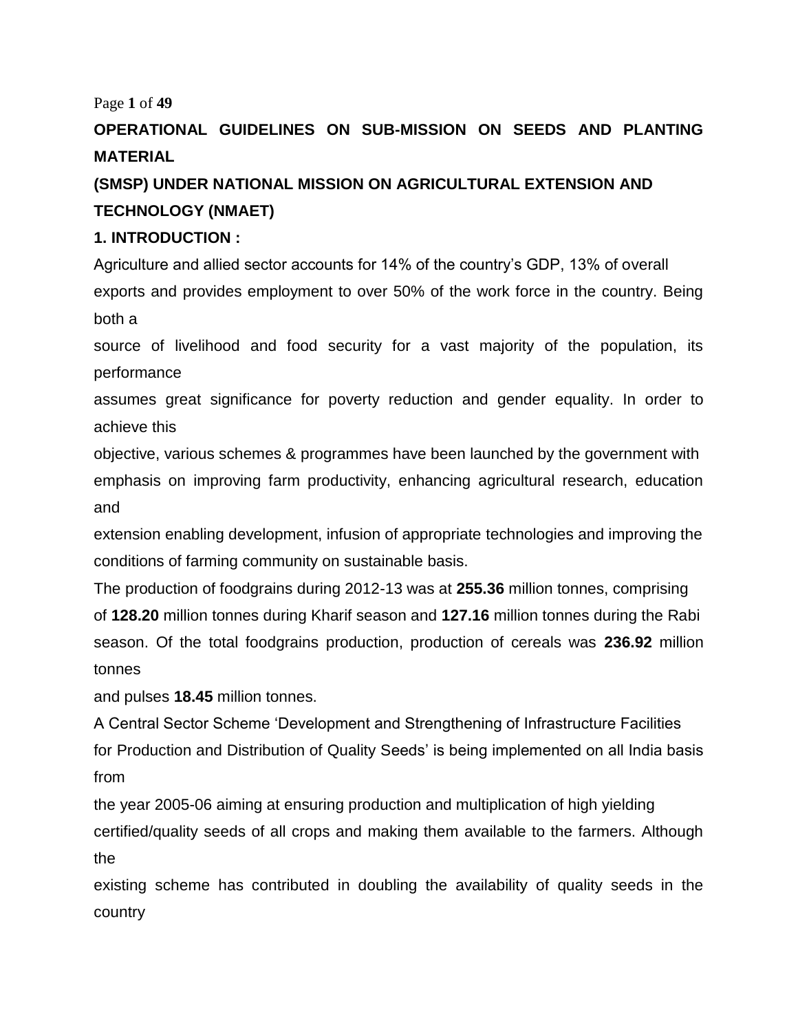# OPERATIONAL GUIDELINES ON SUB-MISSION ON SEEDS AND PLANTING MATERIAL

# (SMSP) UNDER NATIONAL MISSION ON AGRICULTURAL EXTENSION AND TECHNOLOGY (NMAET)

## 1. INTRODUCTION :

Agriculture and allied sector accounts for 14% of the country's GDP, 13% of overall exports and provides employment to over 50% of the work force in the country. Being both a source of livelihood and food security for a vast majority of the population, its performance assumes great significance for poverty reduction and gender equality. In order to achieve this objective, various schemes & programmes have been launched by the government with emphasis on improving farm productivity, enhancing agricultural research, education and extension enabling development, infusion of appropriate technologies and improving the conditions of farming community on sustainable basis.

The production of foodgrains during 2012-13 was at **255.36** million tonnes, comprising of **128.20** million tonnes during Kharif season and **127.16** million tonnes during the Rabi season. Of the total foodgrains production, production of cereals was **236.92** million tonnes and pulses **18.45** million tonnes.

A Central Sector Scheme 'Development and Strengthening of Infrastructure Facilities for Production and Distribution of Quality Seeds' is being implemented on all India basis from the year 2005-06 aiming at ensuring production and multiplication of high yielding certified/quality seeds of all crops and making them available to the farmers. Although the existing scheme has contributed in doubling the availability of quality seeds in the country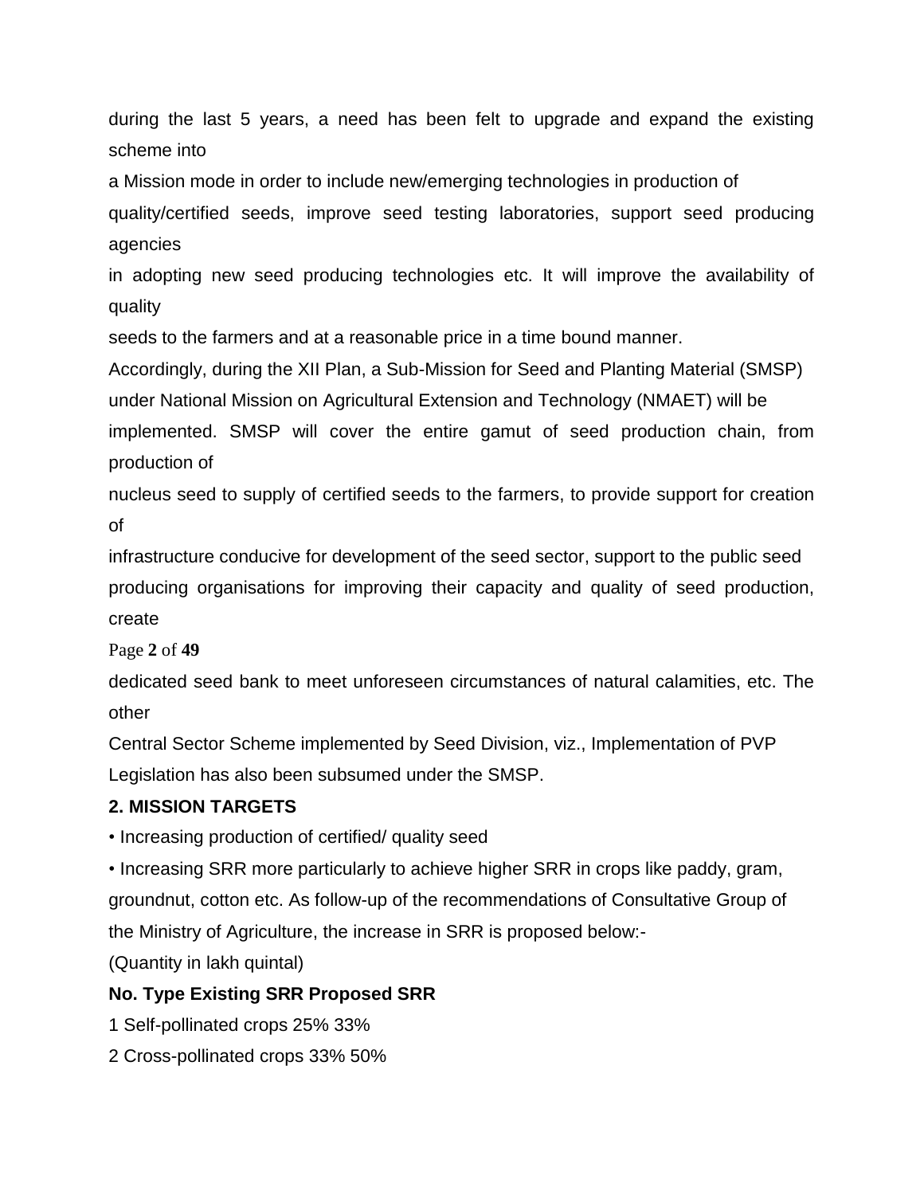during the last 5 years, a need has been felt to upgrade and expand the existing scheme into a Mission mode in order to include new/emerging technologies in production of quality/certified seeds, improve seed testing laboratories, support seed producing agencies in adopting new seed producing technologies etc. It will improve the availability of quality seeds to the farmers and at a reasonable price in a time bound manner.

Accordingly, during the XII Plan, a Sub-Mission for Seed and Planting Material (SMSP) under National Mission on Agricultural Extension and Technology (NMAET) will be implemented. SMSP will cover the entire gamut of seed production chain, from production of nucleus seed to supply of certified seeds to the farmers, to provide support for creation of infrastructure conducive for development of the seed sector, support to the public seed producing organisations for improving their capacity and quality of seed production, create dedicated seed bank to meet unforeseen circumstances of natural calamities, etc. The other Central Sector Scheme implemented by Seed Division, viz., Implementation of PVP Legislation has also been subsumed under the SMSP.

## 2. MISSION TARGETS

- Increasing production of certified/ quality seed
- Increasing SRR more particularly to achieve higher SRR in crops like paddy, gram, groundnut, cotton etc. As follow-up of the recommendations of Consultative Group of the Ministry of Agriculture, the increase in SRR is proposed below:-

(Quantity in lakh quintal)

| No. | Type | Existing SRR | Proposed SRR |
|---|---|---|---|
| 1 | Self-pollinated crops | 25% | 33% |
| 2 | Cross-pollinated crops | 33% | 50% |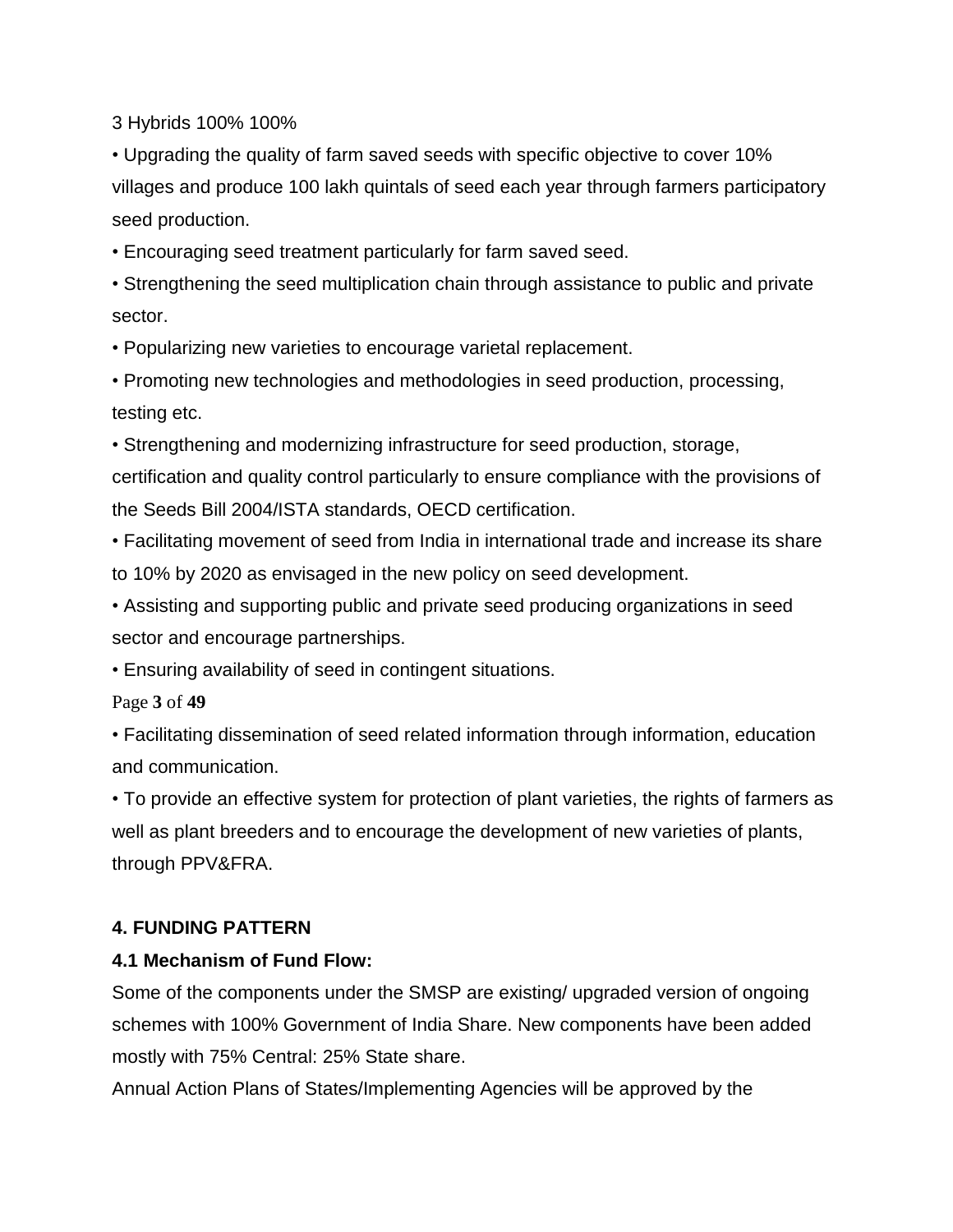3 Hybrids 100% 100%

- Upgrading the quality of farm saved seeds with specific objective to cover 10% villages and produce 100 lakh quintals of seed each year through farmers participatory seed production.
- Encouraging seed treatment particularly for farm saved seed.
- Strengthening the seed multiplication chain through assistance to public and private sector.
- Popularizing new varieties to encourage varietal replacement.
- Promoting new technologies and methodologies in seed production, processing, testing etc.
- Strengthening and modernizing infrastructure for seed production, storage, certification and quality control particularly to ensure compliance with the provisions of the Seeds Bill 2004/ISTA standards, OECD certification.
- Facilitating movement of seed from India in international trade and increase its share to 10% by 2020 as envisaged in the new policy on seed development.
- Assisting and supporting public and private seed producing organizations in seed sector and encourage partnerships.
- Ensuring availability of seed in contingent situations.
- Facilitating dissemination of seed related information through information, education and communication.
- To provide an effective system for protection of plant varieties, the rights of farmers as well as plant breeders and to encourage the development of new varieties of plants, through PPV&FRA.

## 4. FUNDING PATTERN

### 4.1 Mechanism of Fund Flow:

Some of the components under the SMSP are existing/ upgraded version of ongoing schemes with 100% Government of India Share. New components have been added mostly with 75% Central: 25% State share.

Annual Action Plans of States/Implementing Agencies will be approved by the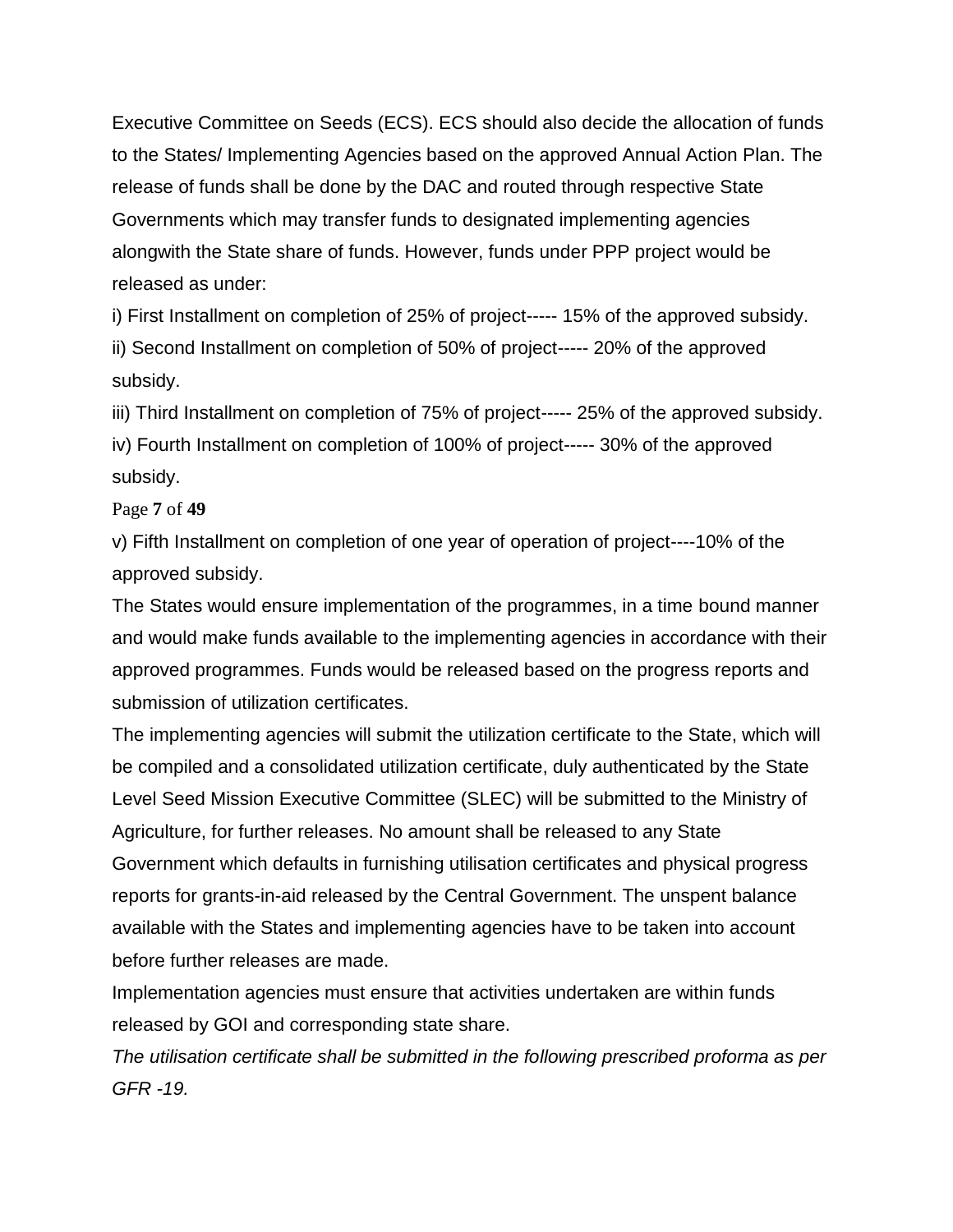Executive Committee on Seeds (ECS). ECS should also decide the allocation of funds to the States/ Implementing Agencies based on the approved Annual Action Plan. The release of funds shall be done by the DAC and routed through respective State Governments which may transfer funds to designated implementing agencies alongwith the State share of funds. However, funds under PPP project would be released as under:

i) First Installment on completion of 25% of project----- 15% of the approved subsidy.

ii) Second Installment on completion of 50% of project----- 20% of the approved subsidy.

iii) Third Installment on completion of 75% of project----- 25% of the approved subsidy.

iv) Fourth Installment on completion of 100% of project----- 30% of the approved subsidy.

v) Fifth Installment on completion of one year of operation of project----10% of the approved subsidy.

The States would ensure implementation of the programmes, in a time bound manner and would make funds available to the implementing agencies in accordance with their approved programmes. Funds would be released based on the progress reports and submission of utilization certificates.

The implementing agencies will submit the utilization certificate to the State, which will be compiled and a consolidated utilization certificate, duly authenticated by the State Level Seed Mission Executive Committee (SLEC) will be submitted to the Ministry of Agriculture, for further releases. No amount shall be released to any State Government which defaults in furnishing utilisation certificates and physical progress reports for grants-in-aid released by the Central Government. The unspent balance available with the States and implementing agencies have to be taken into account before further releases are made.

Implementation agencies must ensure that activities undertaken are within funds released by GOI and corresponding state share.

*The utilisation certificate shall be submitted in the following prescribed proforma as per GFR -19.*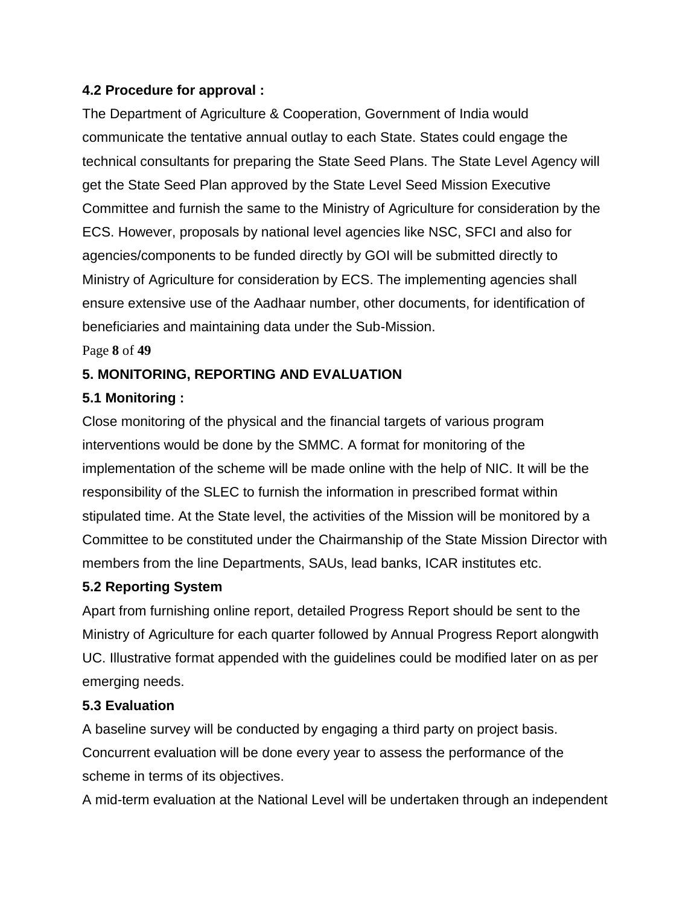### 4.2 Procedure for approval :

The Department of Agriculture & Cooperation, Government of India would communicate the tentative annual outlay to each State. States could engage the technical consultants for preparing the State Seed Plans. The State Level Agency will get the State Seed Plan approved by the State Level Seed Mission Executive Committee and furnish the same to the Ministry of Agriculture for consideration by the ECS. However, proposals by national level agencies like NSC, SFCI and also for agencies/components to be funded directly by GOI will be submitted directly to Ministry of Agriculture for consideration by ECS. The implementing agencies shall ensure extensive use of the Aadhaar number, other documents, for identification of beneficiaries and maintaining data under the Sub-Mission.

## 5. MONITORING, REPORTING AND EVALUATION

### 5.1 Monitoring :

Close monitoring of the physical and the financial targets of various program interventions would be done by the SMMC. A format for monitoring of the implementation of the scheme will be made online with the help of NIC. It will be the responsibility of the SLEC to furnish the information in prescribed format within stipulated time. At the State level, the activities of the Mission will be monitored by a Committee to be constituted under the Chairmanship of the State Mission Director with members from the line Departments, SAUs, lead banks, ICAR institutes etc.

### 5.2 Reporting System

Apart from furnishing online report, detailed Progress Report should be sent to the Ministry of Agriculture for each quarter followed by Annual Progress Report alongwith UC. Illustrative format appended with the guidelines could be modified later on as per emerging needs.

### 5.3 Evaluation

A baseline survey will be conducted by engaging a third party on project basis. Concurrent evaluation will be done every year to assess the performance of the scheme in terms of its objectives.

A mid-term evaluation at the National Level will be undertaken through an independent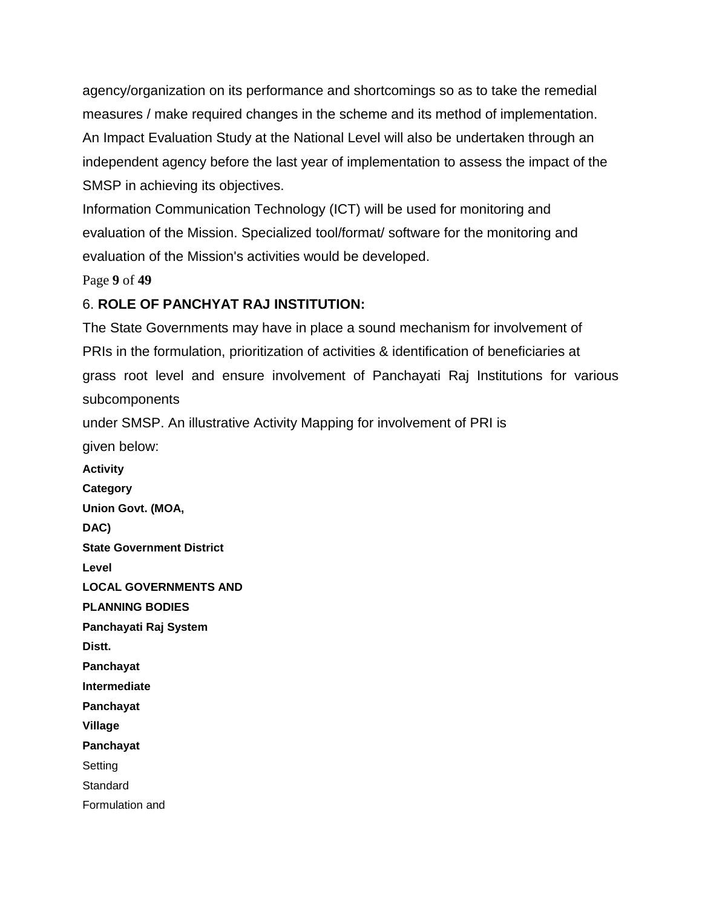agency/organization on its performance and shortcomings so as to take the remedial measures / make required changes in the scheme and its method of implementation. An Impact Evaluation Study at the National Level will also be undertaken through an independent agency before the last year of implementation to assess the impact of the SMSP in achieving its objectives.

Information Communication Technology (ICT) will be used for monitoring and evaluation of the Mission. Specialized tool/format/ software for the monitoring and evaluation of the Mission's activities would be developed.

## 6. ROLE OF PANCHYAT RAJ INSTITUTION:

The State Governments may have in place a sound mechanism for involvement of PRIs in the formulation, prioritization of activities & identification of beneficiaries at grass root level and ensure involvement of Panchayati Raj Institutions for various subcomponents under SMSP. An illustrative Activity Mapping for involvement of PRI is given below:

**Activity**

**Category**

**Union Govt. (MOA, DAC)**

**State Government District Level**

**LOCAL GOVERNMENTS AND PLANNING BODIES**

**Panchayati Raj System**

**Distt. Panchayat**

**Intermediate Panchayat**

**Village Panchayat**

Setting

Standard

Formulation and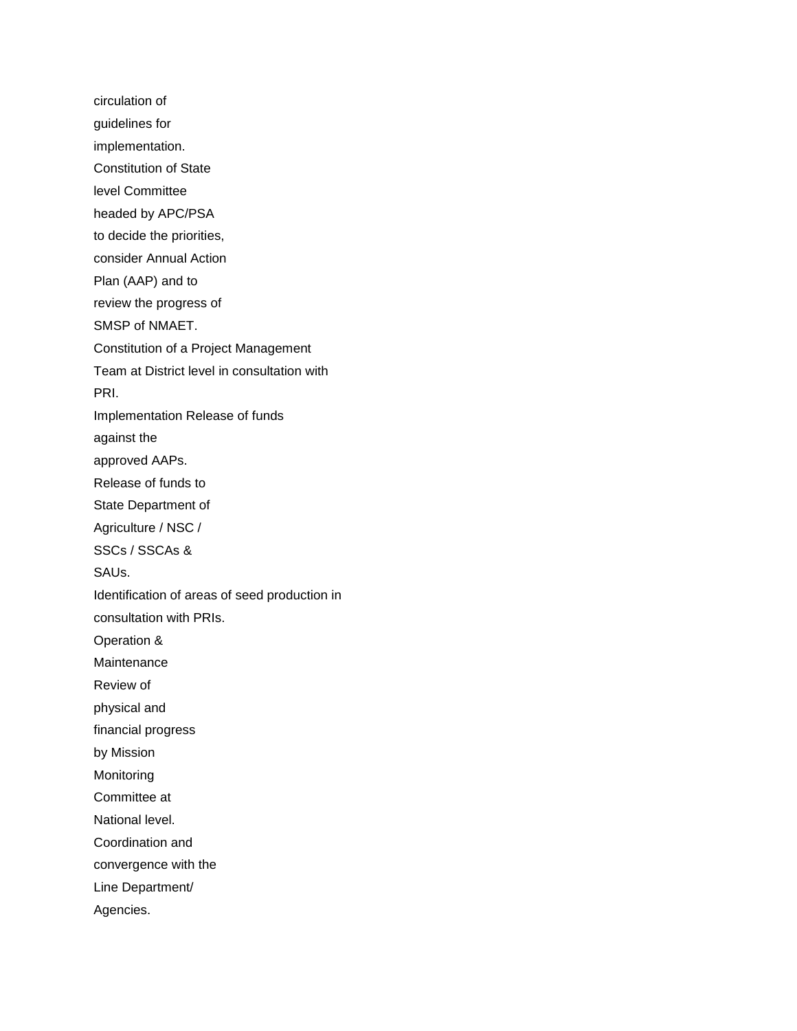circulation of
guidelines for
implementation.
Constitution of State
level Committee
headed by APC/PSA
to decide the priorities,
consider Annual Action
Plan (AAP) and to
review the progress of
SMSP of NMAET.
Constitution of a Project Management
Team at District level in consultation with
PRI.
Implementation Release of funds
against the
approved AAPs.
Release of funds to
State Department of
Agriculture / NSC /
SSCs / SSCAs &
SAUs.
Identification of areas of seed production in
consultation with PRIs.
Operation &
Maintenance
Review of
physical and
financial progress
by Mission
Monitoring
Committee at
National level.
Coordination and
convergence with the
Line Department/
Agencies.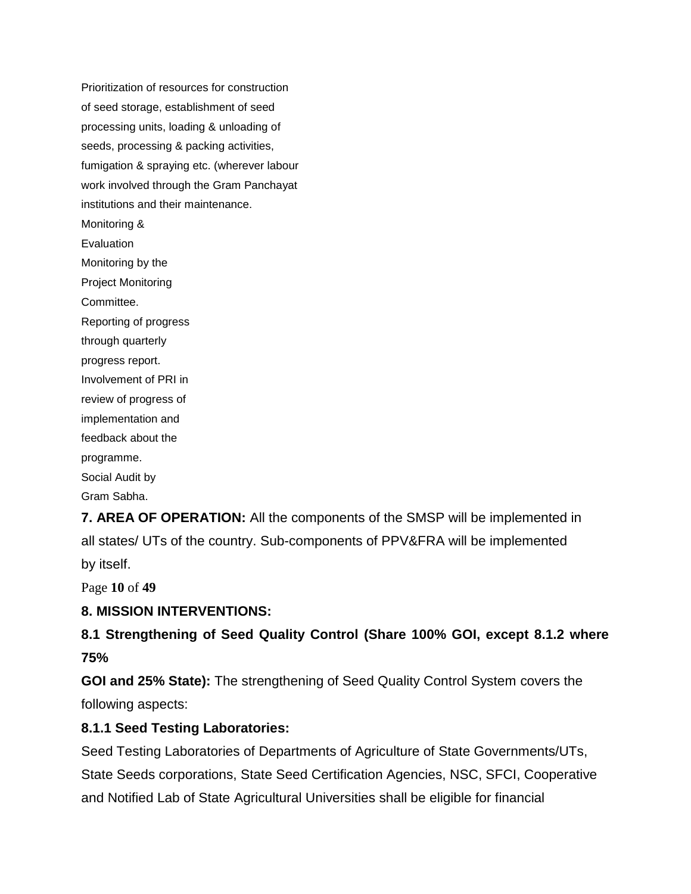Prioritization of resources for construction of seed storage, establishment of seed processing units, loading & unloading of seeds, processing & packing activities, fumigation & spraying etc. (wherever labour work involved through the Gram Panchayat institutions and their maintenance.

Monitoring & Evaluation

Monitoring by the Project Monitoring Committee.

Reporting of progress through quarterly progress report.

Involvement of PRI in review of progress of implementation and feedback about the programme.

Social Audit by Gram Sabha.

**7. AREA OF OPERATION:** All the components of the SMSP will be implemented in all states/ UTs of the country. Sub-components of PPV&FRA will be implemented by itself.

**8. MISSION INTERVENTIONS:**

**8.1 Strengthening of Seed Quality Control (Share 100% GOI, except 8.1.2 where 75% GOI and 25% State):** The strengthening of Seed Quality Control System covers the following aspects:

**8.1.1 Seed Testing Laboratories:**

Seed Testing Laboratories of Departments of Agriculture of State Governments/UTs, State Seeds corporations, State Seed Certification Agencies, NSC, SFCI, Cooperative and Notified Lab of State Agricultural Universities shall be eligible for financial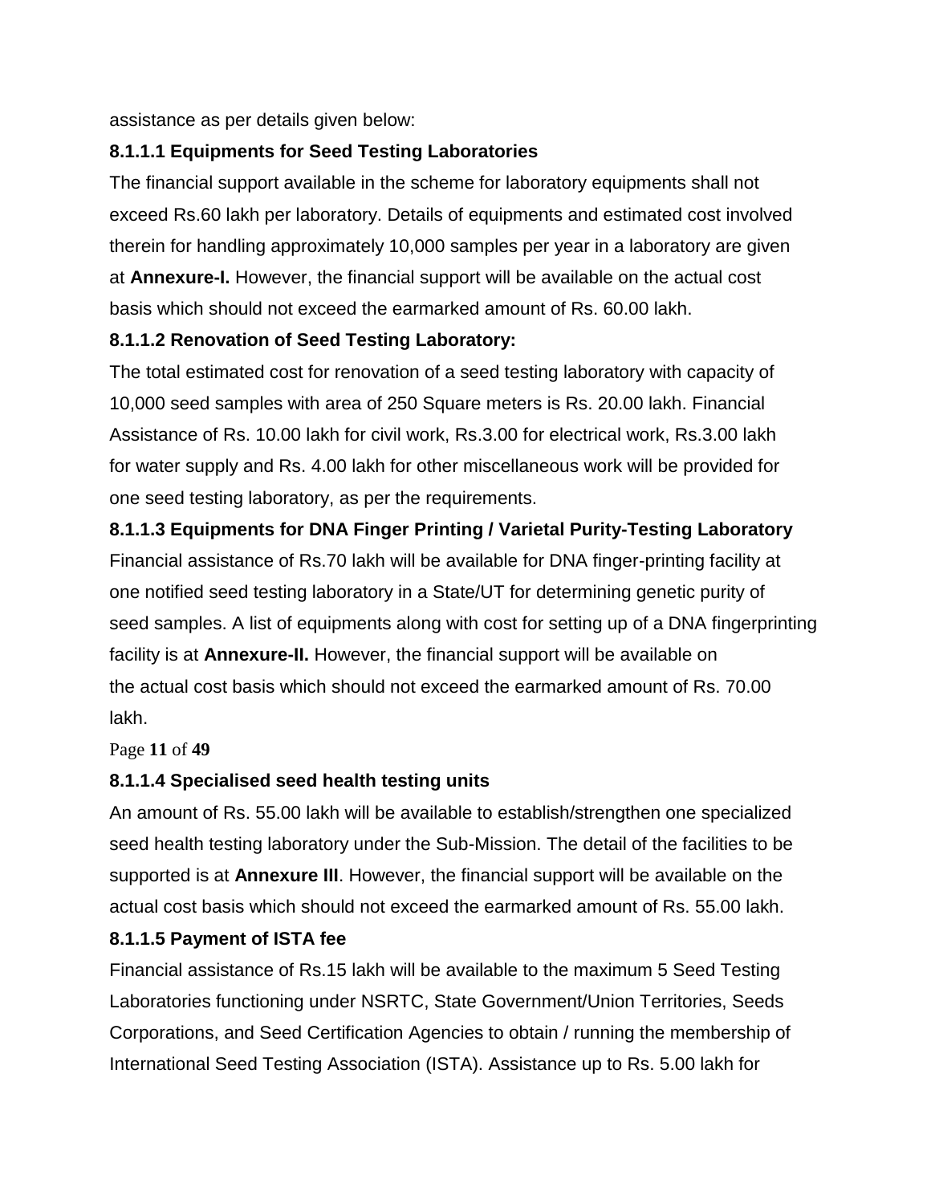assistance as per details given below:

#### 8.1.1.1 Equipments for Seed Testing Laboratories

The financial support available in the scheme for laboratory equipments shall not exceed Rs.60 lakh per laboratory. Details of equipments and estimated cost involved therein for handling approximately 10,000 samples per year in a laboratory are given at **Annexure-I.** However, the financial support will be available on the actual cost basis which should not exceed the earmarked amount of Rs. 60.00 lakh.

#### 8.1.1.2 Renovation of Seed Testing Laboratory:

The total estimated cost for renovation of a seed testing laboratory with capacity of 10,000 seed samples with area of 250 Square meters is Rs. 20.00 lakh. Financial Assistance of Rs. 10.00 lakh for civil work, Rs.3.00 for electrical work, Rs.3.00 lakh for water supply and Rs. 4.00 lakh for other miscellaneous work will be provided for one seed testing laboratory, as per the requirements.

#### 8.1.1.3 Equipments for DNA Finger Printing / Varietal Purity-Testing Laboratory

Financial assistance of Rs.70 lakh will be available for DNA finger-printing facility at one notified seed testing laboratory in a State/UT for determining genetic purity of seed samples. A list of equipments along with cost for setting up of a DNA fingerprinting facility is at **Annexure-II.** However, the financial support will be available on the actual cost basis which should not exceed the earmarked amount of Rs. 70.00 lakh.

#### 8.1.1.4 Specialised seed health testing units

An amount of Rs. 55.00 lakh will be available to establish/strengthen one specialized seed health testing laboratory under the Sub-Mission. The detail of the facilities to be supported is at **Annexure III**. However, the financial support will be available on the actual cost basis which should not exceed the earmarked amount of Rs. 55.00 lakh.

#### 8.1.1.5 Payment of ISTA fee

Financial assistance of Rs.15 lakh will be available to the maximum 5 Seed Testing Laboratories functioning under NSRTC, State Government/Union Territories, Seeds Corporations, and Seed Certification Agencies to obtain / running the membership of International Seed Testing Association (ISTA). Assistance up to Rs. 5.00 lakh for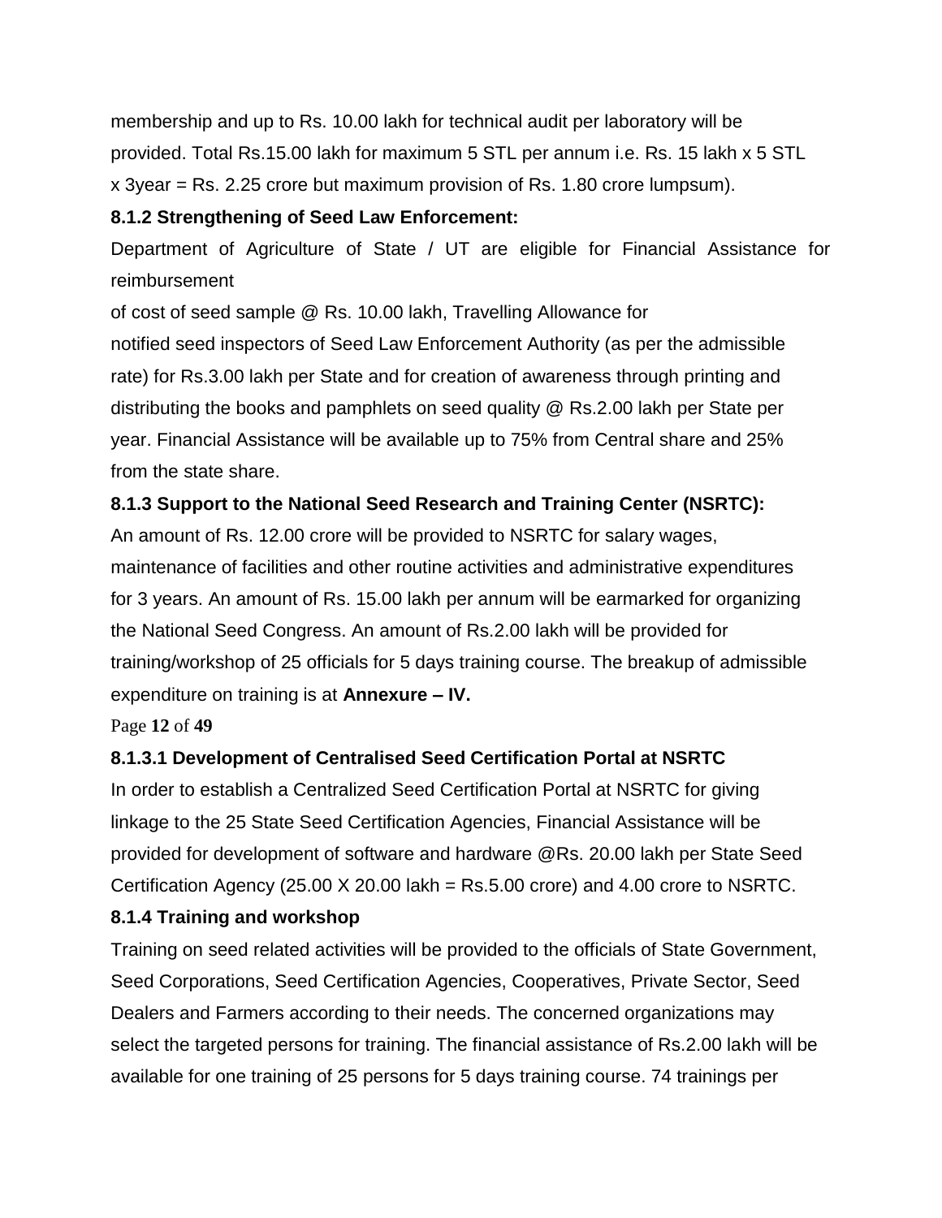membership and up to Rs. 10.00 lakh for technical audit per laboratory will be provided. Total Rs.15.00 lakh for maximum 5 STL per annum i.e. Rs. 15 lakh x 5 STL x 3year = Rs. 2.25 crore but maximum provision of Rs. 1.80 crore lumpsum).

**8.1.2 Strengthening of Seed Law Enforcement:**

Department of Agriculture of State / UT are eligible for Financial Assistance for reimbursement of cost of seed sample @ Rs. 10.00 lakh, Travelling Allowance for notified seed inspectors of Seed Law Enforcement Authority (as per the admissible rate) for Rs.3.00 lakh per State and for creation of awareness through printing and distributing the books and pamphlets on seed quality @ Rs.2.00 lakh per State per year. Financial Assistance will be available up to 75% from Central share and 25% from the state share.

**8.1.3 Support to the National Seed Research and Training Center (NSRTC):**

An amount of Rs. 12.00 crore will be provided to NSRTC for salary wages, maintenance of facilities and other routine activities and administrative expenditures for 3 years. An amount of Rs. 15.00 lakh per annum will be earmarked for organizing the National Seed Congress. An amount of Rs.2.00 lakh will be provided for training/workshop of 25 officials for 5 days training course. The breakup of admissible expenditure on training is at **Annexure – IV.**

**8.1.3.1 Development of Centralised Seed Certification Portal at NSRTC**

In order to establish a Centralized Seed Certification Portal at NSRTC for giving linkage to the 25 State Seed Certification Agencies, Financial Assistance will be provided for development of software and hardware @Rs. 20.00 lakh per State Seed Certification Agency (25.00 X 20.00 lakh = Rs.5.00 crore) and 4.00 crore to NSRTC.

**8.1.4 Training and workshop**

Training on seed related activities will be provided to the officials of State Government, Seed Corporations, Seed Certification Agencies, Cooperatives, Private Sector, Seed Dealers and Farmers according to their needs. The concerned organizations may select the targeted persons for training. The financial assistance of Rs.2.00 lakh will be available for one training of 25 persons for 5 days training course. 74 trainings per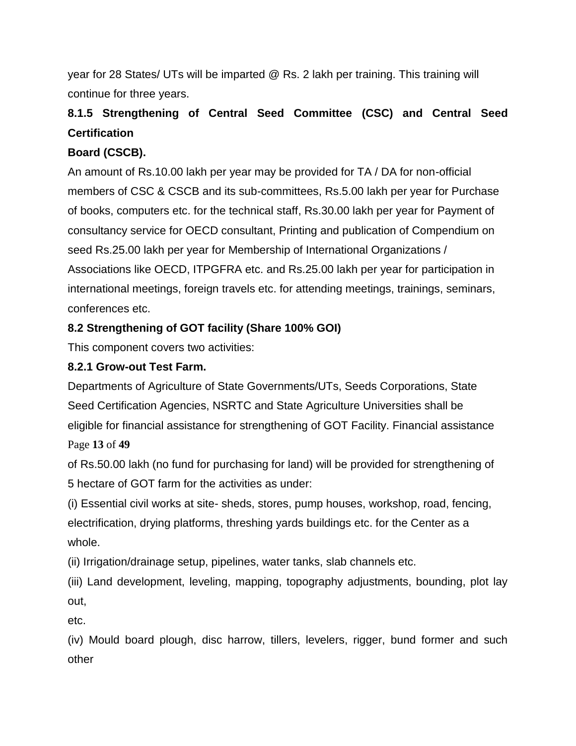year for 28 States/ UTs will be imparted @ Rs. 2 lakh per training. This training will continue for three years.

### 8.1.5 Strengthening of Central Seed Committee (CSC) and Central Seed Certification Board (CSCB).

An amount of Rs.10.00 lakh per year may be provided for TA / DA for non-official members of CSC & CSCB and its sub-committees, Rs.5.00 lakh per year for Purchase of books, computers etc. for the technical staff, Rs.30.00 lakh per year for Payment of consultancy service for OECD consultant, Printing and publication of Compendium on seed Rs.25.00 lakh per year for Membership of International Organizations / Associations like OECD, ITPGFRA etc. and Rs.25.00 lakh per year for participation in international meetings, foreign travels etc. for attending meetings, trainings, seminars, conferences etc.

## 8.2 Strengthening of GOT facility (Share 100% GOI)

This component covers two activities:

### 8.2.1 Grow-out Test Farm.

Departments of Agriculture of State Governments/UTs, Seeds Corporations, State Seed Certification Agencies, NSRTC and State Agriculture Universities shall be eligible for financial assistance for strengthening of GOT Facility. Financial assistance of Rs.50.00 lakh (no fund for purchasing for land) will be provided for strengthening of 5 hectare of GOT farm for the activities as under:

(i) Essential civil works at site- sheds, stores, pump houses, workshop, road, fencing, electrification, drying platforms, threshing yards buildings etc. for the Center as a whole.

(ii) Irrigation/drainage setup, pipelines, water tanks, slab channels etc.

(iii) Land development, leveling, mapping, topography adjustments, bounding, plot lay out, etc.

(iv) Mould board plough, disc harrow, tillers, levelers, rigger, bund former and such other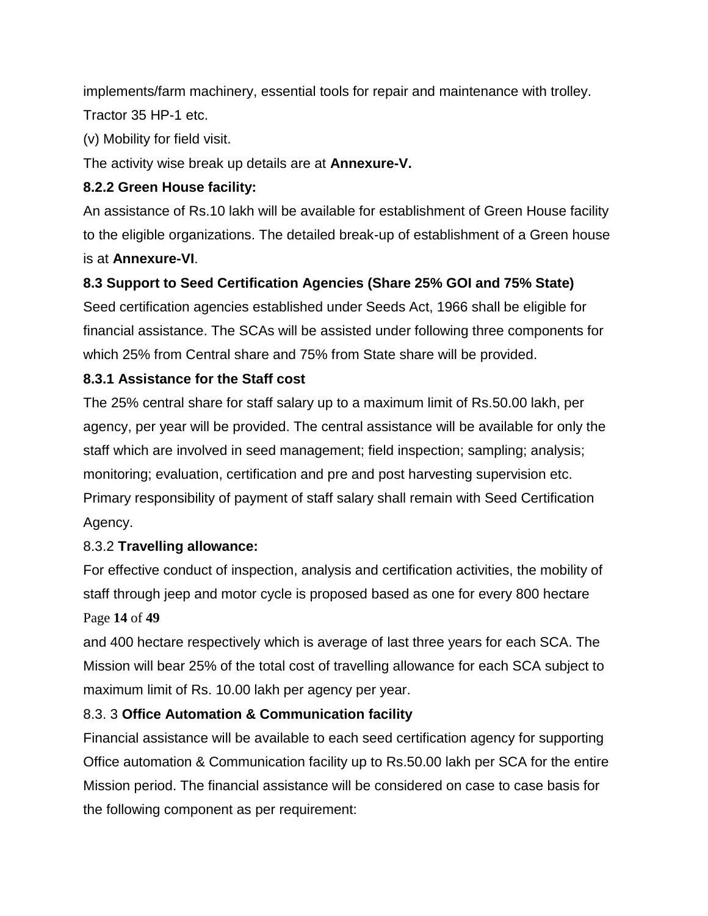implements/farm machinery, essential tools for repair and maintenance with trolley. Tractor 35 HP-1 etc.

(v) Mobility for field visit.

The activity wise break up details are at **Annexure-V.**

**8.2.2 Green House facility:**

An assistance of Rs.10 lakh will be available for establishment of Green House facility to the eligible organizations. The detailed break-up of establishment of a Green house is at **Annexure-VI**.

**8.3 Support to Seed Certification Agencies (Share 25% GOI and 75% State)**

Seed certification agencies established under Seeds Act, 1966 shall be eligible for financial assistance. The SCAs will be assisted under following three components for which 25% from Central share and 75% from State share will be provided.

**8.3.1 Assistance for the Staff cost**

The 25% central share for staff salary up to a maximum limit of Rs.50.00 lakh, per agency, per year will be provided. The central assistance will be available for only the staff which are involved in seed management; field inspection; sampling; analysis; monitoring; evaluation, certification and pre and post harvesting supervision etc. Primary responsibility of payment of staff salary shall remain with Seed Certification Agency.

8.3.2 **Travelling allowance:**

For effective conduct of inspection, analysis and certification activities, the mobility of staff through jeep and motor cycle is proposed based as one for every 800 hectare and 400 hectare respectively which is average of last three years for each SCA. The Mission will bear 25% of the total cost of travelling allowance for each SCA subject to maximum limit of Rs. 10.00 lakh per agency per year.

8.3. 3 **Office Automation & Communication facility**

Financial assistance will be available to each seed certification agency for supporting Office automation & Communication facility up to Rs.50.00 lakh per SCA for the entire Mission period. The financial assistance will be considered on case to case basis for the following component as per requirement: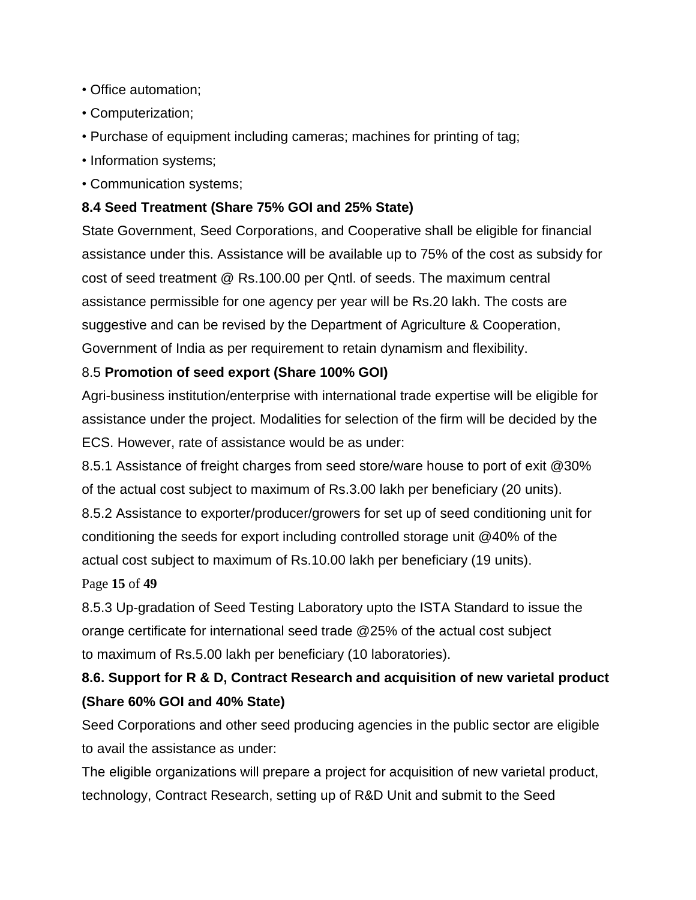- Office automation;
- Computerization;
- Purchase of equipment including cameras; machines for printing of tag;
- Information systems;
- Communication systems;

**8.4 Seed Treatment (Share 75% GOI and 25% State)**

State Government, Seed Corporations, and Cooperative shall be eligible for financial assistance under this. Assistance will be available up to 75% of the cost as subsidy for cost of seed treatment @ Rs.100.00 per Qntl. of seeds. The maximum central assistance permissible for one agency per year will be Rs.20 lakh. The costs are suggestive and can be revised by the Department of Agriculture & Cooperation, Government of India as per requirement to retain dynamism and flexibility.

8.5 **Promotion of seed export (Share 100% GOI)**

Agri-business institution/enterprise with international trade expertise will be eligible for assistance under the project. Modalities for selection of the firm will be decided by the ECS. However, rate of assistance would be as under:

8.5.1 Assistance of freight charges from seed store/ware house to port of exit @30% of the actual cost subject to maximum of Rs.3.00 lakh per beneficiary (20 units).

8.5.2 Assistance to exporter/producer/growers for set up of seed conditioning unit for conditioning the seeds for export including controlled storage unit @40% of the actual cost subject to maximum of Rs.10.00 lakh per beneficiary (19 units).

8.5.3 Up-gradation of Seed Testing Laboratory upto the ISTA Standard to issue the orange certificate for international seed trade @25% of the actual cost subject to maximum of Rs.5.00 lakh per beneficiary (10 laboratories).

**8.6. Support for R & D, Contract Research and acquisition of new varietal product (Share 60% GOI and 40% State)**

Seed Corporations and other seed producing agencies in the public sector are eligible to avail the assistance as under:

The eligible organizations will prepare a project for acquisition of new varietal product, technology, Contract Research, setting up of R&D Unit and submit to the Seed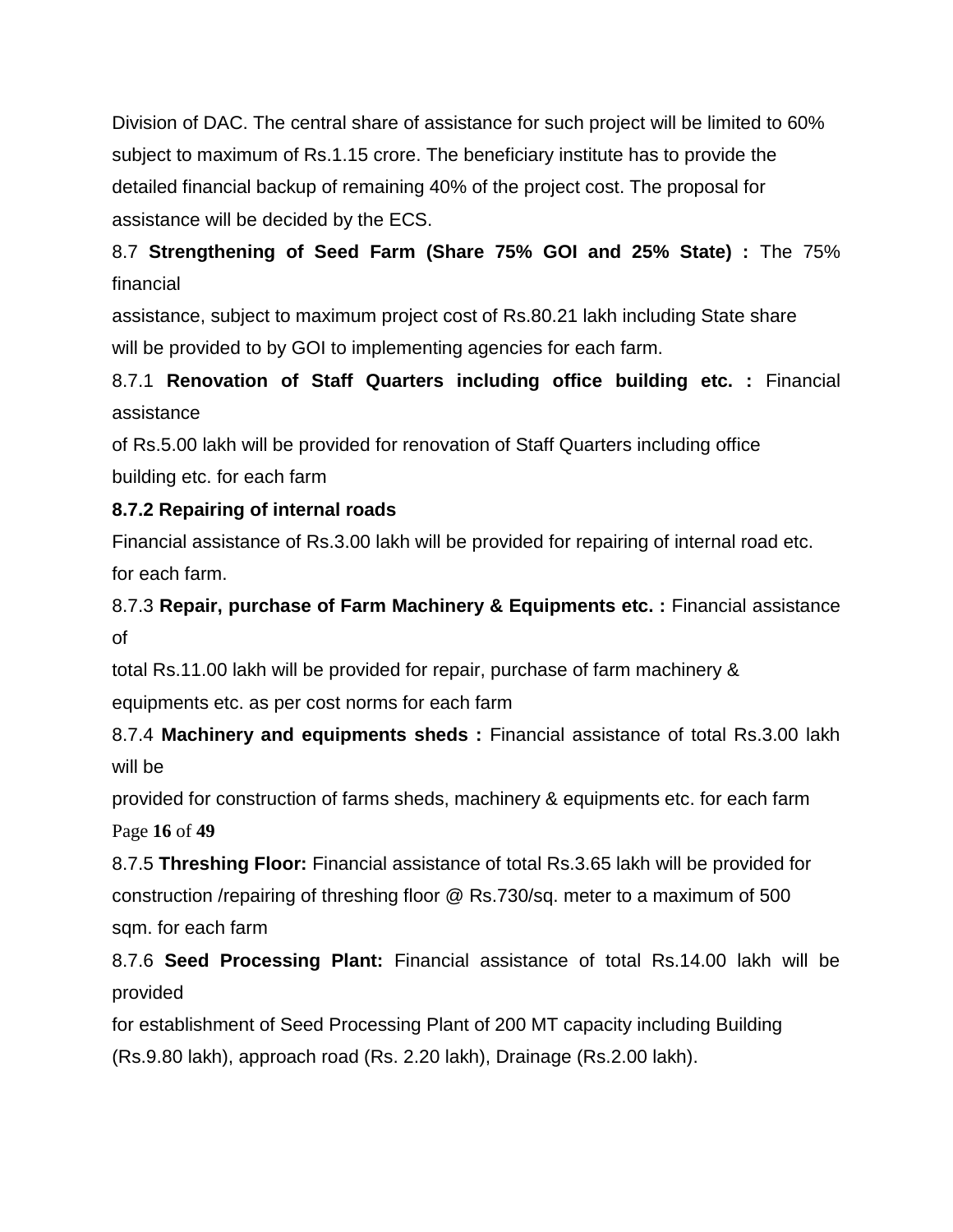Division of DAC. The central share of assistance for such project will be limited to 60% subject to maximum of Rs.1.15 crore. The beneficiary institute has to provide the detailed financial backup of remaining 40% of the project cost. The proposal for assistance will be decided by the ECS.

8.7 **Strengthening of Seed Farm (Share 75% GOI and 25% State) :** The 75% financial assistance, subject to maximum project cost of Rs.80.21 lakh including State share will be provided to by GOI to implementing agencies for each farm.

8.7.1 **Renovation of Staff Quarters including office building etc. :** Financial assistance of Rs.5.00 lakh will be provided for renovation of Staff Quarters including office building etc. for each farm

**8.7.2 Repairing of internal roads**

Financial assistance of Rs.3.00 lakh will be provided for repairing of internal road etc. for each farm.

8.7.3 **Repair, purchase of Farm Machinery & Equipments etc. :** Financial assistance of total Rs.11.00 lakh will be provided for repair, purchase of farm machinery & equipments etc. as per cost norms for each farm

8.7.4 **Machinery and equipments sheds :** Financial assistance of total Rs.3.00 lakh will be provided for construction of farms sheds, machinery & equipments etc. for each farm

8.7.5 **Threshing Floor:** Financial assistance of total Rs.3.65 lakh will be provided for construction /repairing of threshing floor @ Rs.730/sq. meter to a maximum of 500 sqm. for each farm

8.7.6 **Seed Processing Plant:** Financial assistance of total Rs.14.00 lakh will be provided for establishment of Seed Processing Plant of 200 MT capacity including Building (Rs.9.80 lakh), approach road (Rs. 2.20 lakh), Drainage (Rs.2.00 lakh).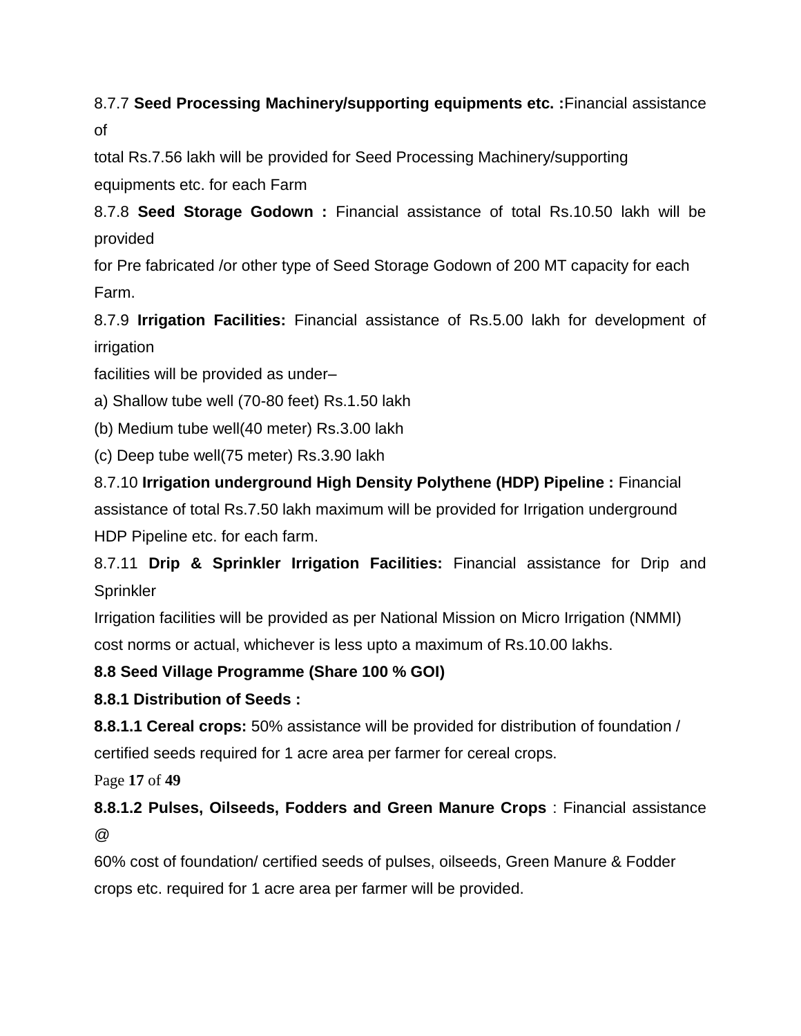8.7.7 **Seed Processing Machinery/supporting equipments etc. :**Financial assistance of total Rs.7.56 lakh will be provided for Seed Processing Machinery/supporting equipments etc. for each Farm

8.7.8 **Seed Storage Godown :** Financial assistance of total Rs.10.50 lakh will be provided for Pre fabricated /or other type of Seed Storage Godown of 200 MT capacity for each Farm.

8.7.9 **Irrigation Facilities:** Financial assistance of Rs.5.00 lakh for development of irrigation facilities will be provided as under–

a) Shallow tube well (70-80 feet) Rs.1.50 lakh

(b) Medium tube well(40 meter) Rs.3.00 lakh

(c) Deep tube well(75 meter) Rs.3.90 lakh

8.7.10 **Irrigation underground High Density Polythene (HDP) Pipeline :** Financial assistance of total Rs.7.50 lakh maximum will be provided for Irrigation underground HDP Pipeline etc. for each farm.

8.7.11 **Drip & Sprinkler Irrigation Facilities:** Financial assistance for Drip and Sprinkler Irrigation facilities will be provided as per National Mission on Micro Irrigation (NMMI) cost norms or actual, whichever is less upto a maximum of Rs.10.00 lakhs.

**8.8 Seed Village Programme (Share 100 % GOI)**

**8.8.1 Distribution of Seeds :**

**8.8.1.1 Cereal crops:** 50% assistance will be provided for distribution of foundation / certified seeds required for 1 acre area per farmer for cereal crops.

**8.8.1.2 Pulses, Oilseeds, Fodders and Green Manure Crops** : Financial assistance @ 60% cost of foundation/ certified seeds of pulses, oilseeds, Green Manure & Fodder crops etc. required for 1 acre area per farmer will be provided.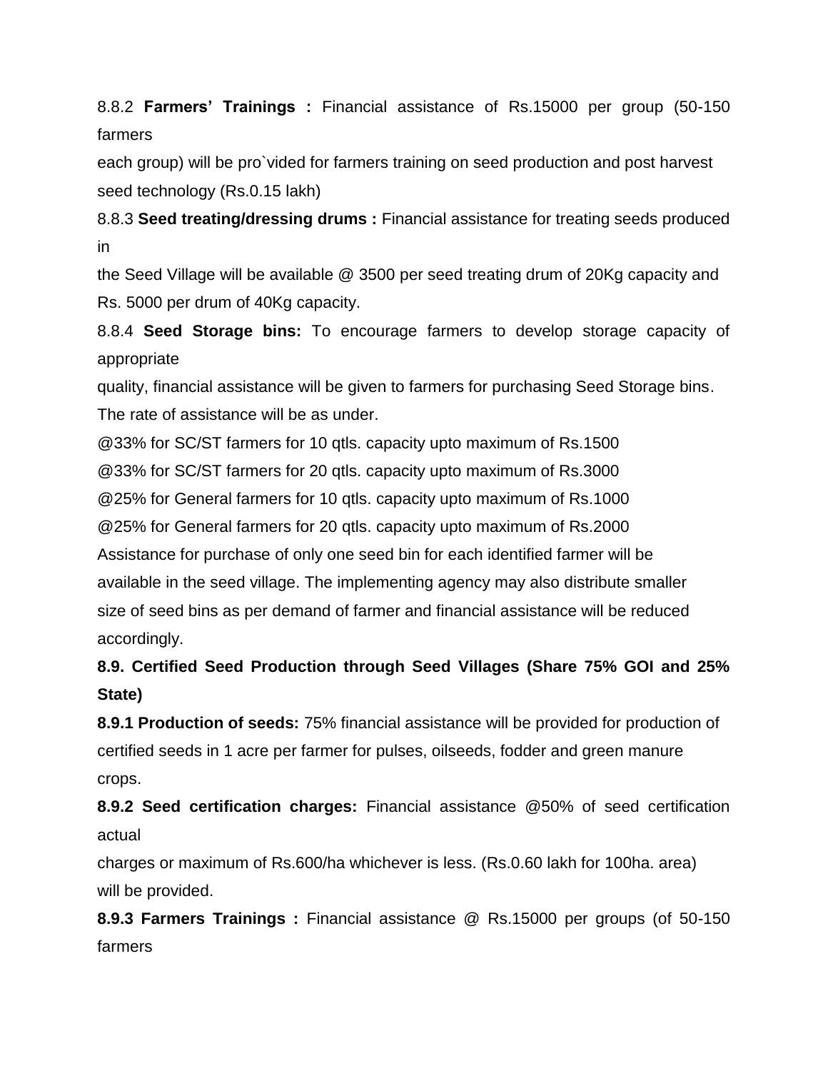8.8.2 **Farmers' Trainings :** Financial assistance of Rs.15000 per group (50-150 farmers each group) will be pro`vided for farmers training on seed production and post harvest seed technology (Rs.0.15 lakh)

8.8.3 **Seed treating/dressing drums :** Financial assistance for treating seeds produced in the Seed Village will be available @ 3500 per seed treating drum of 20Kg capacity and Rs. 5000 per drum of 40Kg capacity.

8.8.4 **Seed Storage bins:** To encourage farmers to develop storage capacity of appropriate quality, financial assistance will be given to farmers for purchasing Seed Storage bins. The rate of assistance will be as under.

@33% for SC/ST farmers for 10 qtls. capacity upto maximum of Rs.1500

@33% for SC/ST farmers for 20 qtls. capacity upto maximum of Rs.3000

@25% for General farmers for 10 qtls. capacity upto maximum of Rs.1000

@25% for General farmers for 20 qtls. capacity upto maximum of Rs.2000

Assistance for purchase of only one seed bin for each identified farmer will be available in the seed village. The implementing agency may also distribute smaller size of seed bins as per demand of farmer and financial assistance will be reduced accordingly.

**8.9. Certified Seed Production through Seed Villages (Share 75% GOI and 25% State)**

**8.9.1 Production of seeds:** 75% financial assistance will be provided for production of certified seeds in 1 acre per farmer for pulses, oilseeds, fodder and green manure crops.

**8.9.2 Seed certification charges:** Financial assistance @50% of seed certification actual charges or maximum of Rs.600/ha whichever is less. (Rs.0.60 lakh for 100ha. area) will be provided.

**8.9.3 Farmers Trainings :** Financial assistance @ Rs.15000 per groups (of 50-150 farmers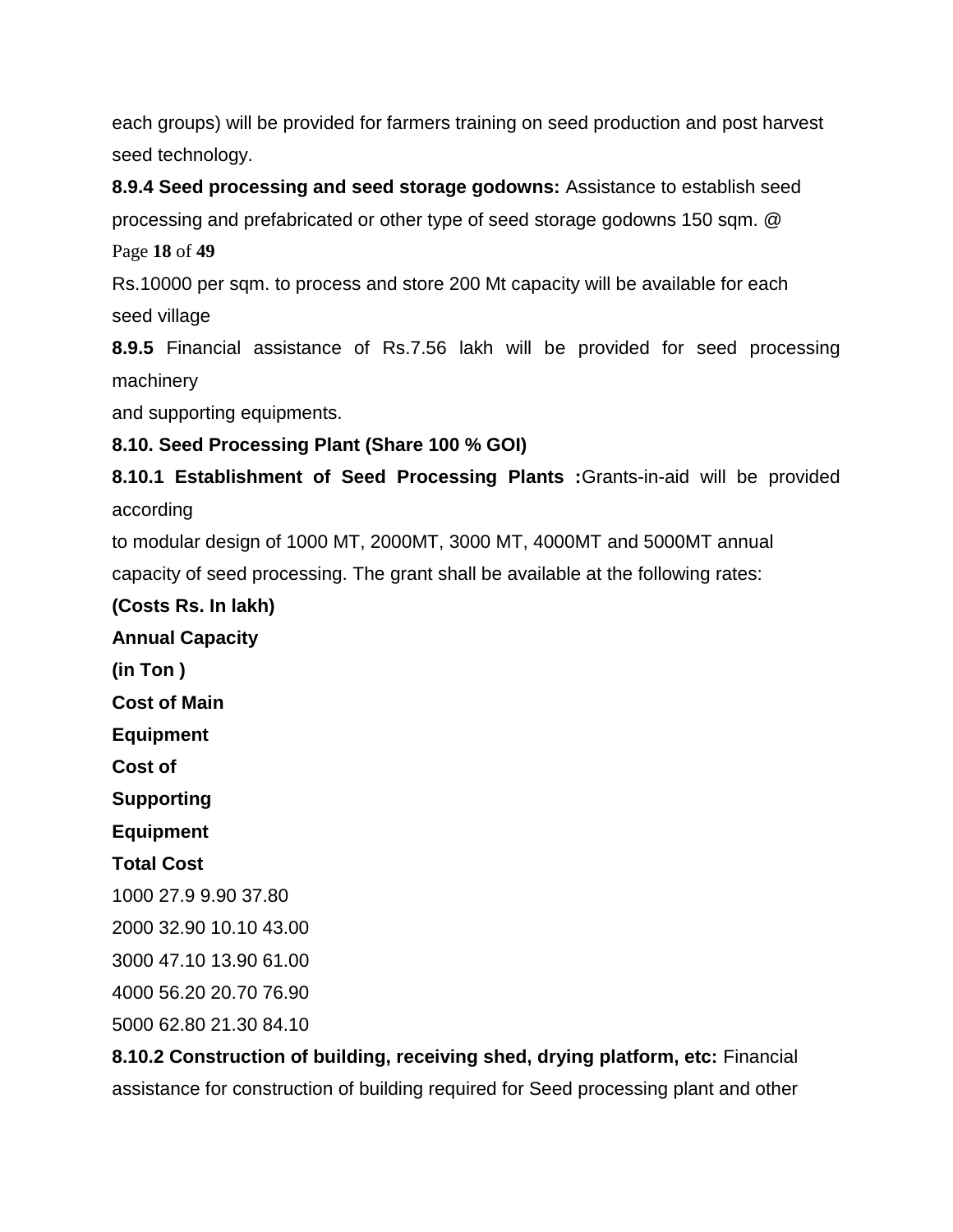each groups) will be provided for farmers training on seed production and post harvest seed technology.

**8.9.4 Seed processing and seed storage godowns:** Assistance to establish seed processing and prefabricated or other type of seed storage godowns 150 sqm. @ Rs.10000 per sqm. to process and store 200 Mt capacity will be available for each seed village

**8.9.5** Financial assistance of Rs.7.56 lakh will be provided for seed processing machinery and supporting equipments.

**8.10. Seed Processing Plant (Share 100 % GOI)**

**8.10.1 Establishment of Seed Processing Plants :** Grants-in-aid will be provided according to modular design of 1000 MT, 2000MT, 3000 MT, 4000MT and 5000MT annual capacity of seed processing. The grant shall be available at the following rates:

**(Costs Rs. In lakh)**

| Annual Capacity (in Ton ) | Cost of Main Equipment | Cost of Supporting Equipment | Total Cost |
|---|---|---|---|
| 1000 | 27.9 | 9.90 | 37.80 |
| 2000 | 32.90 | 10.10 | 43.00 |
| 3000 | 47.10 | 13.90 | 61.00 |
| 4000 | 56.20 | 20.70 | 76.90 |
| 5000 | 62.80 | 21.30 | 84.10 |

**8.10.2 Construction of building, receiving shed, drying platform, etc:** Financial assistance for construction of building required for Seed processing plant and other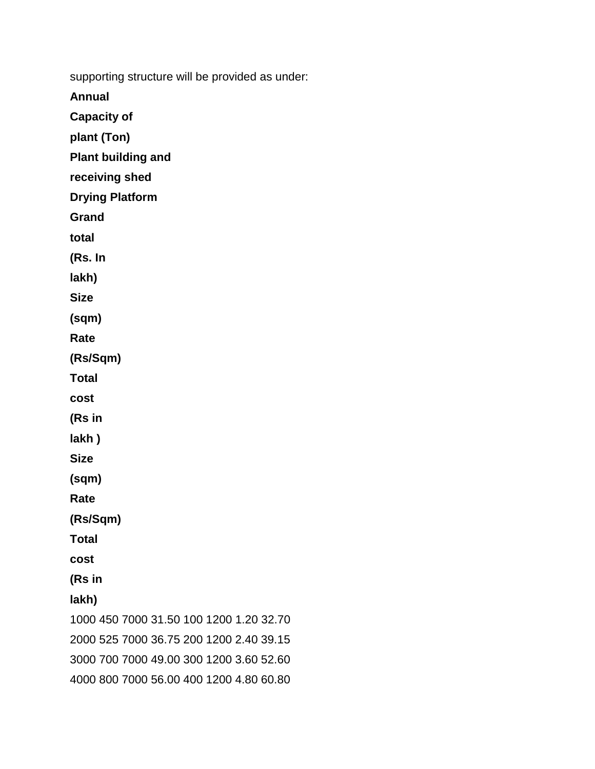supporting structure will be provided as under:

| Annual Capacity of plant (Ton) | Plant building and receiving shed | | | Drying Platform | | | Grand total (Rs. In lakh) |
|---|---|---|---|---|---|---|---|
| | Size (sqm) | Rate (Rs/Sqm) | Total cost (Rs in lakh ) | Size (sqm) | Rate (Rs/Sqm) | Total cost (Rs in lakh) | |
| 1000 | 450 | 7000 | 31.50 | 100 | 1200 | 1.20 | 32.70 |
| 2000 | 525 | 7000 | 36.75 | 200 | 1200 | 2.40 | 39.15 |
| 3000 | 700 | 7000 | 49.00 | 300 | 1200 | 3.60 | 52.60 |
| 4000 | 800 | 7000 | 56.00 | 400 | 1200 | 4.80 | 60.80 |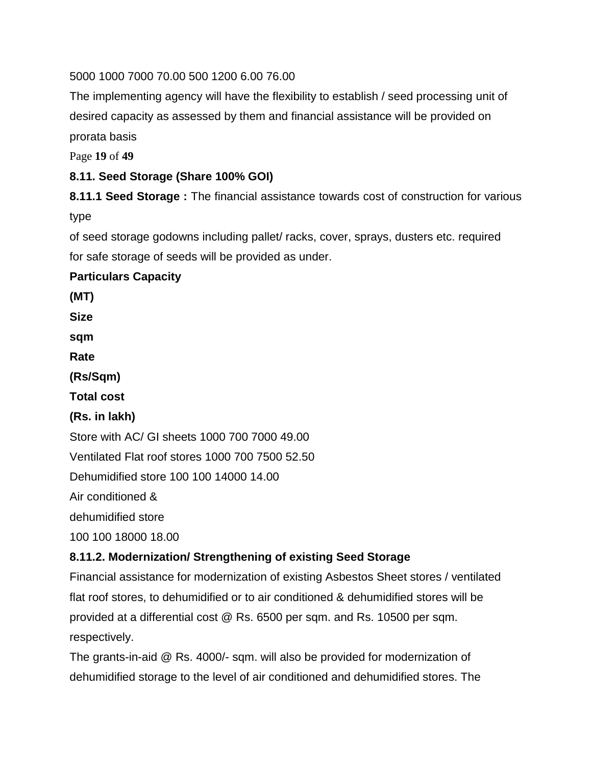5000 1000 7000 70.00 500 1200 6.00 76.00

The implementing agency will have the flexibility to establish / seed processing unit of desired capacity as assessed by them and financial assistance will be provided on prorata basis

### 8.11. Seed Storage (Share 100% GOI)

**8.11.1 Seed Storage :** The financial assistance towards cost of construction for various type of seed storage godowns including pallet/ racks, cover, sprays, dusters etc. required for safe storage of seeds will be provided as under.

| Particulars | Capacity (MT) | Size sqm | Rate (Rs/Sqm) | Total cost (Rs. in lakh) |
|---|---|---|---|---|
| Store with AC/ GI sheets | 1000 | 700 | 7000 | 49.00 |
| Ventilated Flat roof stores | 1000 | 700 | 7500 | 52.50 |
| Dehumidified store | 100 | 100 | 14000 | 14.00 |
| Air conditioned & dehumidified store | 100 | 100 | 18000 | 18.00 |

### 8.11.2. Modernization/ Strengthening of existing Seed Storage

Financial assistance for modernization of existing Asbestos Sheet stores / ventilated flat roof stores, to dehumidified or to air conditioned & dehumidified stores will be provided at a differential cost @ Rs. 6500 per sqm. and Rs. 10500 per sqm. respectively.

The grants-in-aid @ Rs. 4000/- sqm. will also be provided for modernization of dehumidified storage to the level of air conditioned and dehumidified stores. The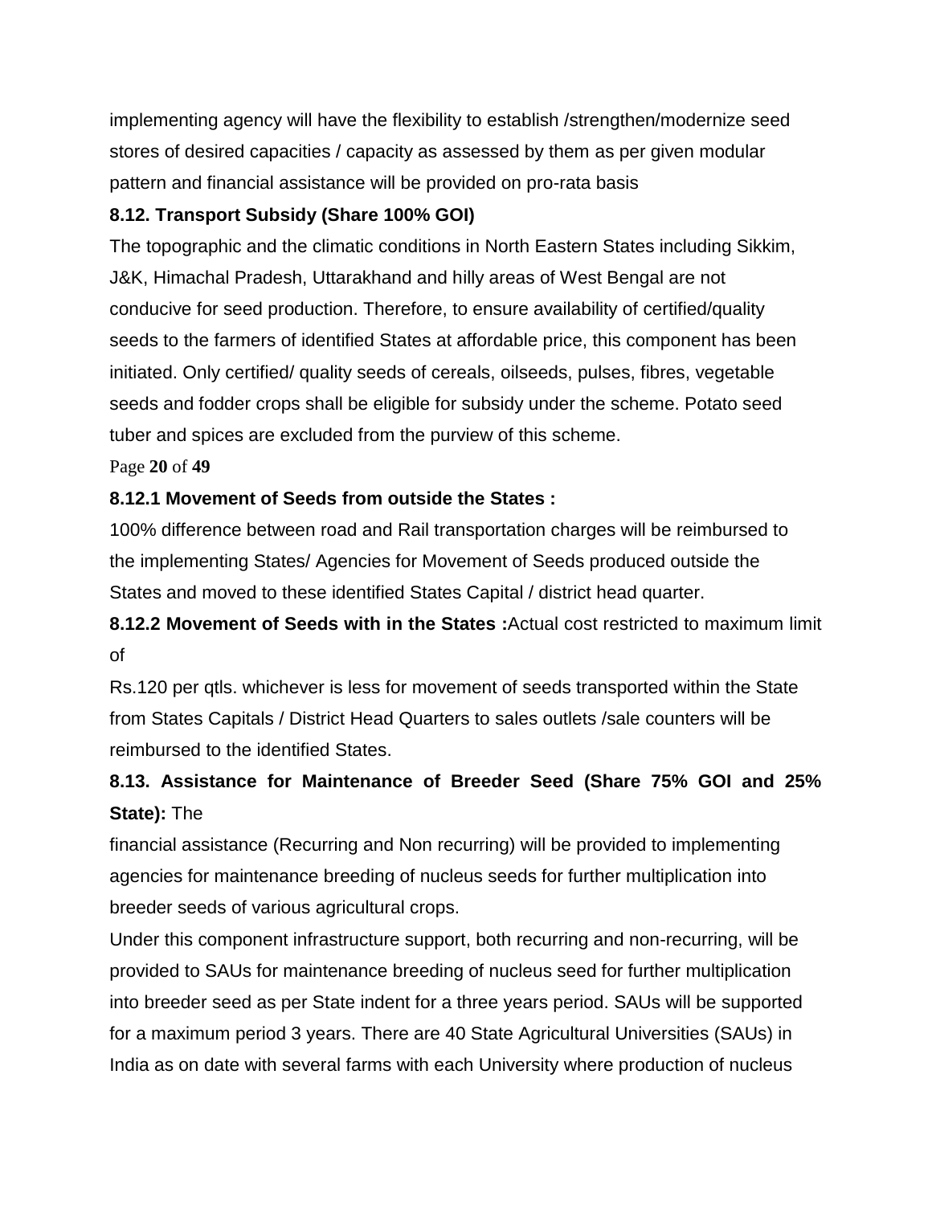implementing agency will have the flexibility to establish /strengthen/modernize seed stores of desired capacities / capacity as assessed by them as per given modular pattern and financial assistance will be provided on pro-rata basis

**8.12. Transport Subsidy (Share 100% GOI)**

The topographic and the climatic conditions in North Eastern States including Sikkim, J&K, Himachal Pradesh, Uttarakhand and hilly areas of West Bengal are not conducive for seed production. Therefore, to ensure availability of certified/quality seeds to the farmers of identified States at affordable price, this component has been initiated. Only certified/ quality seeds of cereals, oilseeds, pulses, fibres, vegetable seeds and fodder crops shall be eligible for subsidy under the scheme. Potato seed tuber and spices are excluded from the purview of this scheme.

**8.12.1 Movement of Seeds from outside the States :**

100% difference between road and Rail transportation charges will be reimbursed to the implementing States/ Agencies for Movement of Seeds produced outside the States and moved to these identified States Capital / district head quarter.

**8.12.2 Movement of Seeds with in the States :**Actual cost restricted to maximum limit of

Rs.120 per qtls. whichever is less for movement of seeds transported within the State from States Capitals / District Head Quarters to sales outlets /sale counters will be reimbursed to the identified States.

**8.13. Assistance for Maintenance of Breeder Seed (Share 75% GOI and 25% State):** The

financial assistance (Recurring and Non recurring) will be provided to implementing agencies for maintenance breeding of nucleus seeds for further multiplication into breeder seeds of various agricultural crops.

Under this component infrastructure support, both recurring and non-recurring, will be provided to SAUs for maintenance breeding of nucleus seed for further multiplication into breeder seed as per State indent for a three years period. SAUs will be supported for a maximum period 3 years. There are 40 State Agricultural Universities (SAUs) in India as on date with several farms with each University where production of nucleus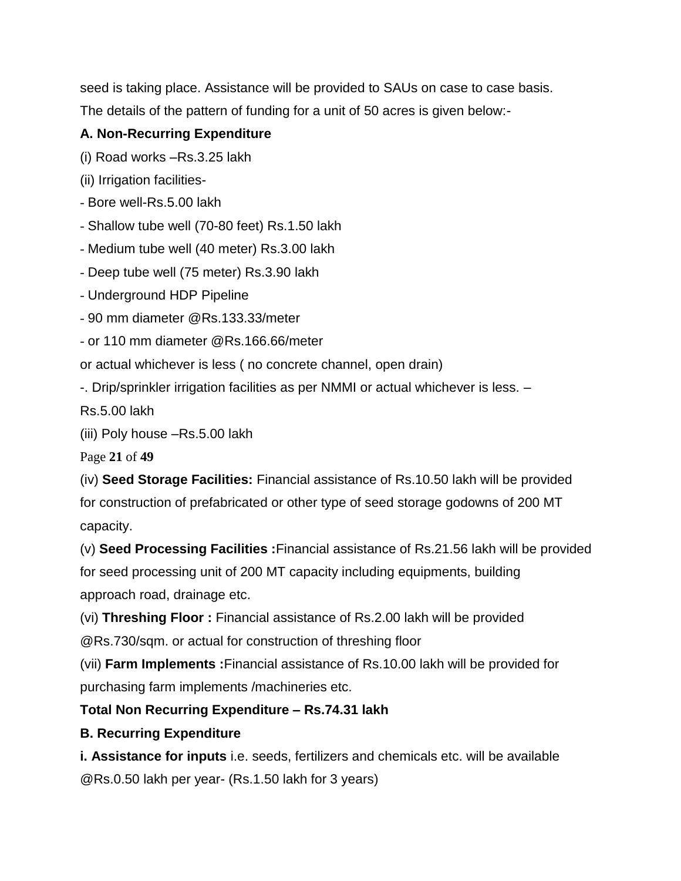seed is taking place. Assistance will be provided to SAUs on case to case basis.

The details of the pattern of funding for a unit of 50 acres is given below:-

**A. Non-Recurring Expenditure**

(i) Road works –Rs.3.25 lakh

(ii) Irrigation facilities-

- Bore well-Rs.5.00 lakh
- Shallow tube well (70-80 feet) Rs.1.50 lakh
- Medium tube well (40 meter) Rs.3.00 lakh
- Deep tube well (75 meter) Rs.3.90 lakh
- Underground HDP Pipeline
- 90 mm diameter @Rs.133.33/meter
- or 110 mm diameter @Rs.166.66/meter

or actual whichever is less ( no concrete channel, open drain)

-. Drip/sprinkler irrigation facilities as per NMMI or actual whichever is less. – Rs.5.00 lakh

(iii) Poly house –Rs.5.00 lakh

(iv) **Seed Storage Facilities:** Financial assistance of Rs.10.50 lakh will be provided for construction of prefabricated or other type of seed storage godowns of 200 MT capacity.

(v) **Seed Processing Facilities :**Financial assistance of Rs.21.56 lakh will be provided for seed processing unit of 200 MT capacity including equipments, building approach road, drainage etc.

(vi) **Threshing Floor :** Financial assistance of Rs.2.00 lakh will be provided @Rs.730/sqm. or actual for construction of threshing floor

(vii) **Farm Implements :**Financial assistance of Rs.10.00 lakh will be provided for purchasing farm implements /machineries etc.

**Total Non Recurring Expenditure – Rs.74.31 lakh**

**B. Recurring Expenditure**

**i. Assistance for inputs** i.e. seeds, fertilizers and chemicals etc. will be available @Rs.0.50 lakh per year- (Rs.1.50 lakh for 3 years)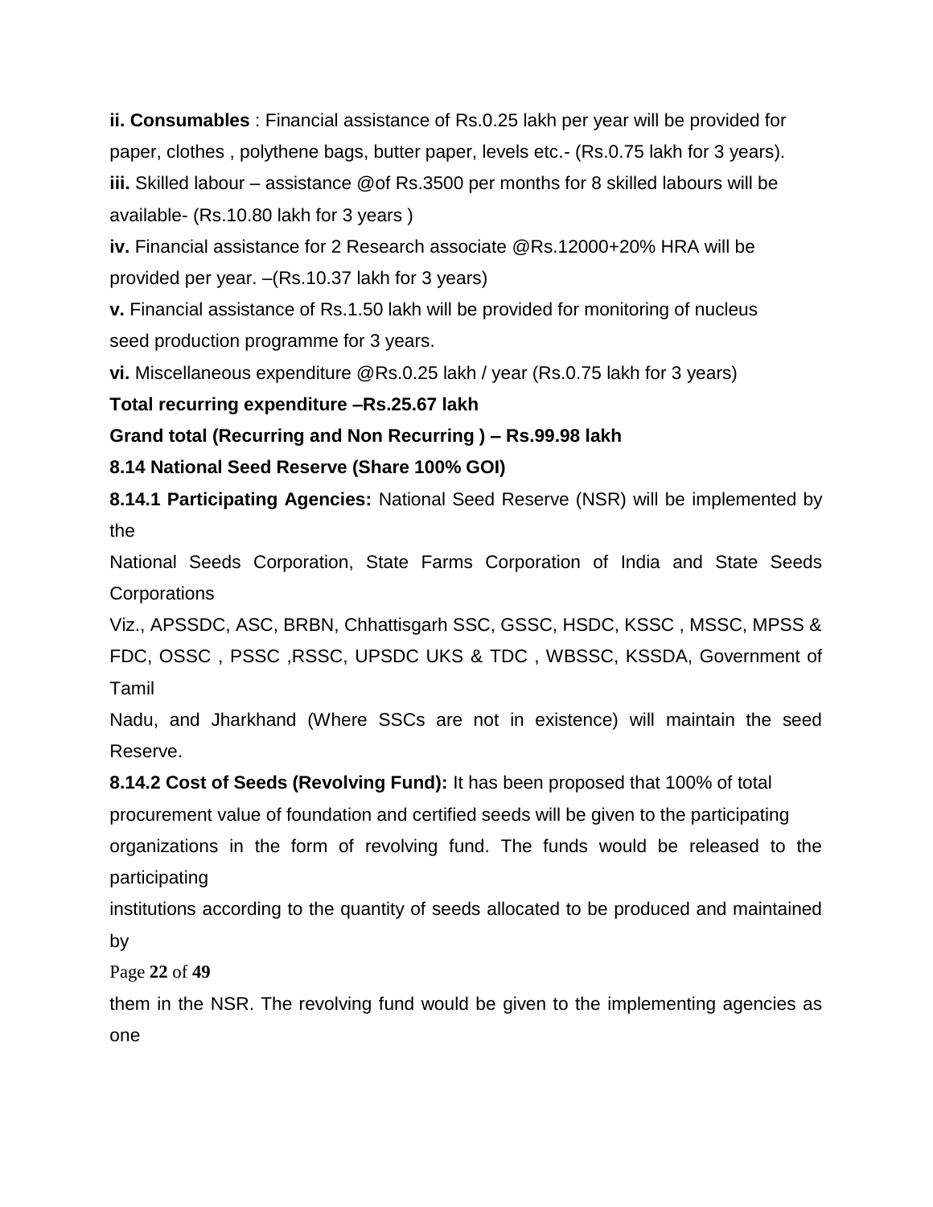**ii. Consumables** : Financial assistance of Rs.0.25 lakh per year will be provided for paper, clothes , polythene bags, butter paper, levels etc.- (Rs.0.75 lakh for 3 years).

**iii.** Skilled labour – assistance @of Rs.3500 per months for 8 skilled labours will be available- (Rs.10.80 lakh for 3 years )

**iv.** Financial assistance for 2 Research associate @Rs.12000+20% HRA will be provided per year. –(Rs.10.37 lakh for 3 years)

**v.** Financial assistance of Rs.1.50 lakh will be provided for monitoring of nucleus seed production programme for 3 years.

**vi.** Miscellaneous expenditure @Rs.0.25 lakh / year (Rs.0.75 lakh for 3 years)

**Total recurring expenditure –Rs.25.67 lakh**

**Grand total (Recurring and Non Recurring ) – Rs.99.98 lakh**

**8.14 National Seed Reserve (Share 100% GOI)**

**8.14.1 Participating Agencies:** National Seed Reserve (NSR) will be implemented by the National Seeds Corporation, State Farms Corporation of India and State Seeds Corporations Viz., APSSDC, ASC, BRBN, Chhattisgarh SSC, GSSC, HSDC, KSSC , MSSC, MPSS & FDC, OSSC , PSSC ,RSSC, UPSDC UKS & TDC , WBSSC, KSSDA, Government of Tamil Nadu, and Jharkhand (Where SSCs are not in existence) will maintain the seed Reserve.

**8.14.2 Cost of Seeds (Revolving Fund):** It has been proposed that 100% of total procurement value of foundation and certified seeds will be given to the participating organizations in the form of revolving fund. The funds would be released to the participating institutions according to the quantity of seeds allocated to be produced and maintained by them in the NSR. The revolving fund would be given to the implementing agencies as one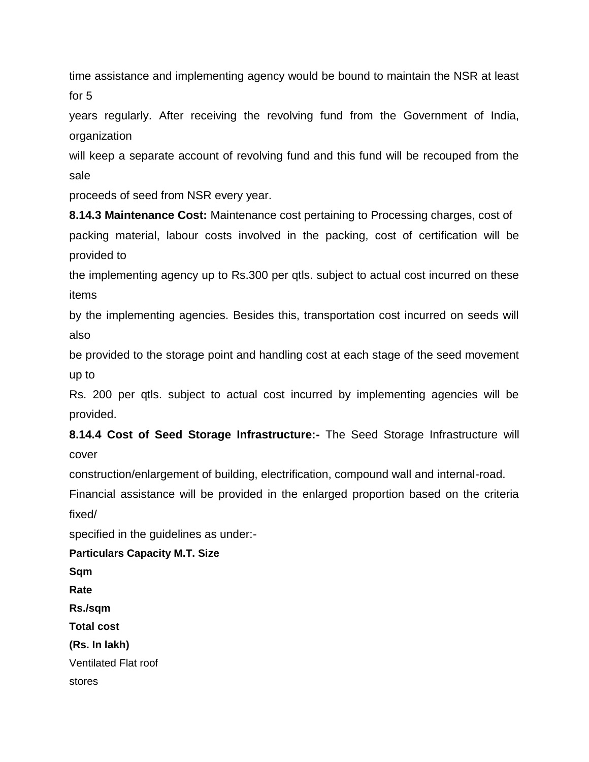time assistance and implementing agency would be bound to maintain the NSR at least for 5 years regularly. After receiving the revolving fund from the Government of India, organization will keep a separate account of revolving fund and this fund will be recouped from the sale proceeds of seed from NSR every year.

**8.14.3 Maintenance Cost:** Maintenance cost pertaining to Processing charges, cost of packing material, labour costs involved in the packing, cost of certification will be provided to the implementing agency up to Rs.300 per qtls. subject to actual cost incurred on these items by the implementing agencies. Besides this, transportation cost incurred on seeds will also be provided to the storage point and handling cost at each stage of the seed movement up to Rs. 200 per qtls. subject to actual cost incurred by implementing agencies will be provided.

**8.14.4 Cost of Seed Storage Infrastructure:-** The Seed Storage Infrastructure will cover construction/enlargement of building, electrification, compound wall and internal-road. Financial assistance will be provided in the enlarged proportion based on the criteria fixed/ specified in the guidelines as under:-

| Particulars | Capacity M.T. | Size Sqm | Rate Rs./sqm | Total cost (Rs. In lakh) |
|---|---|---|---|---|
| Ventilated Flat roof stores | | | | |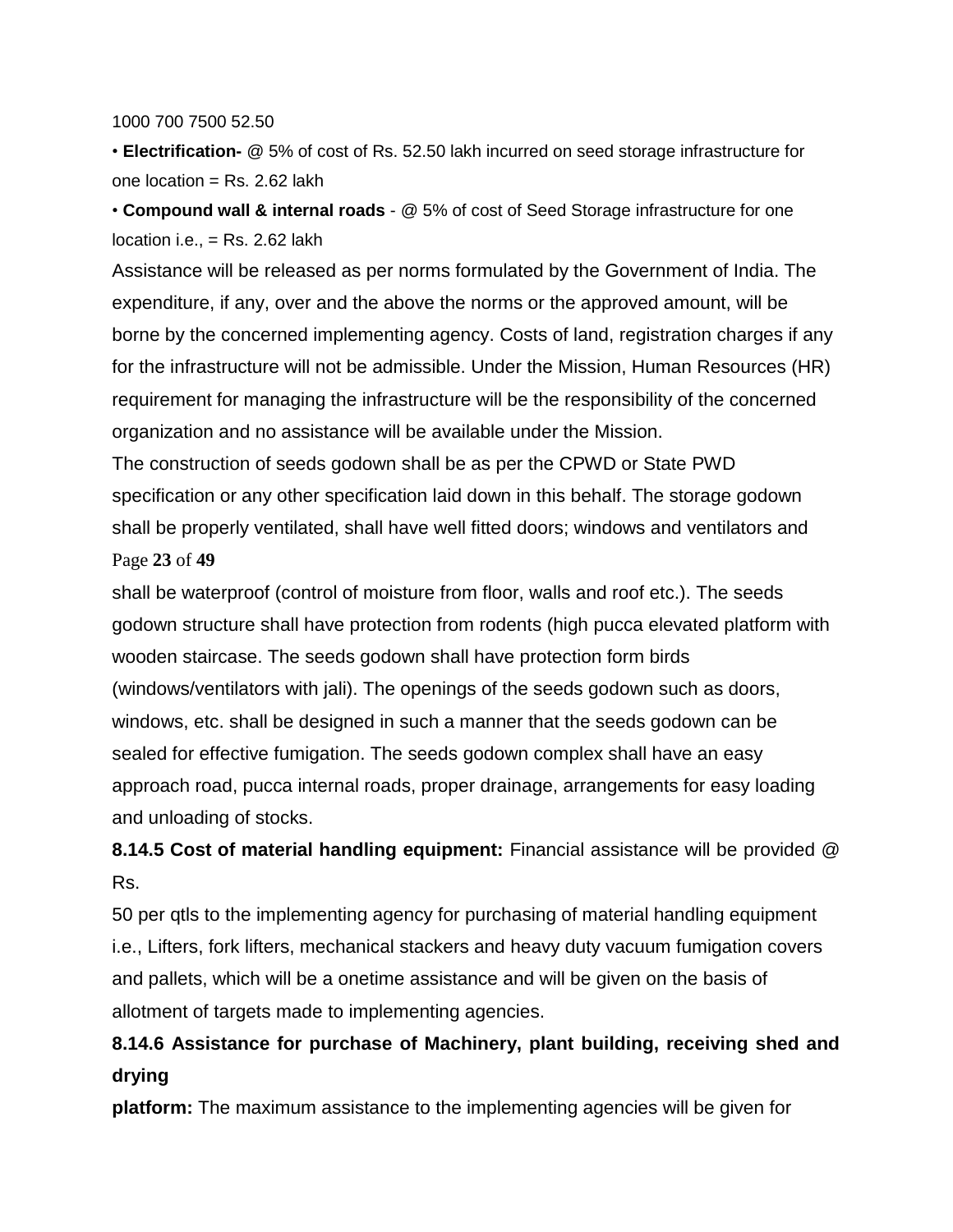1000 700 7500 52.50

• **Electrification-** @ 5% of cost of Rs. 52.50 lakh incurred on seed storage infrastructure for one location = Rs. 2.62 lakh

• **Compound wall & internal roads** - @ 5% of cost of Seed Storage infrastructure for one location i.e., = Rs. 2.62 lakh

Assistance will be released as per norms formulated by the Government of India. The expenditure, if any, over and the above the norms or the approved amount, will be borne by the concerned implementing agency. Costs of land, registration charges if any for the infrastructure will not be admissible. Under the Mission, Human Resources (HR) requirement for managing the infrastructure will be the responsibility of the concerned organization and no assistance will be available under the Mission.

The construction of seeds godown shall be as per the CPWD or State PWD specification or any other specification laid down in this behalf. The storage godown shall be properly ventilated, shall have well fitted doors; windows and ventilators and shall be waterproof (control of moisture from floor, walls and roof etc.). The seeds godown structure shall have protection from rodents (high pucca elevated platform with wooden staircase. The seeds godown shall have protection form birds (windows/ventilators with jali). The openings of the seeds godown such as doors, windows, etc. shall be designed in such a manner that the seeds godown can be sealed for effective fumigation. The seeds godown complex shall have an easy approach road, pucca internal roads, proper drainage, arrangements for easy loading and unloading of stocks.

**8.14.5 Cost of material handling equipment:** Financial assistance will be provided @ Rs.
50 per qtls to the implementing agency for purchasing of material handling equipment i.e., Lifters, fork lifters, mechanical stackers and heavy duty vacuum fumigation covers and pallets, which will be a onetime assistance and will be given on the basis of allotment of targets made to implementing agencies.

**8.14.6 Assistance for purchase of Machinery, plant building, receiving shed and drying platform:** The maximum assistance to the implementing agencies will be given for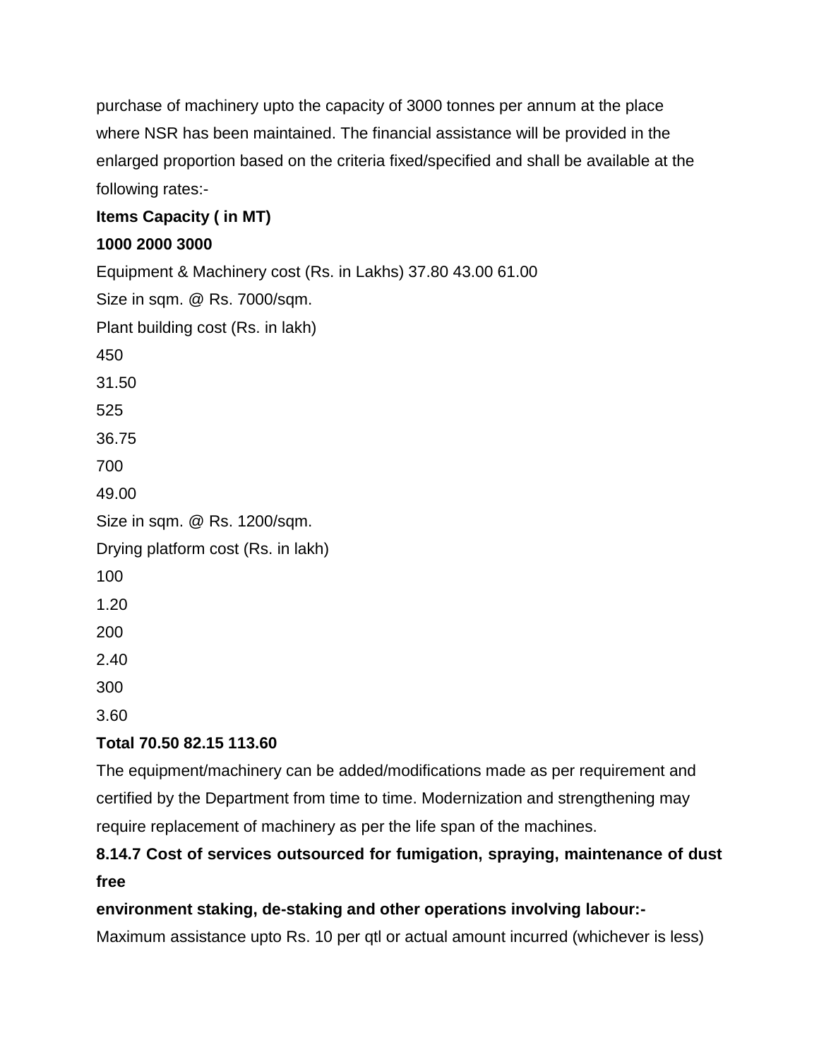purchase of machinery upto the capacity of 3000 tonnes per annum at the place where NSR has been maintained. The financial assistance will be provided in the enlarged proportion based on the criteria fixed/specified and shall be available at the following rates:-

| Items | Capacity ( in MT) | | |
|---|---|---|---|
| | **1000** | **2000** | **3000** |
| Equipment & Machinery cost (Rs. in Lakhs) | 37.80 | 43.00 | 61.00 |
| Size in sqm. @ Rs. 7000/sqm. | 450 | 525 | 700 |
| Plant building cost (Rs. in lakh) | 31.50 | 36.75 | 49.00 |
| Size in sqm. @ Rs. 1200/sqm. | 100 | 200 | 300 |
| Drying platform cost (Rs. in lakh) | 1.20 | 2.40 | 3.60 |
| **Total** | **70.50** | **82.15** | **113.60** |

The equipment/machinery can be added/modifications made as per requirement and certified by the Department from time to time. Modernization and strengthening may require replacement of machinery as per the life span of the machines.

**8.14.7 Cost of services outsourced for fumigation, spraying, maintenance of dust free environment staking, de-staking and other operations involving labour:-**

Maximum assistance upto Rs. 10 per qtl or actual amount incurred (whichever is less)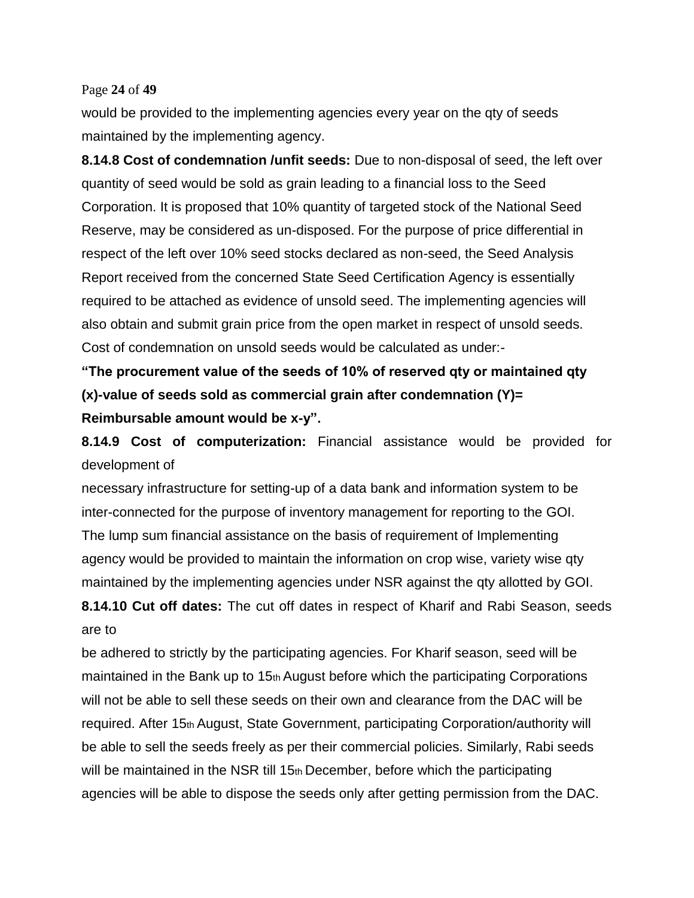would be provided to the implementing agencies every year on the qty of seeds maintained by the implementing agency.

**8.14.8 Cost of condemnation /unfit seeds:** Due to non-disposal of seed, the left over quantity of seed would be sold as grain leading to a financial loss to the Seed Corporation. It is proposed that 10% quantity of targeted stock of the National Seed Reserve, may be considered as un-disposed. For the purpose of price differential in respect of the left over 10% seed stocks declared as non-seed, the Seed Analysis Report received from the concerned State Seed Certification Agency is essentially required to be attached as evidence of unsold seed. The implementing agencies will also obtain and submit grain price from the open market in respect of unsold seeds. Cost of condemnation on unsold seeds would be calculated as under:-

**"The procurement value of the seeds of 10% of reserved qty or maintained qty (x)-value of seeds sold as commercial grain after condemnation (Y)= Reimbursable amount would be x-y".**

**8.14.9 Cost of computerization:** Financial assistance would be provided for development of necessary infrastructure for setting-up of a data bank and information system to be inter-connected for the purpose of inventory management for reporting to the GOI. The lump sum financial assistance on the basis of requirement of Implementing agency would be provided to maintain the information on crop wise, variety wise qty maintained by the implementing agencies under NSR against the qty allotted by GOI.

**8.14.10 Cut off dates:** The cut off dates in respect of Kharif and Rabi Season, seeds are to be adhered to strictly by the participating agencies. For Kharif season, seed will be maintained in the Bank up to 15th August before which the participating Corporations will not be able to sell these seeds on their own and clearance from the DAC will be required. After 15th August, State Government, participating Corporation/authority will be able to sell the seeds freely as per their commercial policies. Similarly, Rabi seeds will be maintained in the NSR till 15th December, before which the participating agencies will be able to dispose the seeds only after getting permission from the DAC.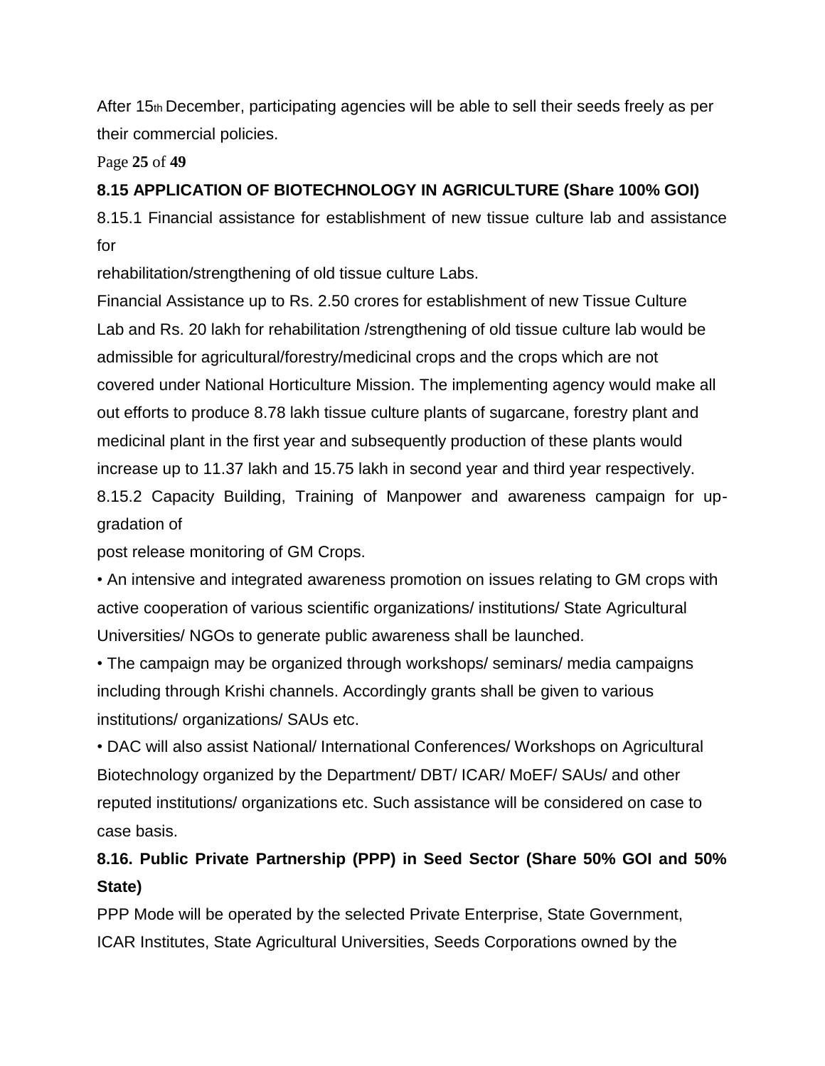After 15th December, participating agencies will be able to sell their seeds freely as per their commercial policies.

### 8.15 APPLICATION OF BIOTECHNOLOGY IN AGRICULTURE (Share 100% GOI)

8.15.1 Financial assistance for establishment of new tissue culture lab and assistance for rehabilitation/strengthening of old tissue culture Labs.

Financial Assistance up to Rs. 2.50 crores for establishment of new Tissue Culture Lab and Rs. 20 lakh for rehabilitation /strengthening of old tissue culture lab would be admissible for agricultural/forestry/medicinal crops and the crops which are not covered under National Horticulture Mission. The implementing agency would make all out efforts to produce 8.78 lakh tissue culture plants of sugarcane, forestry plant and medicinal plant in the first year and subsequently production of these plants would increase up to 11.37 lakh and 15.75 lakh in second year and third year respectively.

8.15.2 Capacity Building, Training of Manpower and awareness campaign for up-gradation of post release monitoring of GM Crops.

- An intensive and integrated awareness promotion on issues relating to GM crops with active cooperation of various scientific organizations/ institutions/ State Agricultural Universities/ NGOs to generate public awareness shall be launched.
- The campaign may be organized through workshops/ seminars/ media campaigns including through Krishi channels. Accordingly grants shall be given to various institutions/ organizations/ SAUs etc.
- DAC will also assist National/ International Conferences/ Workshops on Agricultural Biotechnology organized by the Department/ DBT/ ICAR/ MoEF/ SAUs/ and other reputed institutions/ organizations etc. Such assistance will be considered on case to case basis.

### 8.16. Public Private Partnership (PPP) in Seed Sector (Share 50% GOI and 50% State)

PPP Mode will be operated by the selected Private Enterprise, State Government, ICAR Institutes, State Agricultural Universities, Seeds Corporations owned by the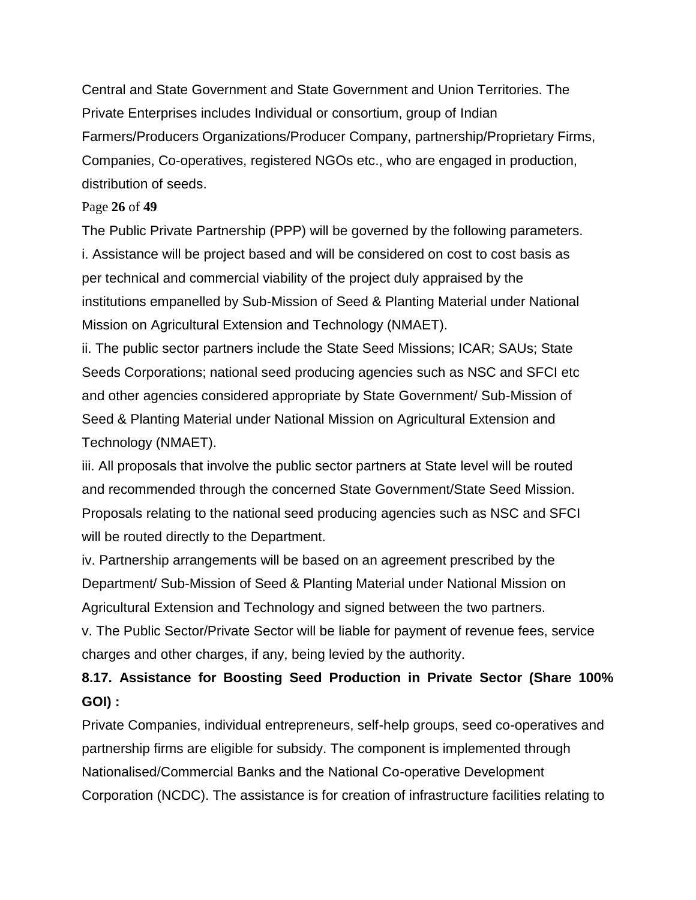Central and State Government and State Government and Union Territories. The Private Enterprises includes Individual or consortium, group of Indian Farmers/Producers Organizations/Producer Company, partnership/Proprietary Firms, Companies, Co-operatives, registered NGOs etc., who are engaged in production, distribution of seeds.

The Public Private Partnership (PPP) will be governed by the following parameters.

i. Assistance will be project based and will be considered on cost to cost basis as per technical and commercial viability of the project duly appraised by the institutions empanelled by Sub-Mission of Seed & Planting Material under National Mission on Agricultural Extension and Technology (NMAET).

ii. The public sector partners include the State Seed Missions; ICAR; SAUs; State Seeds Corporations; national seed producing agencies such as NSC and SFCI etc and other agencies considered appropriate by State Government/ Sub-Mission of Seed & Planting Material under National Mission on Agricultural Extension and Technology (NMAET).

iii. All proposals that involve the public sector partners at State level will be routed and recommended through the concerned State Government/State Seed Mission. Proposals relating to the national seed producing agencies such as NSC and SFCI will be routed directly to the Department.

iv. Partnership arrangements will be based on an agreement prescribed by the Department/ Sub-Mission of Seed & Planting Material under National Mission on Agricultural Extension and Technology and signed between the two partners.

v. The Public Sector/Private Sector will be liable for payment of revenue fees, service charges and other charges, if any, being levied by the authority.

**8.17. Assistance for Boosting Seed Production in Private Sector (Share 100% GOI) :**

Private Companies, individual entrepreneurs, self-help groups, seed co-operatives and partnership firms are eligible for subsidy. The component is implemented through Nationalised/Commercial Banks and the National Co-operative Development Corporation (NCDC). The assistance is for creation of infrastructure facilities relating to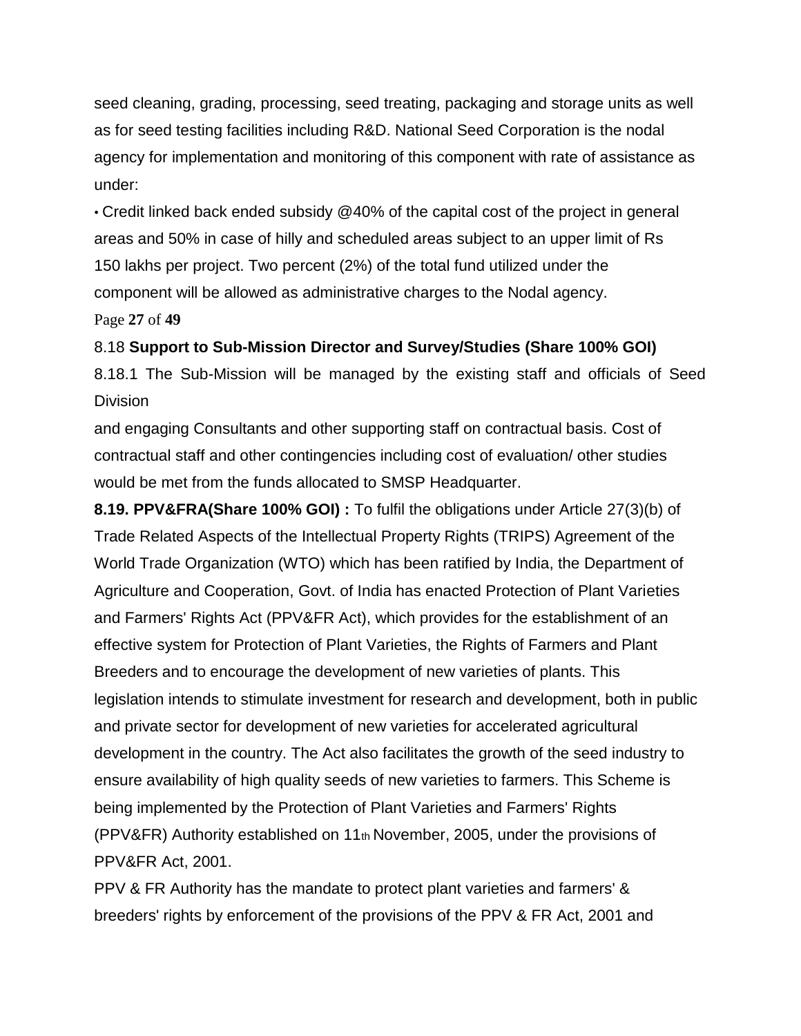seed cleaning, grading, processing, seed treating, packaging and storage units as well as for seed testing facilities including R&D. National Seed Corporation is the nodal agency for implementation and monitoring of this component with rate of assistance as under:

- Credit linked back ended subsidy @40% of the capital cost of the project in general areas and 50% in case of hilly and scheduled areas subject to an upper limit of Rs 150 lakhs per project. Two percent (2%) of the total fund utilized under the component will be allowed as administrative charges to the Nodal agency.

8.18 **Support to Sub-Mission Director and Survey/Studies (Share 100% GOI)**

8.18.1 The Sub-Mission will be managed by the existing staff and officials of Seed Division and engaging Consultants and other supporting staff on contractual basis. Cost of contractual staff and other contingencies including cost of evaluation/ other studies would be met from the funds allocated to SMSP Headquarter.

**8.19. PPV&FRA(Share 100% GOI) :** To fulfil the obligations under Article 27(3)(b) of Trade Related Aspects of the Intellectual Property Rights (TRIPS) Agreement of the World Trade Organization (WTO) which has been ratified by India, the Department of Agriculture and Cooperation, Govt. of India has enacted Protection of Plant Varieties and Farmers' Rights Act (PPV&FR Act), which provides for the establishment of an effective system for Protection of Plant Varieties, the Rights of Farmers and Plant Breeders and to encourage the development of new varieties of plants. This legislation intends to stimulate investment for research and development, both in public and private sector for development of new varieties for accelerated agricultural development in the country. The Act also facilitates the growth of the seed industry to ensure availability of high quality seeds of new varieties to farmers. This Scheme is being implemented by the Protection of Plant Varieties and Farmers' Rights (PPV&FR) Authority established on 11th November, 2005, under the provisions of PPV&FR Act, 2001.

PPV & FR Authority has the mandate to protect plant varieties and farmers' & breeders' rights by enforcement of the provisions of the PPV & FR Act, 2001 and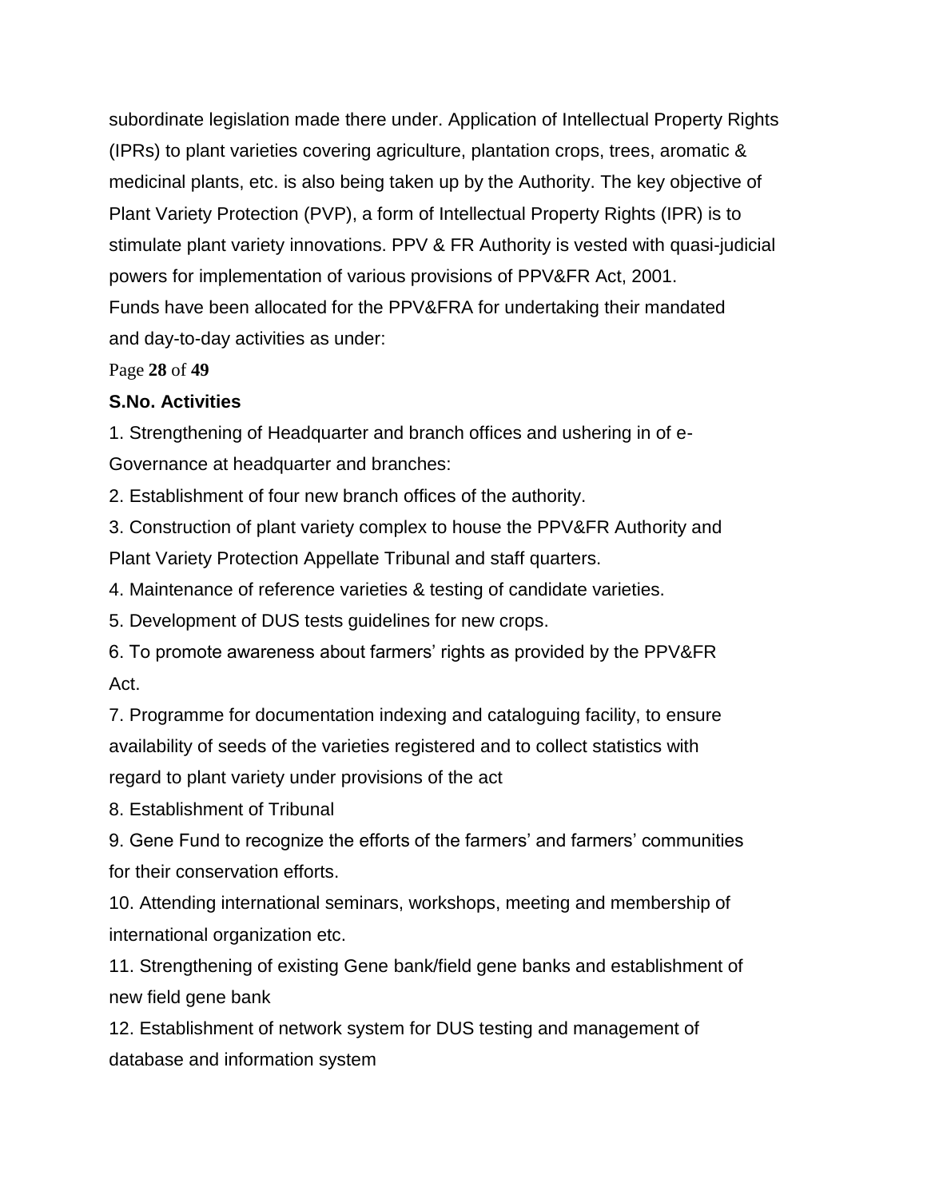subordinate legislation made there under. Application of Intellectual Property Rights (IPRs) to plant varieties covering agriculture, plantation crops, trees, aromatic & medicinal plants, etc. is also being taken up by the Authority. The key objective of Plant Variety Protection (PVP), a form of Intellectual Property Rights (IPR) is to stimulate plant variety innovations. PPV & FR Authority is vested with quasi-judicial powers for implementation of various provisions of PPV&FR Act, 2001.

Funds have been allocated for the PPV&FRA for undertaking their mandated and day-to-day activities as under:

**S.No. Activities**

1. Strengthening of Headquarter and branch offices and ushering in of e-Governance at headquarter and branches:
2. Establishment of four new branch offices of the authority.
3. Construction of plant variety complex to house the PPV&FR Authority and Plant Variety Protection Appellate Tribunal and staff quarters.
4. Maintenance of reference varieties & testing of candidate varieties.
5. Development of DUS tests guidelines for new crops.
6. To promote awareness about farmers' rights as provided by the PPV&FR Act.
7. Programme for documentation indexing and cataloguing facility, to ensure availability of seeds of the varieties registered and to collect statistics with regard to plant variety under provisions of the act
8. Establishment of Tribunal
9. Gene Fund to recognize the efforts of the farmers' and farmers' communities for their conservation efforts.
10. Attending international seminars, workshops, meeting and membership of international organization etc.
11. Strengthening of existing Gene bank/field gene banks and establishment of new field gene bank
12. Establishment of network system for DUS testing and management of database and information system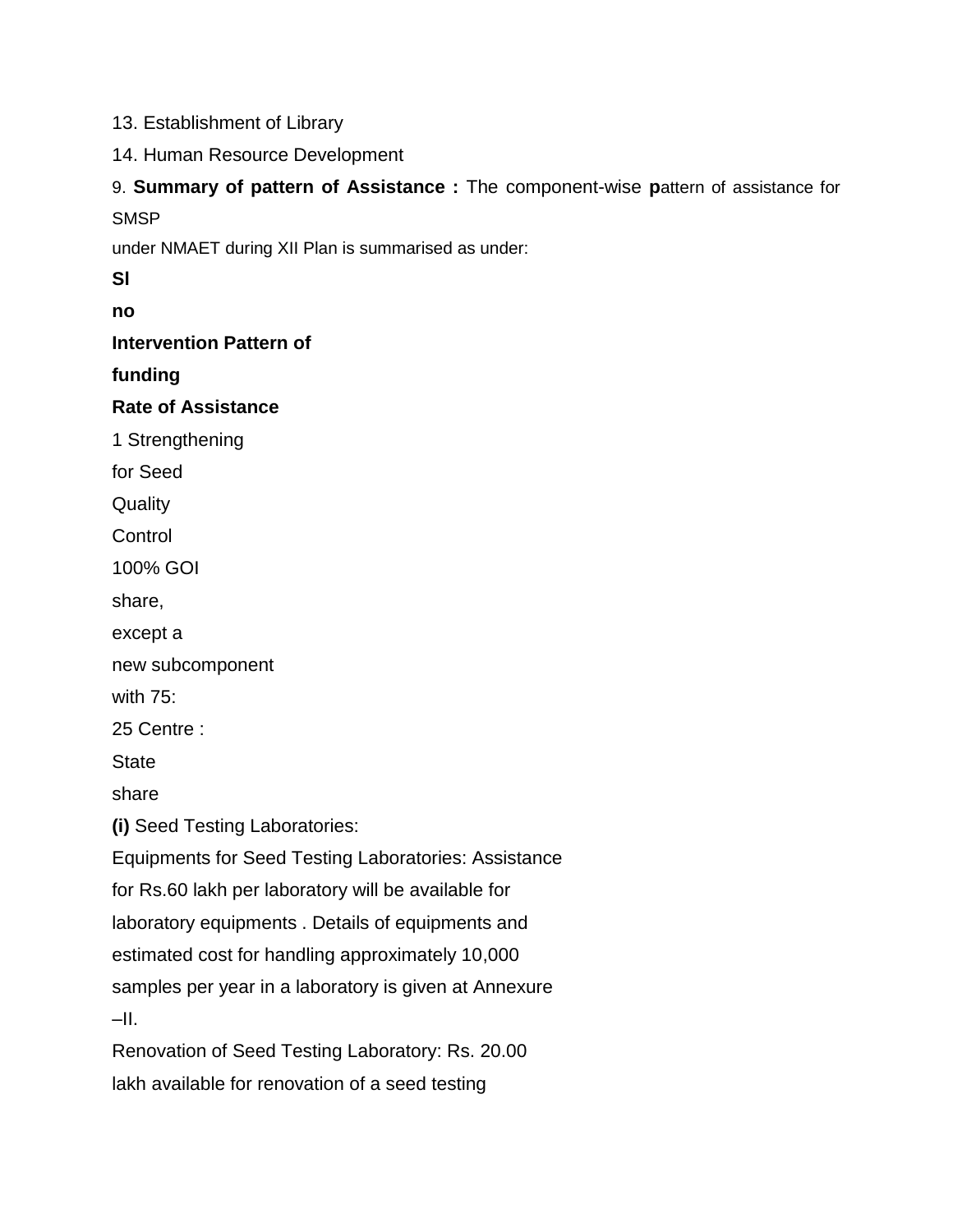13. Establishment of Library

14. Human Resource Development

9. **Summary of pattern of Assistance :** The component-wise **p**attern of assistance for SMSP under NMAET during XII Plan is summarised as under:

| Sl no | Intervention | Pattern of funding | Rate of Assistance |
|---|---|---|---|
| 1 | Strengthening for Seed Quality Control | 100% GOI share, except a new subcomponent with 75: 25 Centre : State share | **(i)** Seed Testing Laboratories: Equipments for Seed Testing Laboratories: Assistance for Rs.60 lakh per laboratory will be available for laboratory equipments . Details of equipments and estimated cost for handling approximately 10,000 samples per year in a laboratory is given at Annexure –II. Renovation of Seed Testing Laboratory: Rs. 20.00 lakh available for renovation of a seed testing |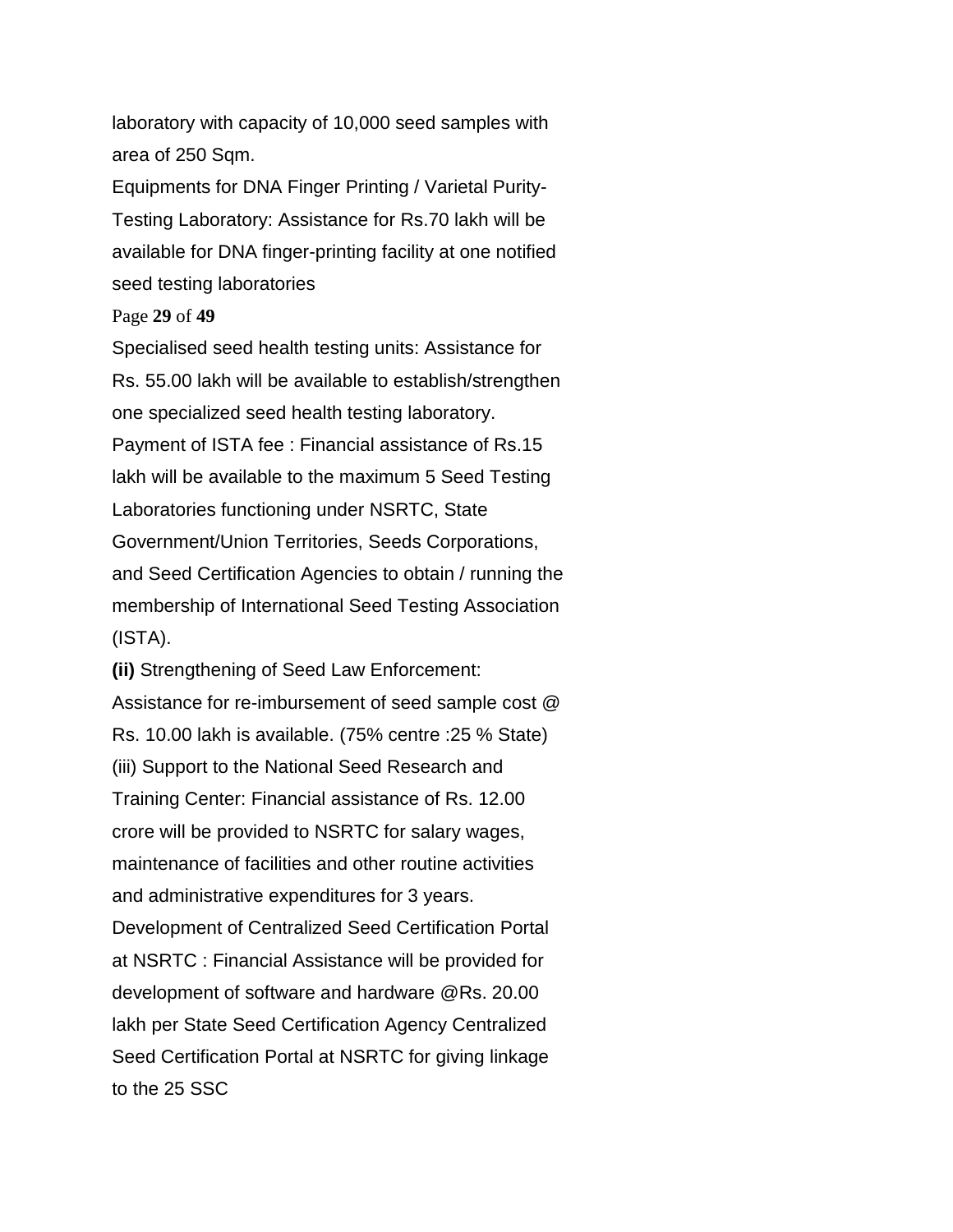laboratory with capacity of 10,000 seed samples with area of 250 Sqm.

Equipments for DNA Finger Printing / Varietal Purity-Testing Laboratory: Assistance for Rs.70 lakh will be available for DNA finger-printing facility at one notified seed testing laboratories

Specialised seed health testing units: Assistance for Rs. 55.00 lakh will be available to establish/strengthen one specialized seed health testing laboratory.

Payment of ISTA fee : Financial assistance of Rs.15 lakh will be available to the maximum 5 Seed Testing Laboratories functioning under NSRTC, State Government/Union Territories, Seeds Corporations, and Seed Certification Agencies to obtain / running the membership of International Seed Testing Association (ISTA).

**(ii)** Strengthening of Seed Law Enforcement: Assistance for re-imbursement of seed sample cost @ Rs. 10.00 lakh is available. (75% centre :25 % State)

(iii) Support to the National Seed Research and Training Center: Financial assistance of Rs. 12.00 crore will be provided to NSRTC for salary wages, maintenance of facilities and other routine activities and administrative expenditures for 3 years.

Development of Centralized Seed Certification Portal at NSRTC : Financial Assistance will be provided for development of software and hardware @Rs. 20.00 lakh per State Seed Certification Agency Centralized Seed Certification Portal at NSRTC for giving linkage to the 25 SSC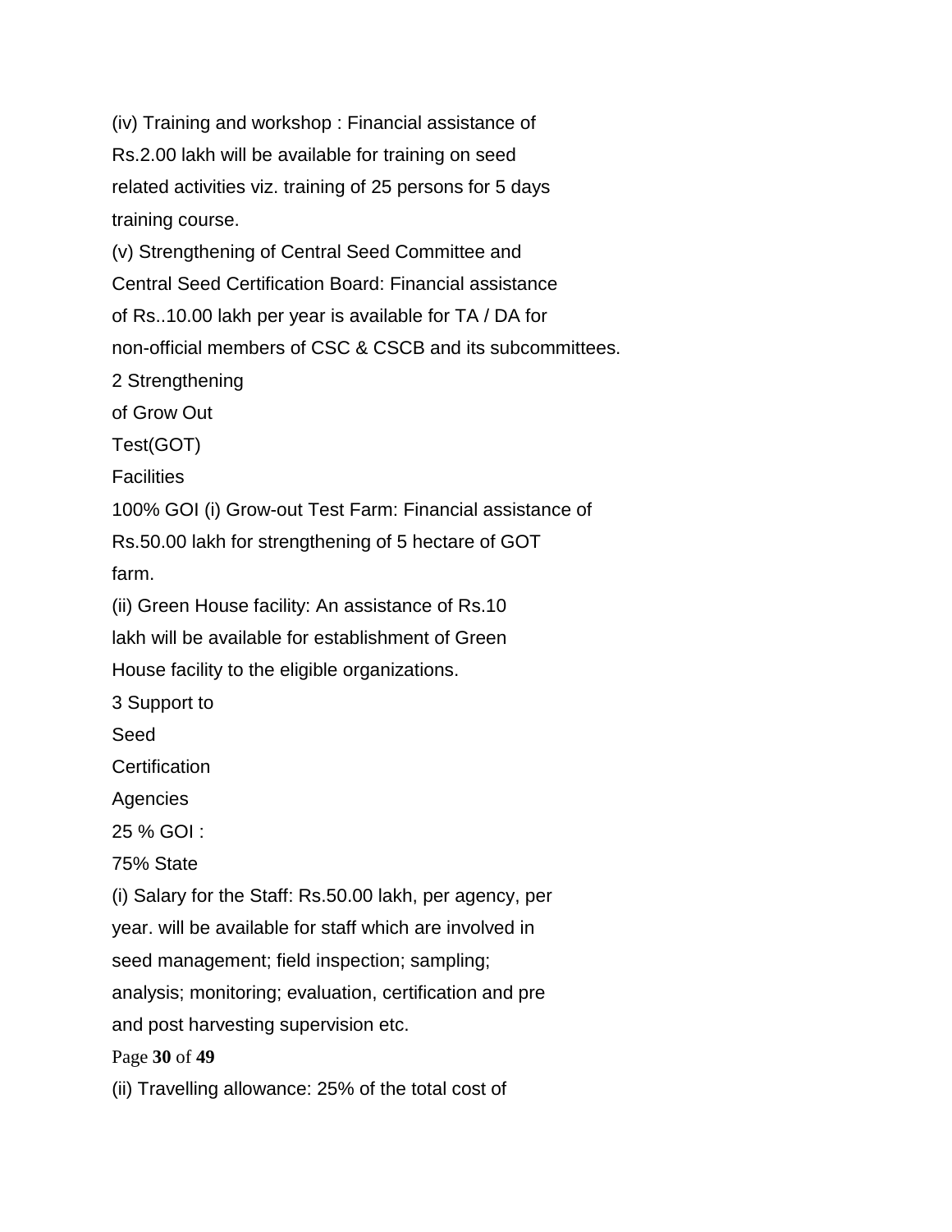(iv) Training and workshop : Financial assistance of Rs.2.00 lakh will be available for training on seed related activities viz. training of 25 persons for 5 days training course.

(v) Strengthening of Central Seed Committee and Central Seed Certification Board: Financial assistance of Rs..10.00 lakh per year is available for TA / DA for non-official members of CSC & CSCB and its subcommittees.

2 Strengthening of Grow Out Test(GOT) Facilities

100% GOI (i) Grow-out Test Farm: Financial assistance of Rs.50.00 lakh for strengthening of 5 hectare of GOT farm.

(ii) Green House facility: An assistance of Rs.10 lakh will be available for establishment of Green House facility to the eligible organizations.

3 Support to Seed Certification Agencies

25 % GOI :
75% State

(i) Salary for the Staff: Rs.50.00 lakh, per agency, per year. will be available for staff which are involved in seed management; field inspection; sampling; analysis; monitoring; evaluation, certification and pre and post harvesting supervision etc.

(ii) Travelling allowance: 25% of the total cost of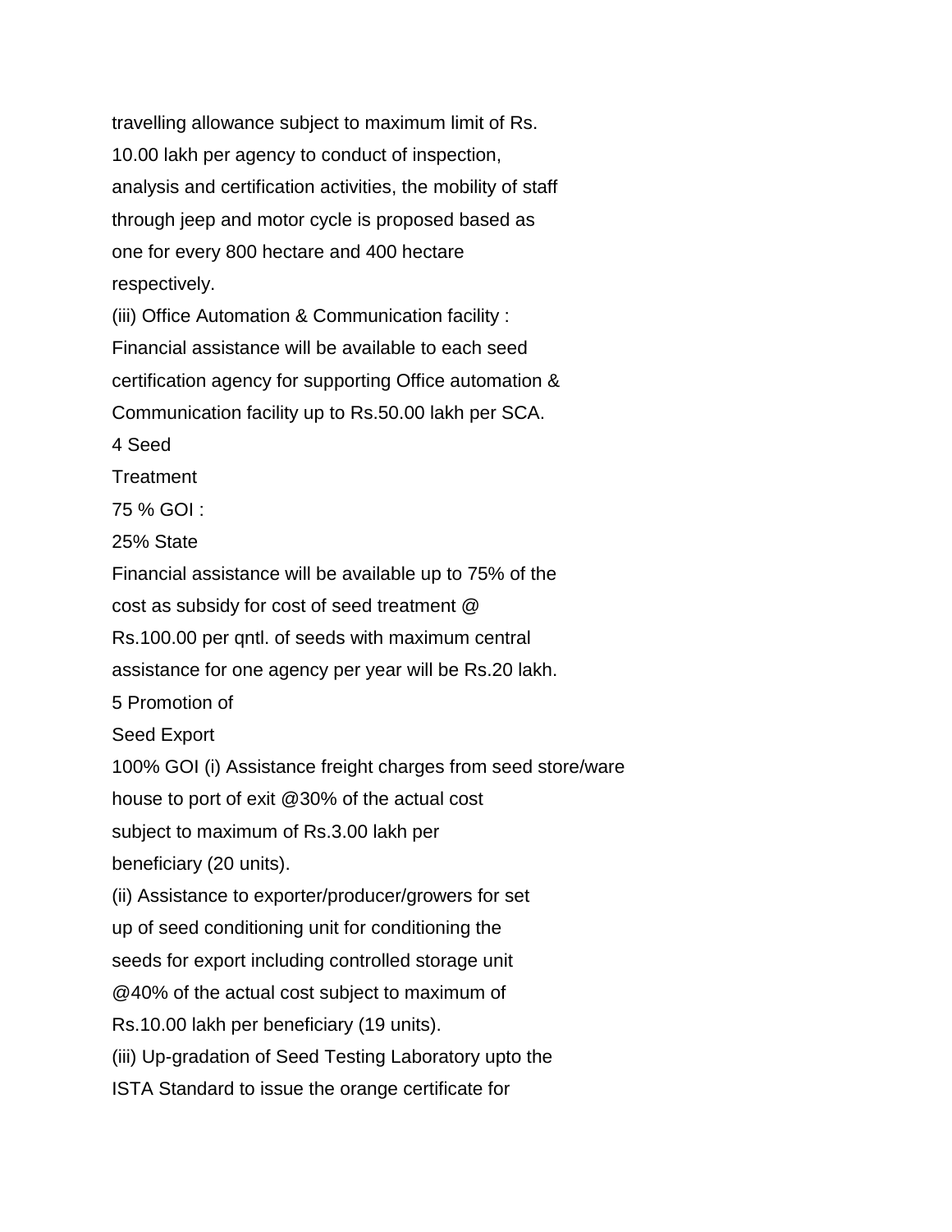travelling allowance subject to maximum limit of Rs. 10.00 lakh per agency to conduct of inspection, analysis and certification activities, the mobility of staff through jeep and motor cycle is proposed based as one for every 800 hectare and 400 hectare respectively.

(iii) Office Automation & Communication facility : Financial assistance will be available to each seed certification agency for supporting Office automation & Communication facility up to Rs.50.00 lakh per SCA.

4 Seed Treatment

75 % GOI : 25% State

Financial assistance will be available up to 75% of the cost as subsidy for cost of seed treatment @ Rs.100.00 per qntl. of seeds with maximum central assistance for one agency per year will be Rs.20 lakh.

5 Promotion of Seed Export

100% GOI (i) Assistance freight charges from seed store/ware house to port of exit @30% of the actual cost subject to maximum of Rs.3.00 lakh per beneficiary (20 units).

(ii) Assistance to exporter/producer/growers for set up of seed conditioning unit for conditioning the seeds for export including controlled storage unit @40% of the actual cost subject to maximum of Rs.10.00 lakh per beneficiary (19 units).

(iii) Up-gradation of Seed Testing Laboratory upto the ISTA Standard to issue the orange certificate for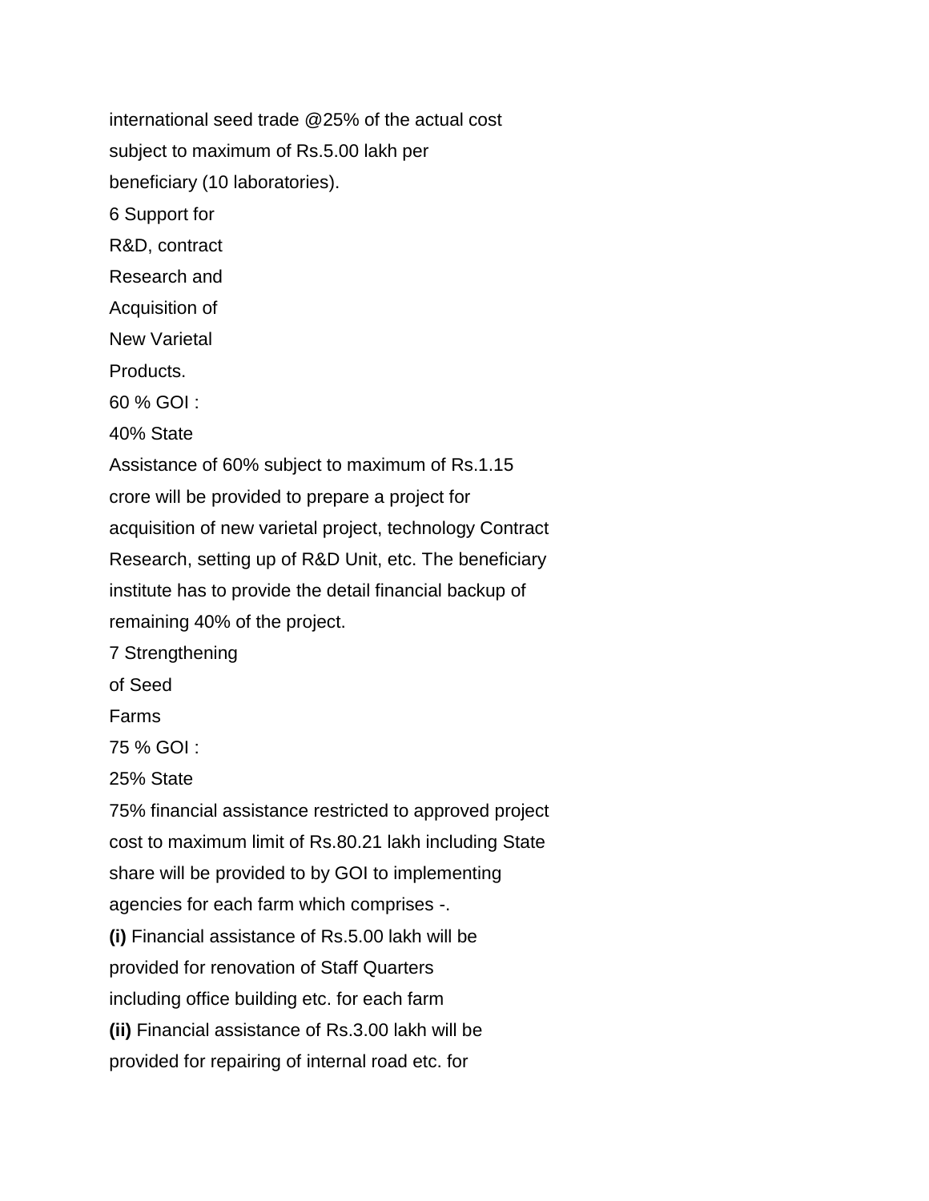international seed trade @25% of the actual cost
subject to maximum of Rs.5.00 lakh per
beneficiary (10 laboratories).

6 Support for
R&D, contract
Research and
Acquisition of
New Varietal
Products.

60 % GOI :
40% State

Assistance of 60% subject to maximum of Rs.1.15
crore will be provided to prepare a project for
acquisition of new varietal project, technology Contract
Research, setting up of R&D Unit, etc. The beneficiary
institute has to provide the detail financial backup of
remaining 40% of the project.

7 Strengthening
of Seed
Farms

75 % GOI :
25% State

75% financial assistance restricted to approved project
cost to maximum limit of Rs.80.21 lakh including State
share will be provided to by GOI to implementing
agencies for each farm which comprises -.

**(i)** Financial assistance of Rs.5.00 lakh will be
provided for renovation of Staff Quarters
including office building etc. for each farm

**(ii)** Financial assistance of Rs.3.00 lakh will be
provided for repairing of internal road etc. for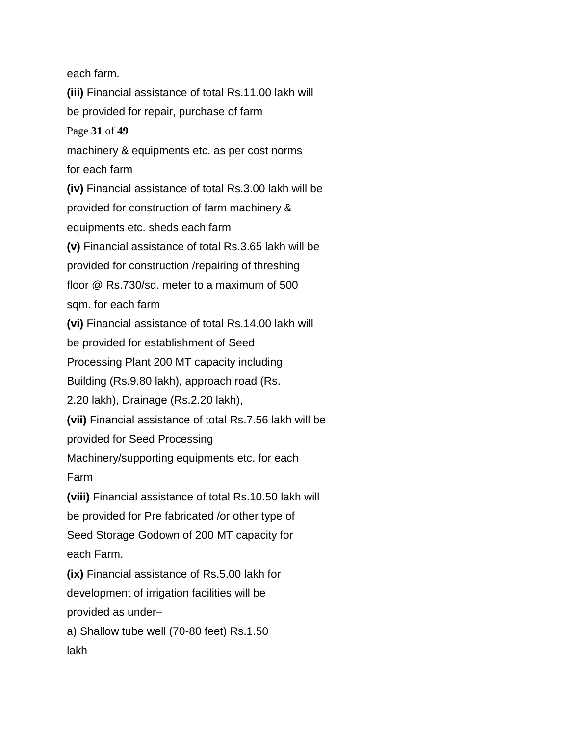each farm.

**(iii)** Financial assistance of total Rs.11.00 lakh will be provided for repair, purchase of farm machinery & equipments etc. as per cost norms for each farm

**(iv)** Financial assistance of total Rs.3.00 lakh will be provided for construction of farm machinery & equipments etc. sheds each farm

**(v)** Financial assistance of total Rs.3.65 lakh will be provided for construction /repairing of threshing floor @ Rs.730/sq. meter to a maximum of 500 sqm. for each farm

**(vi)** Financial assistance of total Rs.14.00 lakh will be provided for establishment of Seed Processing Plant 200 MT capacity including Building (Rs.9.80 lakh), approach road (Rs. 2.20 lakh), Drainage (Rs.2.20 lakh),

**(vii)** Financial assistance of total Rs.7.56 lakh will be provided for Seed Processing Machinery/supporting equipments etc. for each Farm

**(viii)** Financial assistance of total Rs.10.50 lakh will be provided for Pre fabricated /or other type of Seed Storage Godown of 200 MT capacity for each Farm.

**(ix)** Financial assistance of Rs.5.00 lakh for development of irrigation facilities will be provided as under–

a) Shallow tube well (70-80 feet) Rs.1.50 lakh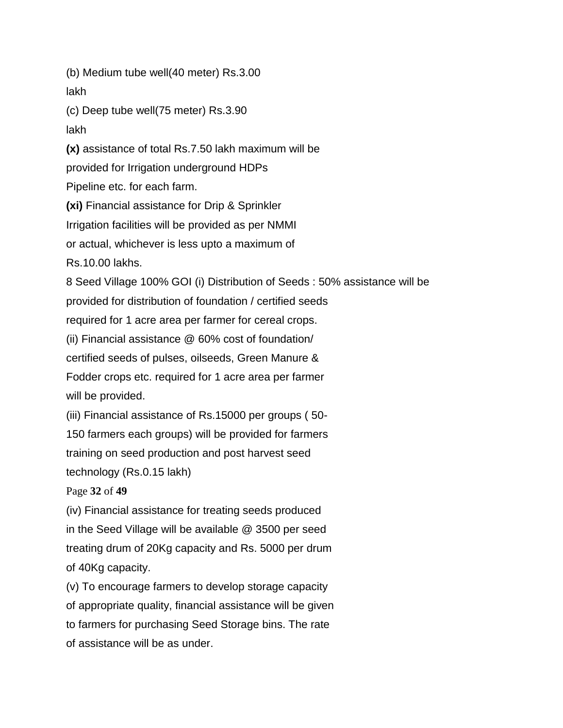(b) Medium tube well(40 meter) Rs.3.00 lakh

(c) Deep tube well(75 meter) Rs.3.90 lakh

**(x)** assistance of total Rs.7.50 lakh maximum will be provided for Irrigation underground HDPs Pipeline etc. for each farm.

**(xi)** Financial assistance for Drip & Sprinkler Irrigation facilities will be provided as per NMMI or actual, whichever is less upto a maximum of Rs.10.00 lakhs.

8 Seed Village 100% GOI (i) Distribution of Seeds : 50% assistance will be provided for distribution of foundation / certified seeds required for 1 acre area per farmer for cereal crops.

(ii) Financial assistance @ 60% cost of foundation/ certified seeds of pulses, oilseeds, Green Manure & Fodder crops etc. required for 1 acre area per farmer will be provided.

(iii) Financial assistance of Rs.15000 per groups ( 50-150 farmers each groups) will be provided for farmers training on seed production and post harvest seed technology (Rs.0.15 lakh)

(iv) Financial assistance for treating seeds produced in the Seed Village will be available @ 3500 per seed treating drum of 20Kg capacity and Rs. 5000 per drum of 40Kg capacity.

(v) To encourage farmers to develop storage capacity of appropriate quality, financial assistance will be given to farmers for purchasing Seed Storage bins. The rate of assistance will be as under.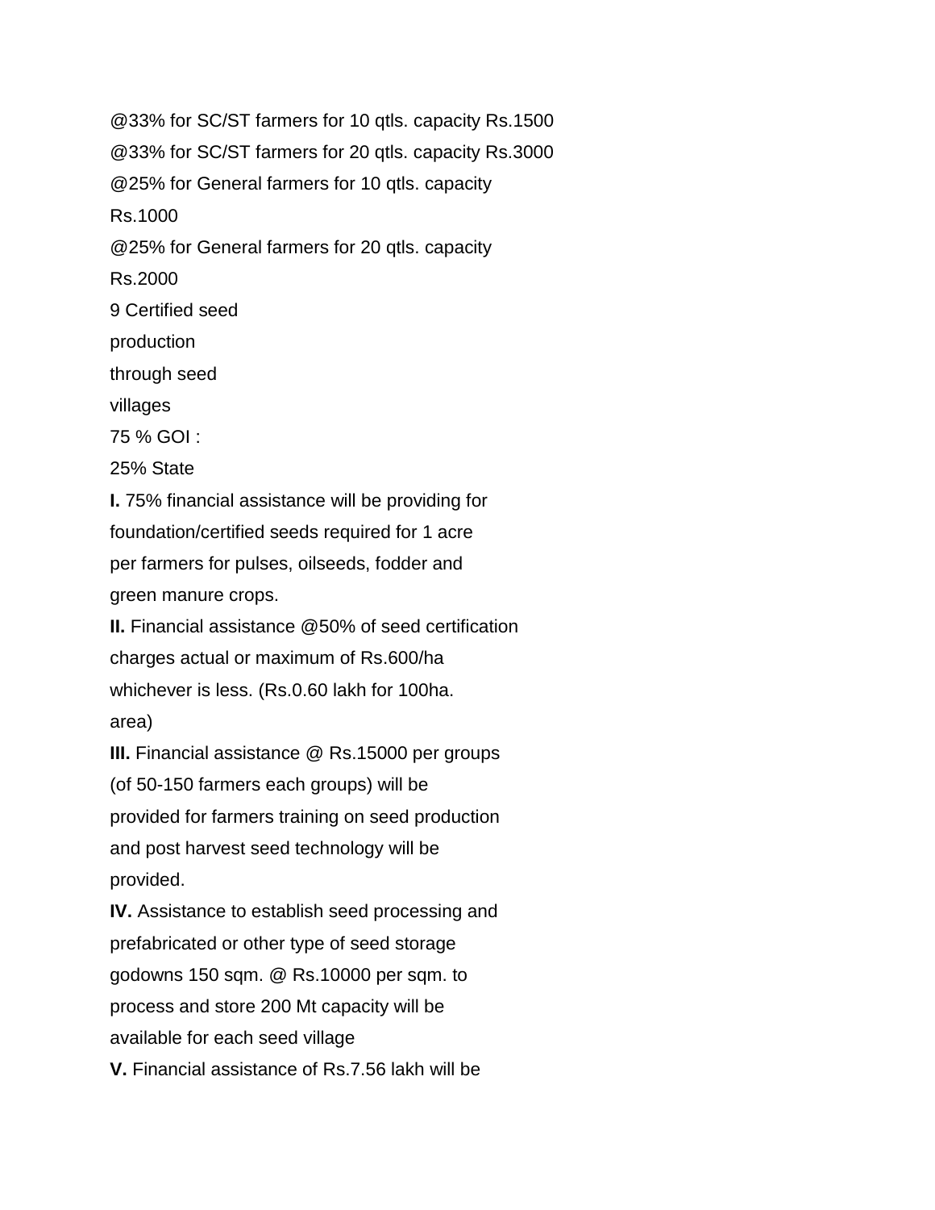@33% for SC/ST farmers for 10 qtls. capacity Rs.1500

@33% for SC/ST farmers for 20 qtls. capacity Rs.3000

@25% for General farmers for 10 qtls. capacity

Rs.1000

@25% for General farmers for 20 qtls. capacity

Rs.2000

9 Certified seed

production

through seed

villages

75 % GOI :

25% State

**I.** 75% financial assistance will be providing for foundation/certified seeds required for 1 acre per farmers for pulses, oilseeds, fodder and green manure crops.

**II.** Financial assistance @50% of seed certification charges actual or maximum of Rs.600/ha whichever is less. (Rs.0.60 lakh for 100ha. area)

**III.** Financial assistance @ Rs.15000 per groups (of 50-150 farmers each groups) will be provided for farmers training on seed production and post harvest seed technology will be provided.

**IV.** Assistance to establish seed processing and prefabricated or other type of seed storage godowns 150 sqm. @ Rs.10000 per sqm. to process and store 200 Mt capacity will be available for each seed village

**V.** Financial assistance of Rs.7.56 lakh will be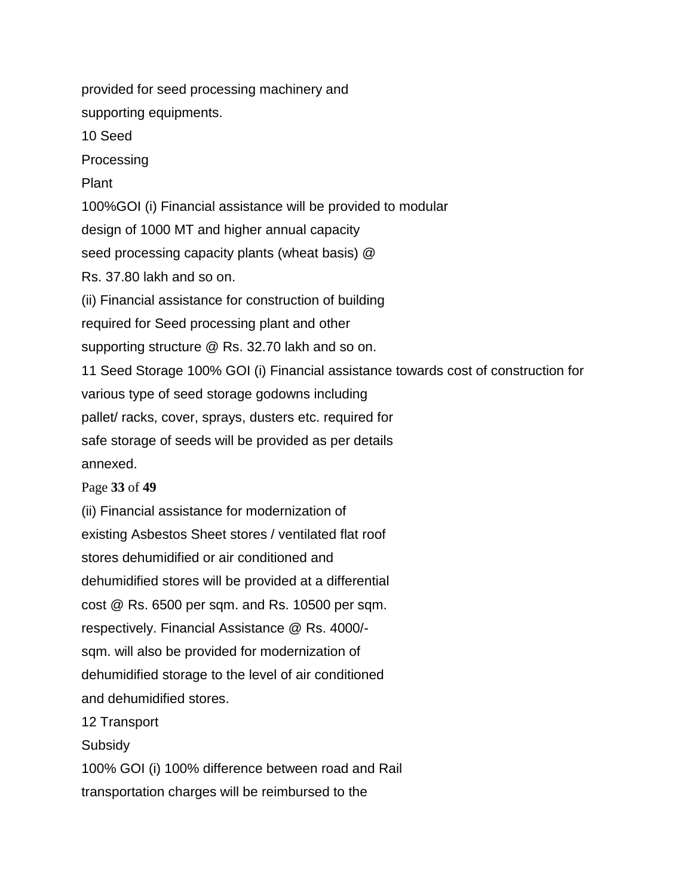provided for seed processing machinery and
supporting equipments.

10 Seed
Processing
Plant

100%GOI (i) Financial assistance will be provided to modular
design of 1000 MT and higher annual capacity
seed processing capacity plants (wheat basis) @
Rs. 37.80 lakh and so on.

(ii) Financial assistance for construction of building
required for Seed processing plant and other
supporting structure @ Rs. 32.70 lakh and so on.

11 Seed Storage 100% GOI (i) Financial assistance towards cost of construction for
various type of seed storage godowns including
pallet/ racks, cover, sprays, dusters etc. required for
safe storage of seeds will be provided as per details
annexed.

(ii) Financial assistance for modernization of
existing Asbestos Sheet stores / ventilated flat roof
stores dehumidified or air conditioned and
dehumidified stores will be provided at a differential
cost @ Rs. 6500 per sqm. and Rs. 10500 per sqm.
respectively. Financial Assistance @ Rs. 4000/-
sqm. will also be provided for modernization of
dehumidified storage to the level of air conditioned
and dehumidified stores.

12 Transport
Subsidy

100% GOI (i) 100% difference between road and Rail
transportation charges will be reimbursed to the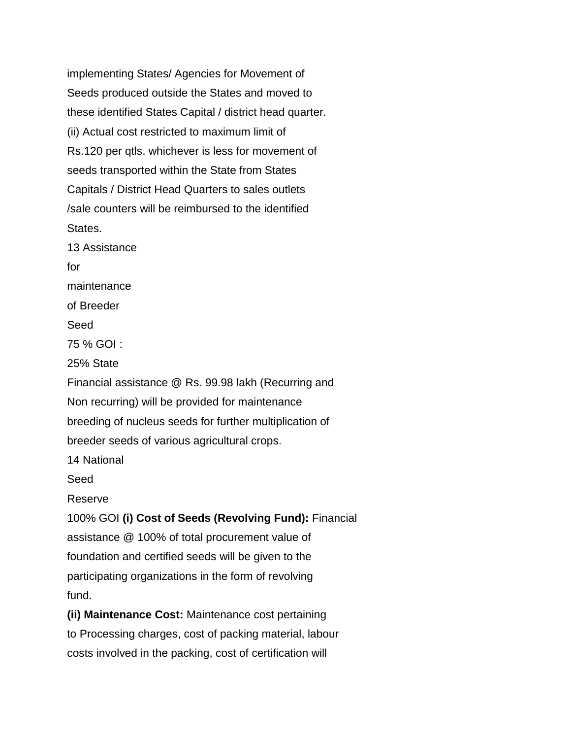implementing States/ Agencies for Movement of Seeds produced outside the States and moved to these identified States Capital / district head quarter.

(ii) Actual cost restricted to maximum limit of Rs.120 per qtls. whichever is less for movement of seeds transported within the State from States Capitals / District Head Quarters to sales outlets /sale counters will be reimbursed to the identified States.

| 13 | Assistance for maintenance of Breeder Seed | 75 % GOI : 25% State | Financial assistance @ Rs. 99.98 lakh (Recurring and Non recurring) will be provided for maintenance breeding of nucleus seeds for further multiplication of breeder seeds of various agricultural crops. |
|---|---|---|---|
| 14 | National Seed Reserve | 100% GOI | **(i) Cost of Seeds (Revolving Fund):** Financial assistance @ 100% of total procurement value of foundation and certified seeds will be given to the participating organizations in the form of revolving fund.<br>**(ii) Maintenance Cost:** Maintenance cost pertaining to Processing charges, cost of packing material, labour costs involved in the packing, cost of certification will |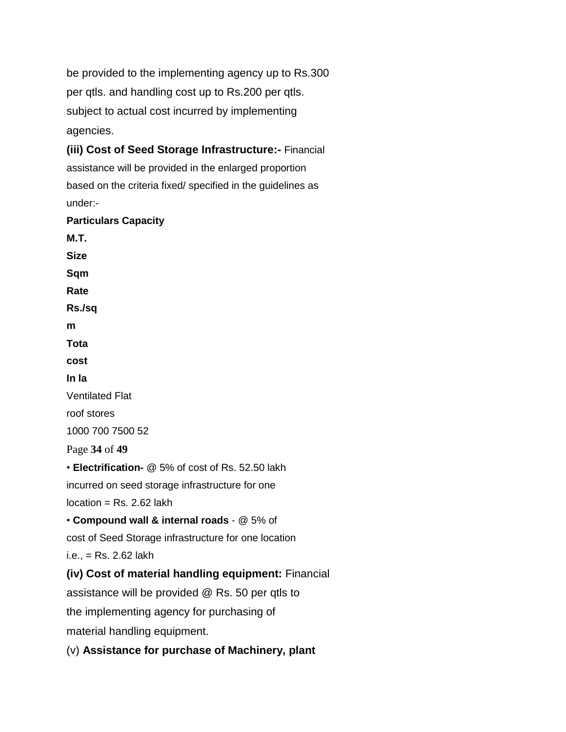be provided to the implementing agency up to Rs.300 per qtls. and handling cost up to Rs.200 per qtls. subject to actual cost incurred by implementing agencies.

**(iii) Cost of Seed Storage Infrastructure:-** Financial assistance will be provided in the enlarged proportion based on the criteria fixed/ specified in the guidelines as under:-

| Particulars | Capacity M.T. | Size Sqm | Rate Rs./sqm | Tota cost In la |
|---|---|---|---|---|
| Ventilated Flat roof stores | 1000 | 700 | 7500 | 52 |

- **Electrification-** @ 5% of cost of Rs. 52.50 lakh incurred on seed storage infrastructure for one location = Rs. 2.62 lakh
- **Compound wall & internal roads** - @ 5% of cost of Seed Storage infrastructure for one location i.e., = Rs. 2.62 lakh

**(iv) Cost of material handling equipment:** Financial assistance will be provided @ Rs. 50 per qtls to the implementing agency for purchasing of material handling equipment.

(v) **Assistance for purchase of Machinery, plant**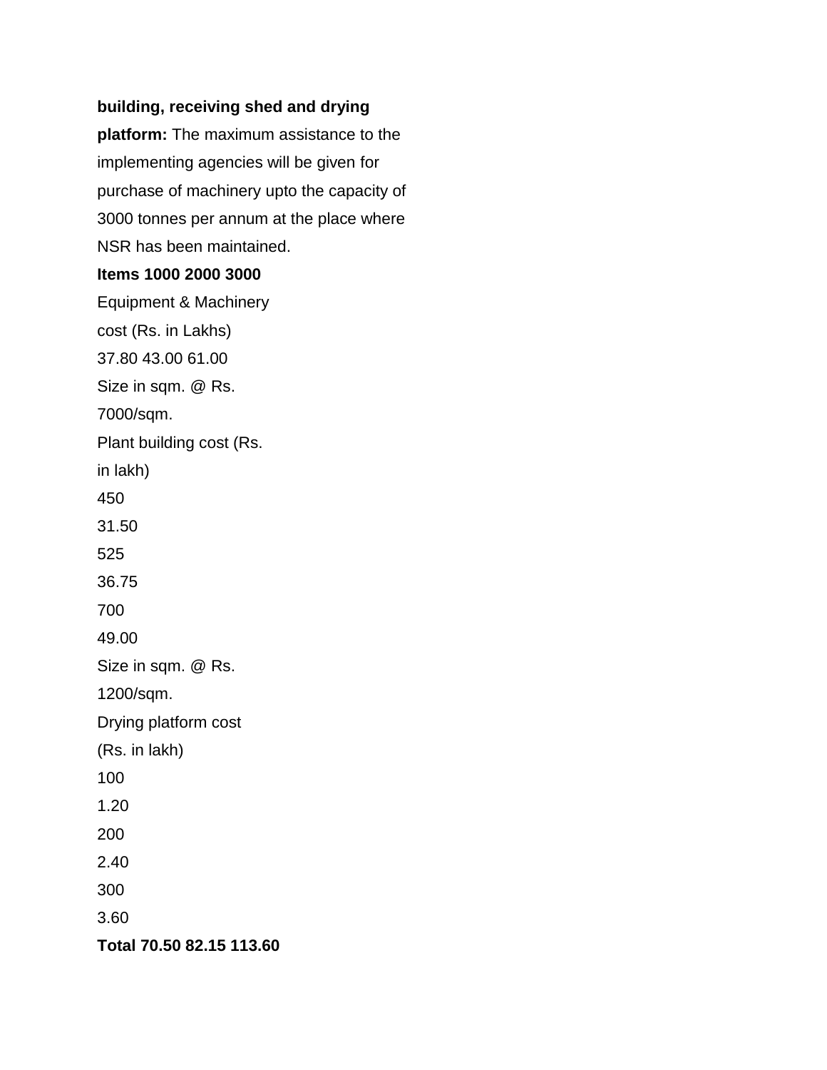**building, receiving shed and drying platform:** The maximum assistance to the implementing agencies will be given for purchase of machinery upto the capacity of 3000 tonnes per annum at the place where NSR has been maintained.

| **Items** | **1000** | **2000** | **3000** |
|---|---|---|---|
| Equipment & Machinery cost (Rs. in Lakhs) | 37.80 | 43.00 | 61.00 |
| Size in sqm. @ Rs. 7000/sqm. Plant building cost (Rs. in lakh) | 450<br>31.50 | 525<br>36.75 | 700<br>49.00 |
| Size in sqm. @ Rs. 1200/sqm. Drying platform cost (Rs. in lakh) | 100<br>1.20 | 200<br>2.40 | 300<br>3.60 |
| **Total** | **70.50** | **82.15** | **113.60** |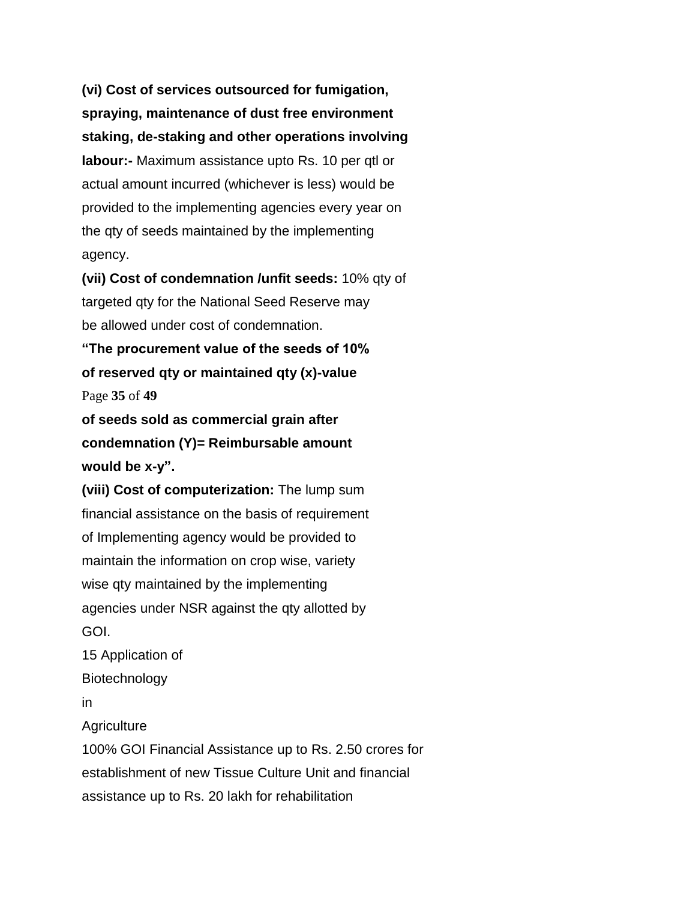**(vi) Cost of services outsourced for fumigation, spraying, maintenance of dust free environment staking, de-staking and other operations involving labour:-** Maximum assistance upto Rs. 10 per qtl or actual amount incurred (whichever is less) would be provided to the implementing agencies every year on the qty of seeds maintained by the implementing agency.

**(vii) Cost of condemnation /unfit seeds:** 10% qty of targeted qty for the National Seed Reserve may be allowed under cost of condemnation.

**"The procurement value of the seeds of 10% of reserved qty or maintained qty (x)-value of seeds sold as commercial grain after condemnation (Y)= Reimbursable amount would be x-y".**

**(viii) Cost of computerization:** The lump sum financial assistance on the basis of requirement of Implementing agency would be provided to maintain the information on crop wise, variety wise qty maintained by the implementing agencies under NSR against the qty allotted by GOI.

15 Application of Biotechnology in Agriculture

100% GOI Financial Assistance up to Rs. 2.50 crores for establishment of new Tissue Culture Unit and financial assistance up to Rs. 20 lakh for rehabilitation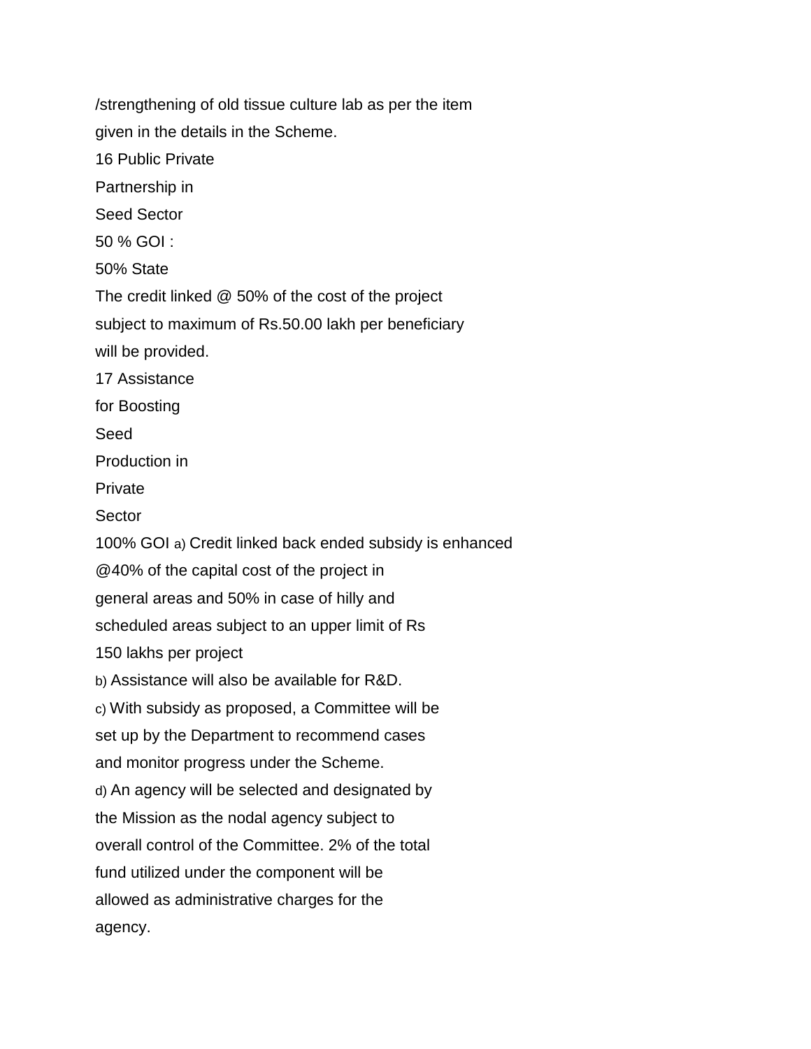/strengthening of old tissue culture lab as per the item
given in the details in the Scheme.

16 Public Private
Partnership in
Seed Sector
50 % GOI :
50% State
The credit linked @ 50% of the cost of the project
subject to maximum of Rs.50.00 lakh per beneficiary
will be provided.

17 Assistance
for Boosting
Seed
Production in
Private
Sector
100% GOI a) Credit linked back ended subsidy is enhanced
@40% of the capital cost of the project in
general areas and 50% in case of hilly and
scheduled areas subject to an upper limit of Rs
150 lakhs per project

b) Assistance will also be available for R&D.

c) With subsidy as proposed, a Committee will be
set up by the Department to recommend cases
and monitor progress under the Scheme.

d) An agency will be selected and designated by
the Mission as the nodal agency subject to
overall control of the Committee. 2% of the total
fund utilized under the component will be
allowed as administrative charges for the
agency.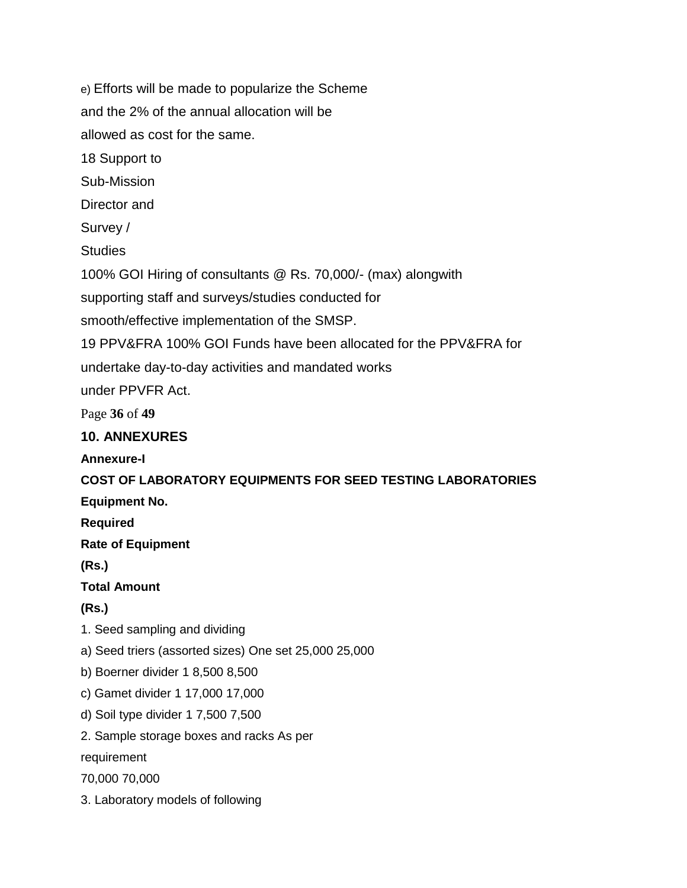e) Efforts will be made to popularize the Scheme and the 2% of the annual allocation will be allowed as cost for the same.

| 18 | Support to Sub-Mission Director and Survey / Studies | 100% GOI | Hiring of consultants @ Rs. 70,000/- (max) alongwith supporting staff and surveys/studies conducted for smooth/effective implementation of the SMSP. |
|---|---|---|---|
| 19 | PPV&FRA | 100% GOI | Funds have been allocated for the PPV&FRA for undertake day-to-day activities and mandated works under PPVFR Act. |

## 10. ANNEXURES

### Annexure-I

**COST OF LABORATORY EQUIPMENTS FOR SEED TESTING LABORATORIES**

| Equipment | No. Required | Rate of Equipment (Rs.) | Total Amount (Rs.) |
|---|---|---|---|
| 1. Seed sampling and dividing | | | |
| a) Seed triers (assorted sizes) | One set | 25,000 | 25,000 |
| b) Boerner divider | 1 | 8,500 | 8,500 |
| c) Gamet divider | 1 | 17,000 | 17,000 |
| d) Soil type divider | 1 | 7,500 | 7,500 |
| 2. Sample storage boxes and racks | As per requirement | 70,000 | 70,000 |
| 3. Laboratory models of following | | | |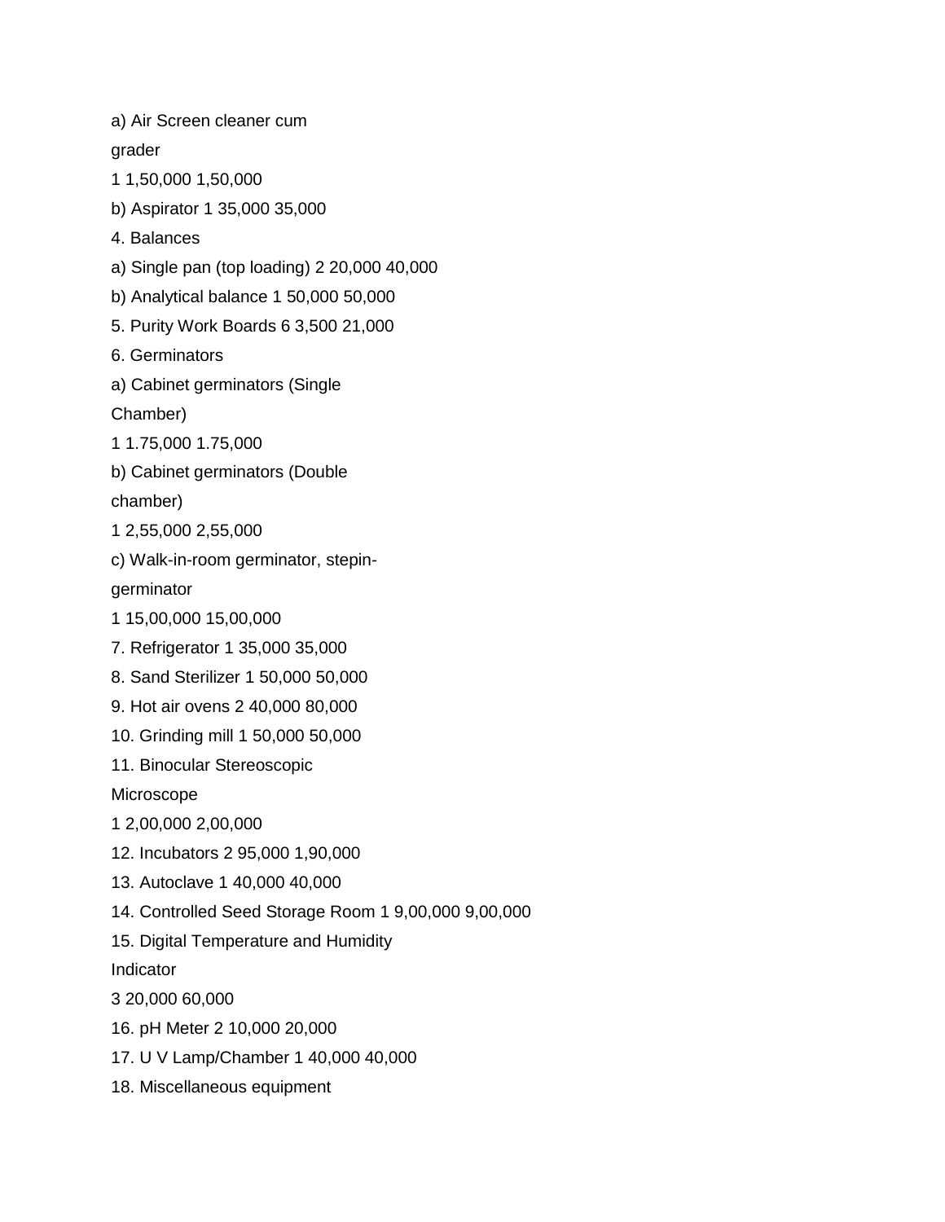a) Air Screen cleaner cum

grader

1 1,50,000 1,50,000

b) Aspirator 1 35,000 35,000

4. Balances

a) Single pan (top loading) 2 20,000 40,000

b) Analytical balance 1 50,000 50,000

5. Purity Work Boards 6 3,500 21,000

6. Germinators

a) Cabinet germinators (Single

Chamber)

1 1.75,000 1.75,000

b) Cabinet germinators (Double

chamber)

1 2,55,000 2,55,000

c) Walk-in-room germinator, stepin-

germinator

1 15,00,000 15,00,000

7. Refrigerator 1 35,000 35,000

8. Sand Sterilizer 1 50,000 50,000

9. Hot air ovens 2 40,000 80,000

10. Grinding mill 1 50,000 50,000

11. Binocular Stereoscopic

Microscope

1 2,00,000 2,00,000

12. Incubators 2 95,000 1,90,000

13. Autoclave 1 40,000 40,000

14. Controlled Seed Storage Room 1 9,00,000 9,00,000

15. Digital Temperature and Humidity

Indicator

3 20,000 60,000

16. pH Meter 2 10,000 20,000

17. U V Lamp/Chamber 1 40,000 40,000

18. Miscellaneous equipment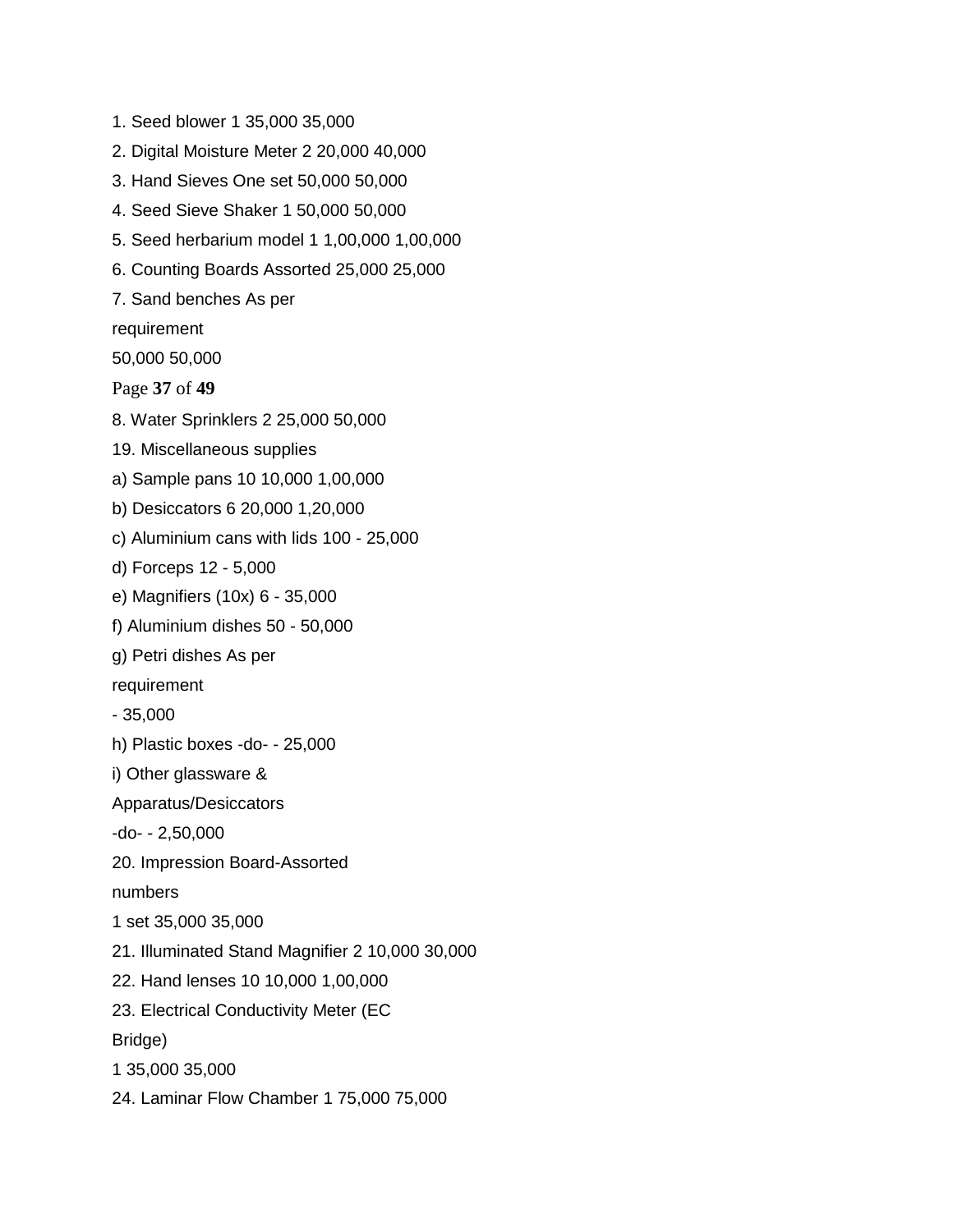1. Seed blower 1 35,000 35,000

2. Digital Moisture Meter 2 20,000 40,000

3. Hand Sieves One set 50,000 50,000

4. Seed Sieve Shaker 1 50,000 50,000

5. Seed herbarium model 1 1,00,000 1,00,000

6. Counting Boards Assorted 25,000 25,000

7. Sand benches As per

requirement

50,000 50,000

8. Water Sprinklers 2 25,000 50,000

19. Miscellaneous supplies

a) Sample pans 10 10,000 1,00,000

b) Desiccators 6 20,000 1,20,000

c) Aluminium cans with lids 100 - 25,000

d) Forceps 12 - 5,000

e) Magnifiers (10x) 6 - 35,000

f) Aluminium dishes 50 - 50,000

g) Petri dishes As per

requirement

- 35,000

h) Plastic boxes -do- - 25,000

i) Other glassware &

Apparatus/Desiccators

-do- - 2,50,000

20. Impression Board-Assorted

numbers

1 set 35,000 35,000

21. Illuminated Stand Magnifier 2 10,000 30,000

22. Hand lenses 10 10,000 1,00,000

23. Electrical Conductivity Meter (EC

Bridge)

1 35,000 35,000

24. Laminar Flow Chamber 1 75,000 75,000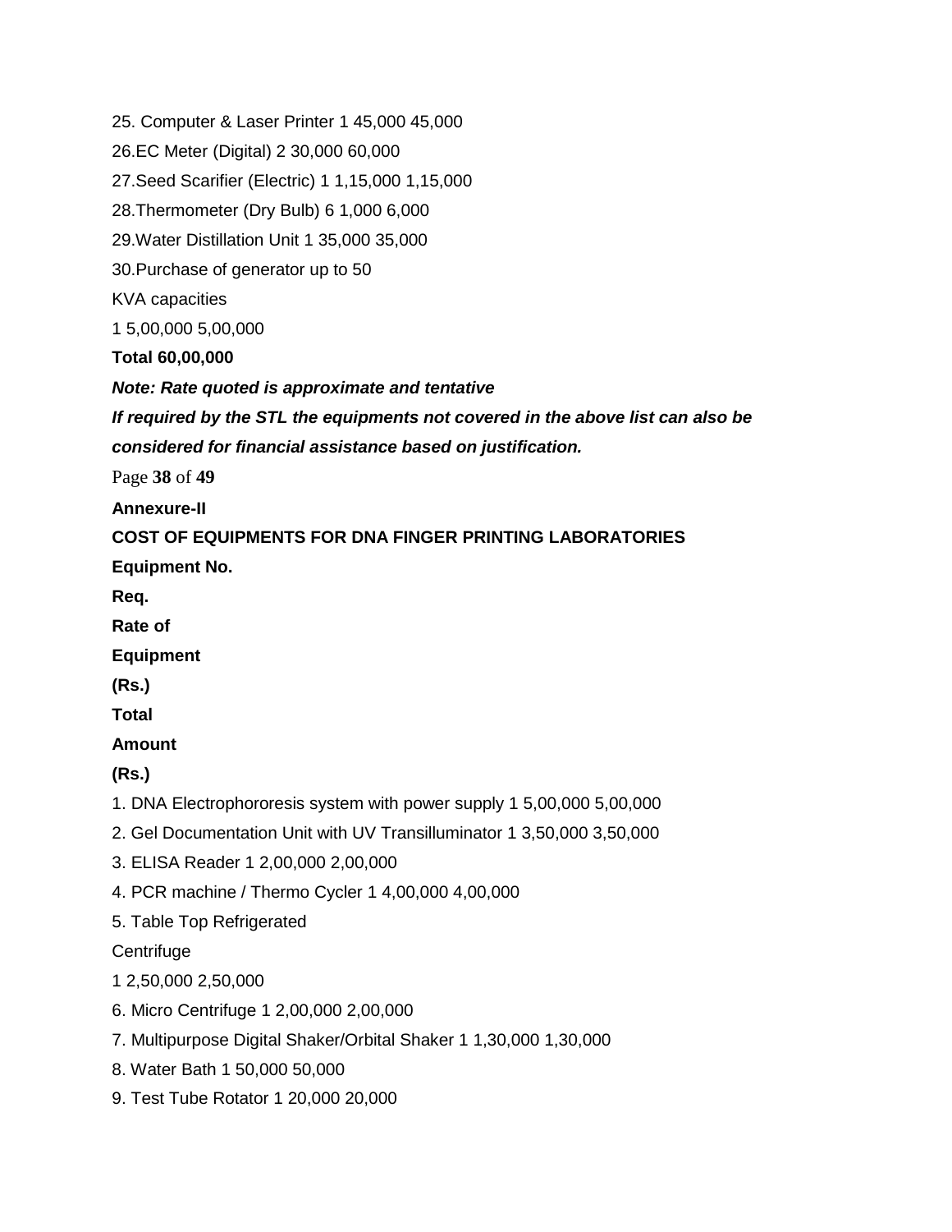| Equipment | No. Req. | Rate of Equipment (Rs.) | Total Amount (Rs.) |
|---|---|---|---|
| 25. Computer & Laser Printer | 1 | 45,000 | 45,000 |
| 26.EC Meter (Digital) | 2 | 30,000 | 60,000 |
| 27.Seed Scarifier (Electric) | 1 | 1,15,000 | 1,15,000 |
| 28.Thermometer (Dry Bulb) | 6 | 1,000 | 6,000 |
| 29.Water Distillation Unit | 1 | 35,000 | 35,000 |
| 30.Purchase of generator up to 50 KVA capacities | 1 | 5,00,000 | 5,00,000 |
| **Total** | | | **60,00,000** |

***Note: Rate quoted is approximate and tentative***

***If required by the STL the equipments not covered in the above list can also be considered for financial assistance based on justification.***

**Annexure-II**

**COST OF EQUIPMENTS FOR DNA FINGER PRINTING LABORATORIES**

| **Equipment** | **No. Req.** | **Rate of Equipment (Rs.)** | **Total Amount (Rs.)** |
|---|---|---|---|
| 1. DNA Electrophororesis system with power supply | 1 | 5,00,000 | 5,00,000 |
| 2. Gel Documentation Unit with UV Transilluminator | 1 | 3,50,000 | 3,50,000 |
| 3. ELISA Reader | 1 | 2,00,000 | 2,00,000 |
| 4. PCR machine / Thermo Cycler | 1 | 4,00,000 | 4,00,000 |
| 5. Table Top Refrigerated Centrifuge | 1 | 2,50,000 | 2,50,000 |
| 6. Micro Centrifuge | 1 | 2,00,000 | 2,00,000 |
| 7. Multipurpose Digital Shaker/Orbital Shaker | 1 | 1,30,000 | 1,30,000 |
| 8. Water Bath | 1 | 50,000 | 50,000 |
| 9. Test Tube Rotator | 1 | 20,000 | 20,000 |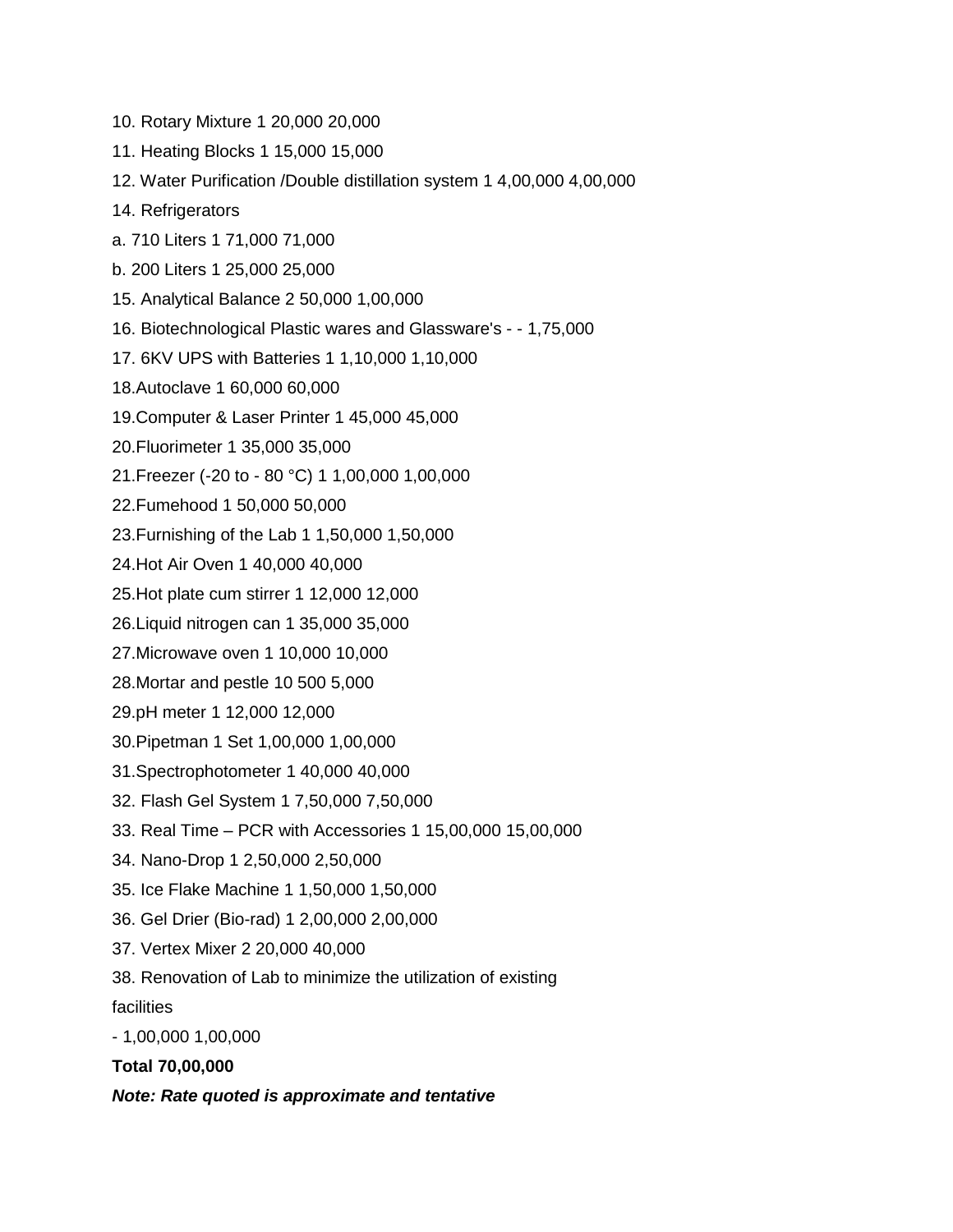10. Rotary Mixture 1 20,000 20,000

11. Heating Blocks 1 15,000 15,000

12. Water Purification /Double distillation system 1 4,00,000 4,00,000

14. Refrigerators

a. 710 Liters 1 71,000 71,000

b. 200 Liters 1 25,000 25,000

15. Analytical Balance 2 50,000 1,00,000

16. Biotechnological Plastic wares and Glassware's - - 1,75,000

17. 6KV UPS with Batteries 1 1,10,000 1,10,000

18.Autoclave 1 60,000 60,000

19.Computer & Laser Printer 1 45,000 45,000

20.Fluorimeter 1 35,000 35,000

21.Freezer (-20 to - 80 °C) 1 1,00,000 1,00,000

22.Fumehood 1 50,000 50,000

23.Furnishing of the Lab 1 1,50,000 1,50,000

24.Hot Air Oven 1 40,000 40,000

25.Hot plate cum stirrer 1 12,000 12,000

26.Liquid nitrogen can 1 35,000 35,000

27.Microwave oven 1 10,000 10,000

28.Mortar and pestle 10 500 5,000

29.pH meter 1 12,000 12,000

30.Pipetman 1 Set 1,00,000 1,00,000

31.Spectrophotometer 1 40,000 40,000

32. Flash Gel System 1 7,50,000 7,50,000

33. Real Time – PCR with Accessories 1 15,00,000 15,00,000

34. Nano-Drop 1 2,50,000 2,50,000

35. Ice Flake Machine 1 1,50,000 1,50,000

36. Gel Drier (Bio-rad) 1 2,00,000 2,00,000

37. Vertex Mixer 2 20,000 40,000

38. Renovation of Lab to minimize the utilization of existing facilities

- 1,00,000 1,00,000

**Total 70,00,000**

***Note: Rate quoted is approximate and tentative***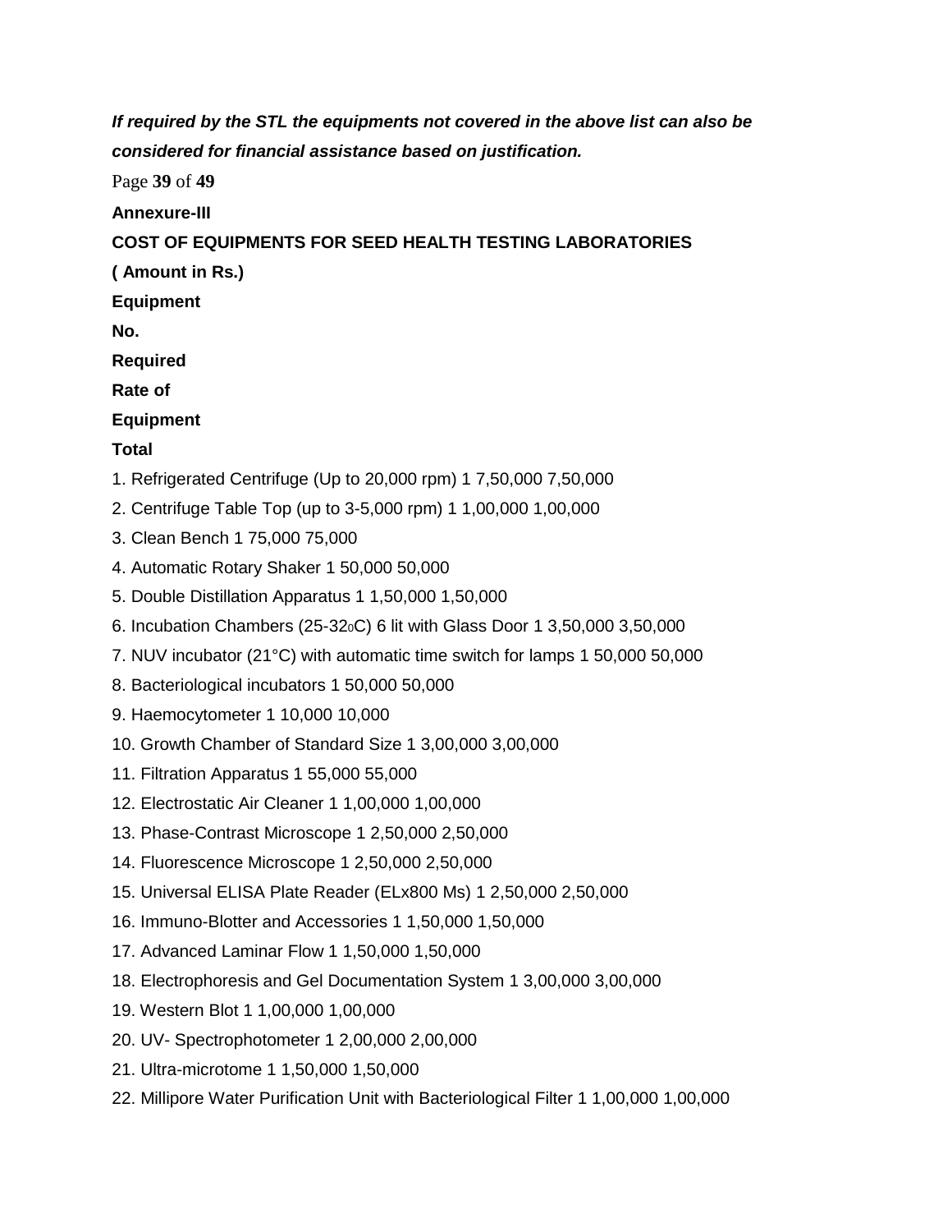***If required by the STL the equipments not covered in the above list can also be considered for financial assistance based on justification.***

**Annexure-III**

**COST OF EQUIPMENTS FOR SEED HEALTH TESTING LABORATORIES**

**( Amount in Rs.)**

| Equipment | No. Required | Rate of Equipment | Total |
|---|---|---|---|
| 1. Refrigerated Centrifuge (Up to 20,000 rpm) | 1 | 7,50,000 | 7,50,000 |
| 2. Centrifuge Table Top (up to 3-5,000 rpm) | 1 | 1,00,000 | 1,00,000 |
| 3. Clean Bench | 1 | 75,000 | 75,000 |
| 4. Automatic Rotary Shaker | 1 | 50,000 | 50,000 |
| 5. Double Distillation Apparatus | 1 | 1,50,000 | 1,50,000 |
| 6. Incubation Chambers (25-32$^{0}$C) 6 lit with Glass Door | 1 | 3,50,000 | 3,50,000 |
| 7. NUV incubator (21°C) with automatic time switch for lamps | 1 | 50,000 | 50,000 |
| 8. Bacteriological incubators | 1 | 50,000 | 50,000 |
| 9. Haemocytometer | 1 | 10,000 | 10,000 |
| 10. Growth Chamber of Standard Size | 1 | 3,00,000 | 3,00,000 |
| 11. Filtration Apparatus | 1 | 55,000 | 55,000 |
| 12. Electrostatic Air Cleaner | 1 | 1,00,000 | 1,00,000 |
| 13. Phase-Contrast Microscope | 1 | 2,50,000 | 2,50,000 |
| 14. Fluorescence Microscope | 1 | 2,50,000 | 2,50,000 |
| 15. Universal ELISA Plate Reader (ELx800 Ms) | 1 | 2,50,000 | 2,50,000 |
| 16. Immuno-Blotter and Accessories | 1 | 1,50,000 | 1,50,000 |
| 17. Advanced Laminar Flow | 1 | 1,50,000 | 1,50,000 |
| 18. Electrophoresis and Gel Documentation System | 1 | 3,00,000 | 3,00,000 |
| 19. Western Blot | 1 | 1,00,000 | 1,00,000 |
| 20. UV- Spectrophotometer | 1 | 2,00,000 | 2,00,000 |
| 21. Ultra-microtome | 1 | 1,50,000 | 1,50,000 |
| 22. Millipore Water Purification Unit with Bacteriological Filter | 1 | 1,00,000 | 1,00,000 |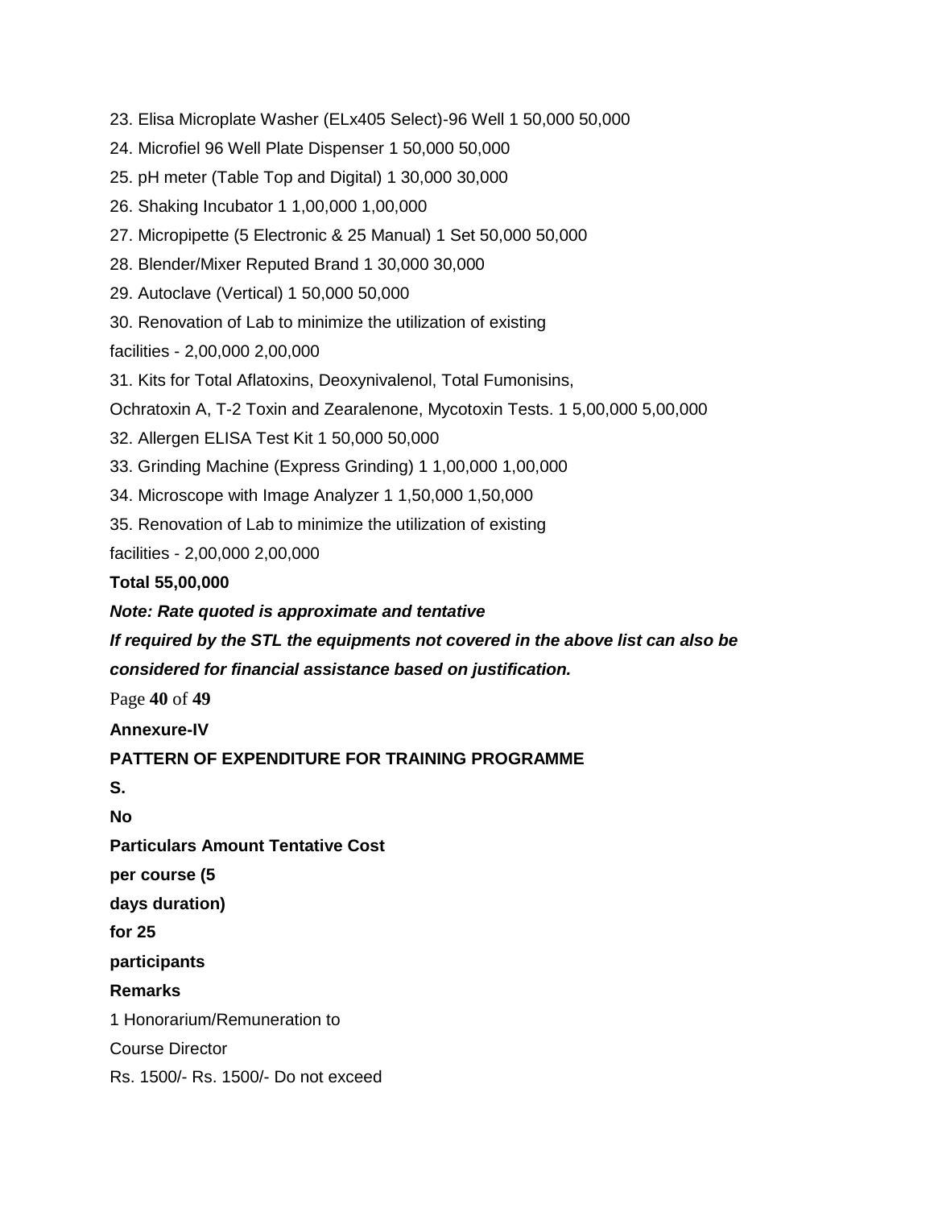23. Elisa Microplate Washer (ELx405 Select)-96 Well 1 50,000 50,000
24. Microfiel 96 Well Plate Dispenser 1 50,000 50,000
25. pH meter (Table Top and Digital) 1 30,000 30,000
26. Shaking Incubator 1 1,00,000 1,00,000
27. Micropipette (5 Electronic & 25 Manual) 1 Set 50,000 50,000
28. Blender/Mixer Reputed Brand 1 30,000 30,000
29. Autoclave (Vertical) 1 50,000 50,000
30. Renovation of Lab to minimize the utilization of existing facilities - 2,00,000 2,00,000
31. Kits for Total Aflatoxins, Deoxynivalenol, Total Fumonisins, Ochratoxin A, T-2 Toxin and Zearalenone, Mycotoxin Tests. 1 5,00,000 5,00,000
32. Allergen ELISA Test Kit 1 50,000 50,000
33. Grinding Machine (Express Grinding) 1 1,00,000 1,00,000
34. Microscope with Image Analyzer 1 1,50,000 1,50,000
35. Renovation of Lab to minimize the utilization of existing facilities - 2,00,000 2,00,000

**Total 55,00,000**

***Note: Rate quoted is approximate and tentative***

***If required by the STL the equipments not covered in the above list can also be considered for financial assistance based on justification.***

**Annexure-IV**

**PATTERN OF EXPENDITURE FOR TRAINING PROGRAMME**

| S. No | Particulars | Amount | Tentative Cost per course (5 days duration) for 25 participants | Remarks |
|---|---|---|---|---|
| 1 | Honorarium/Remuneration to Course Director | Rs. 1500/- | Rs. 1500/- | Do not exceed |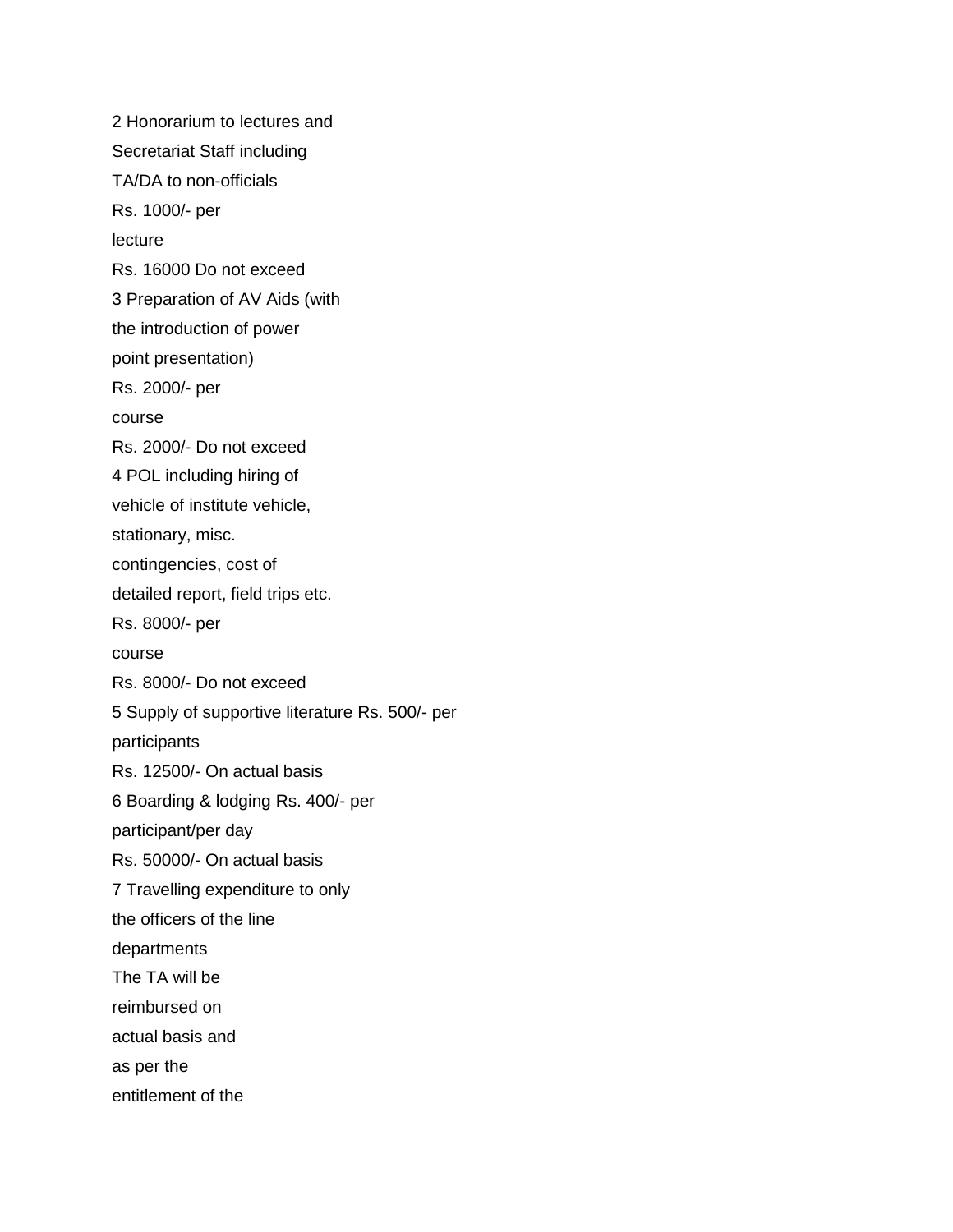2 Honorarium to lectures and

Secretariat Staff including

TA/DA to non-officials

Rs. 1000/- per

lecture

Rs. 16000 Do not exceed

3 Preparation of AV Aids (with

the introduction of power

point presentation)

Rs. 2000/- per

course

Rs. 2000/- Do not exceed

4 POL including hiring of

vehicle of institute vehicle,

stationary, misc.

contingencies, cost of

detailed report, field trips etc.

Rs. 8000/- per

course

Rs. 8000/- Do not exceed

5 Supply of supportive literature Rs. 500/- per

participants

Rs. 12500/- On actual basis

6 Boarding & lodging Rs. 400/- per

participant/per day

Rs. 50000/- On actual basis

7 Travelling expenditure to only

the officers of the line

departments

The TA will be

reimbursed on

actual basis and

as per the

entitlement of the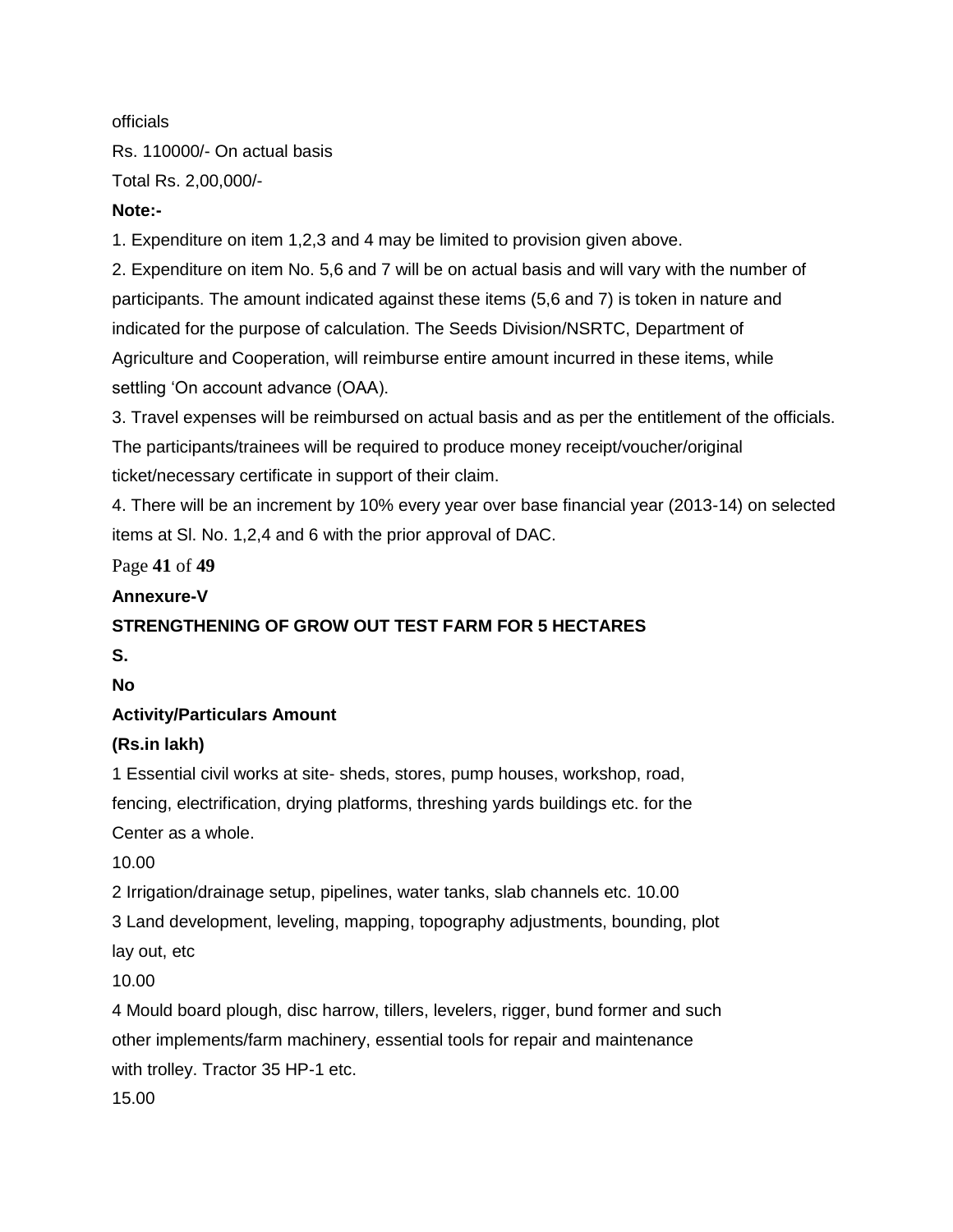officials

Rs. 110000/- On actual basis

Total Rs. 2,00,000/-

**Note:-**

1. Expenditure on item 1,2,3 and 4 may be limited to provision given above.
2. Expenditure on item No. 5,6 and 7 will be on actual basis and will vary with the number of participants. The amount indicated against these items (5,6 and 7) is token in nature and indicated for the purpose of calculation. The Seeds Division/NSRTC, Department of Agriculture and Cooperation, will reimburse entire amount incurred in these items, while settling 'On account advance (OAA).
3. Travel expenses will be reimbursed on actual basis and as per the entitlement of the officials. The participants/trainees will be required to produce money receipt/voucher/original ticket/necessary certificate in support of their claim.
4. There will be an increment by 10% every year over base financial year (2013-14) on selected items at Sl. No. 1,2,4 and 6 with the prior approval of DAC.

**Annexure-V**

**STRENGTHENING OF GROW OUT TEST FARM FOR 5 HECTARES**

| S. No | Activity/Particulars | Amount (Rs.in lakh) |
|---|---|---|
| 1 | Essential civil works at site- sheds, stores, pump houses, workshop, road, fencing, electrification, drying platforms, threshing yards buildings etc. for the Center as a whole. | 10.00 |
| 2 | Irrigation/drainage setup, pipelines, water tanks, slab channels etc. | 10.00 |
| 3 | Land development, leveling, mapping, topography adjustments, bounding, plot lay out, etc | 10.00 |
| 4 | Mould board plough, disc harrow, tillers, levelers, rigger, bund former and such other implements/farm machinery, essential tools for repair and maintenance with trolley. Tractor 35 HP-1 etc. | 15.00 |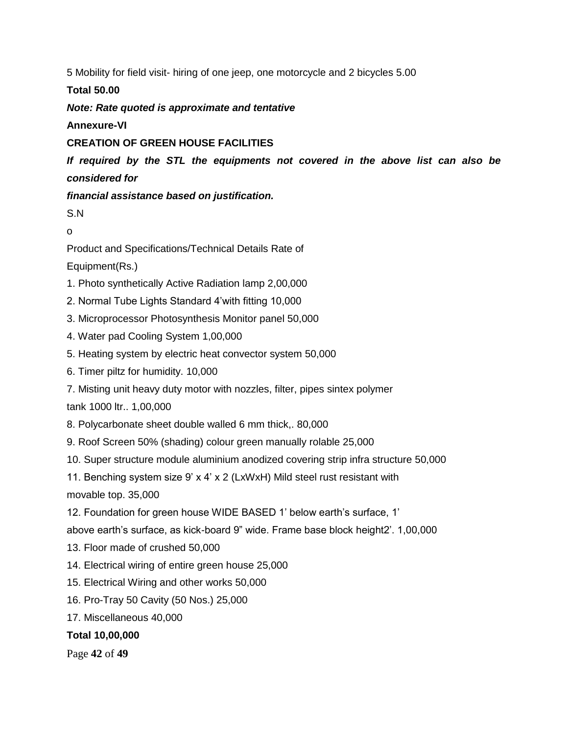5 Mobility for field visit- hiring of one jeep, one motorcycle and 2 bicycles 5.00

**Total 50.00**

***Note: Rate quoted is approximate and tentative***

**Annexure-VI**

**CREATION OF GREEN HOUSE FACILITIES**

***If required by the STL the equipments not covered in the above list can also be considered for financial assistance based on justification.***

| S.No | Product and Specifications/Technical Details | Rate of Equipment(Rs.) |
|---|---|---|
| 1. | Photo synthetically Active Radiation lamp | 2,00,000 |
| 2. | Normal Tube Lights Standard 4'with fitting | 10,000 |
| 3. | Microprocessor Photosynthesis Monitor panel | 50,000 |
| 4. | Water pad Cooling System | 1,00,000 |
| 5. | Heating system by electric heat convector system | 50,000 |
| 6. | Timer piltz for humidity. | 10,000 |
| 7. | Misting unit heavy duty motor with nozzles, filter, pipes sintex polymer tank 1000 ltr.. | 1,00,000 |
| 8. | Polycarbonate sheet double walled 6 mm thick,. | 80,000 |
| 9. | Roof Screen 50% (shading) colour green manually rolable | 25,000 |
| 10. | Super structure module aluminium anodized covering strip infra structure | 50,000 |
| 11. | Benching system size 9' x 4' x 2 (LxWxH) Mild steel rust resistant with movable top. | 35,000 |
| 12. | Foundation for green house WIDE BASED 1' below earth's surface, 1' above earth's surface, as kick-board 9" wide. Frame base block height2'. | 1,00,000 |
| 13. | Floor made of crushed | 50,000 |
| 14. | Electrical wiring of entire green house | 25,000 |
| 15. | Electrical Wiring and other works | 50,000 |
| 16. | Pro-Tray 50 Cavity (50 Nos.) | 25,000 |
| 17. | Miscellaneous | 40,000 |
| | **Total** | **10,00,000** |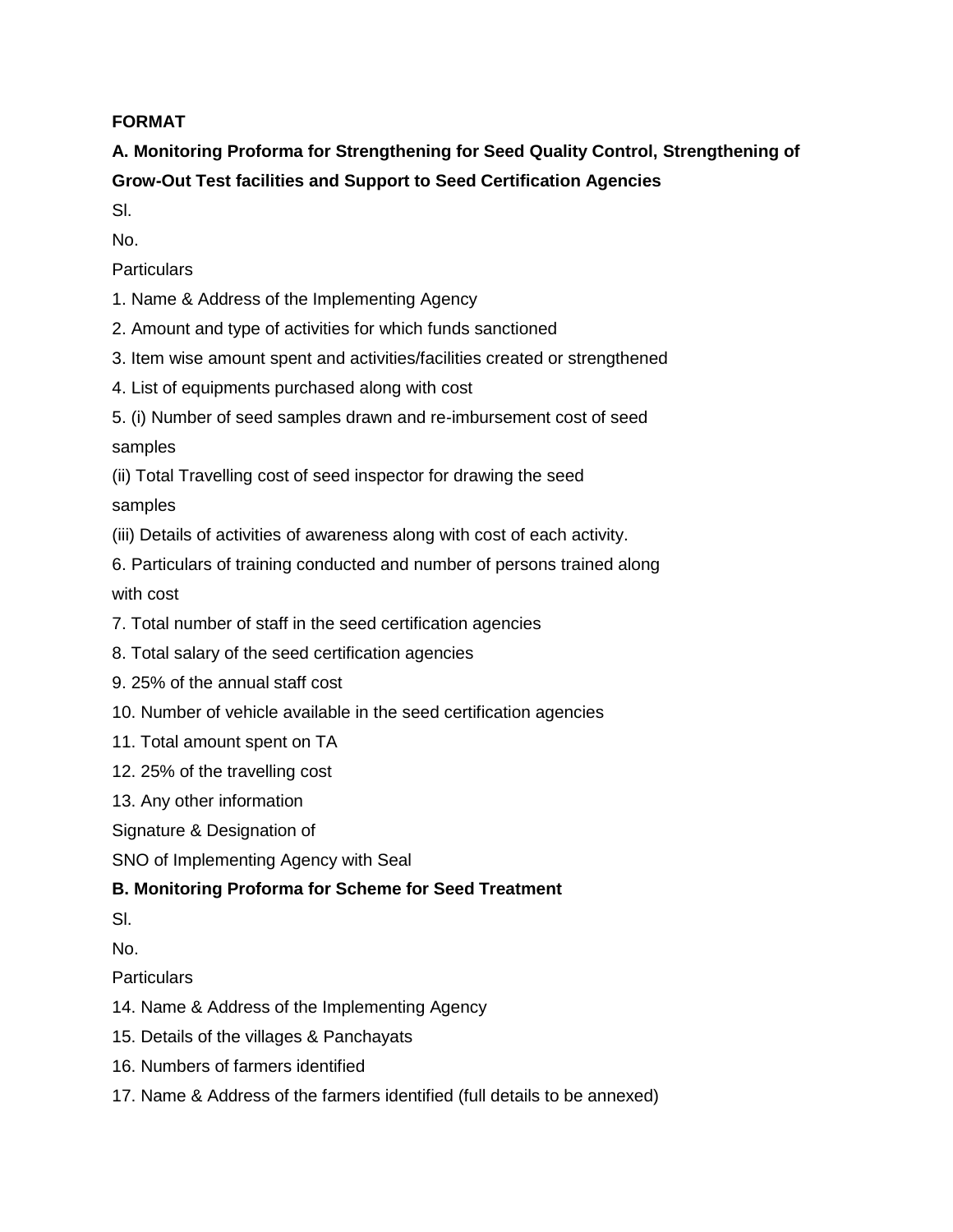**FORMAT**

**A. Monitoring Proforma for Strengthening for Seed Quality Control, Strengthening of Grow-Out Test facilities and Support to Seed Certification Agencies**

Sl.

No.

Particulars

1. Name & Address of the Implementing Agency
2. Amount and type of activities for which funds sanctioned
3. Item wise amount spent and activities/facilities created or strengthened
4. List of equipments purchased along with cost
5. (i) Number of seed samples drawn and re-imbursement cost of seed samples

   (ii) Total Travelling cost of seed inspector for drawing the seed samples

   (iii) Details of activities of awareness along with cost of each activity.
6. Particulars of training conducted and number of persons trained along with cost
7. Total number of staff in the seed certification agencies
8. Total salary of the seed certification agencies
9. 25% of the annual staff cost
10. Number of vehicle available in the seed certification agencies
11. Total amount spent on TA
12. 25% of the travelling cost
13. Any other information

Signature & Designation of

SNO of Implementing Agency with Seal

**B. Monitoring Proforma for Scheme for Seed Treatment**

Sl.

No.

Particulars

14. Name & Address of the Implementing Agency
15. Details of the villages & Panchayats
16. Numbers of farmers identified
17. Name & Address of the farmers identified (full details to be annexed)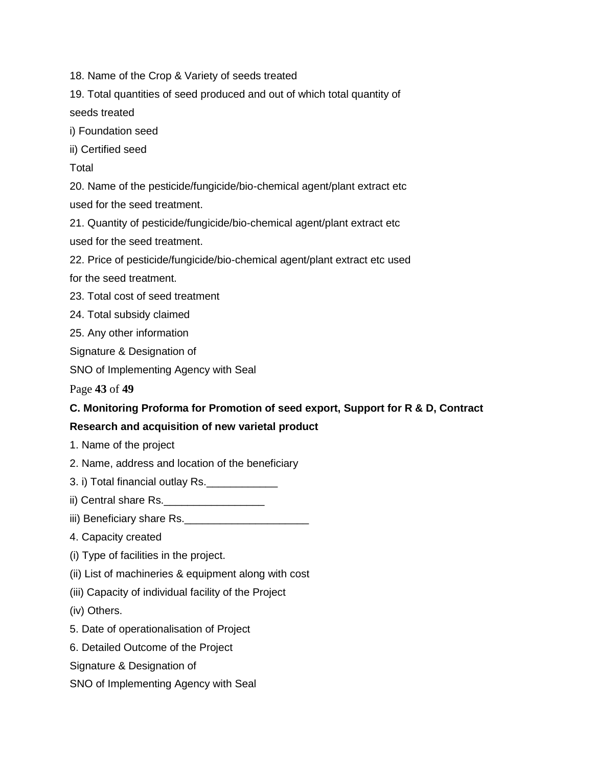18. Name of the Crop & Variety of seeds treated

19. Total quantities of seed produced and out of which total quantity of seeds treated

i) Foundation seed

ii) Certified seed

Total

20. Name of the pesticide/fungicide/bio-chemical agent/plant extract etc used for the seed treatment.

21. Quantity of pesticide/fungicide/bio-chemical agent/plant extract etc used for the seed treatment.

22. Price of pesticide/fungicide/bio-chemical agent/plant extract etc used for the seed treatment.

23. Total cost of seed treatment

24. Total subsidy claimed

25. Any other information

Signature & Designation of

SNO of Implementing Agency with Seal

**C. Monitoring Proforma for Promotion of seed export, Support for R & D, Contract Research and acquisition of new varietal product**

1. Name of the project

2. Name, address and location of the beneficiary

3. i) Total financial outlay Rs.____________

ii) Central share Rs._________________

iii) Beneficiary share Rs._____________________

4. Capacity created

(i) Type of facilities in the project.

(ii) List of machineries & equipment along with cost

(iii) Capacity of individual facility of the Project

(iv) Others.

5. Date of operationalisation of Project

6. Detailed Outcome of the Project

Signature & Designation of

SNO of Implementing Agency with Seal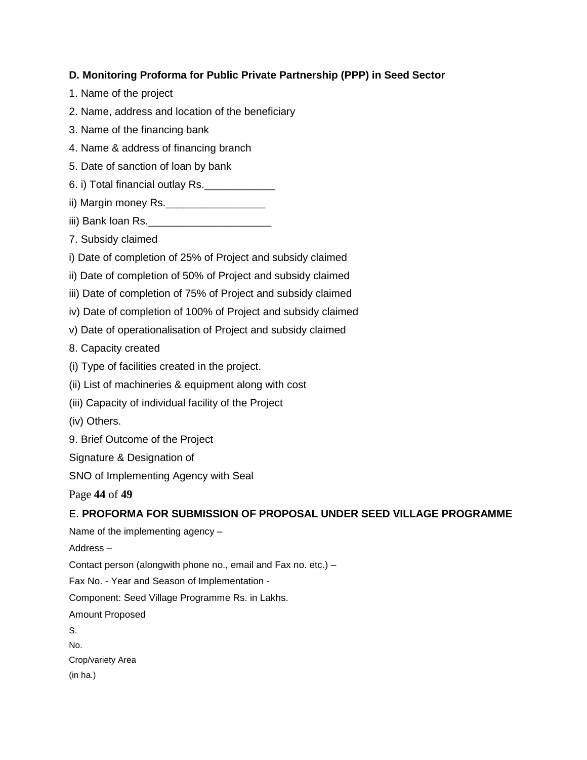**D. Monitoring Proforma for Public Private Partnership (PPP) in Seed Sector**

1. Name of the project
2. Name, address and location of the beneficiary
3. Name of the financing bank
4. Name & address of financing branch
5. Date of sanction of loan by bank
6. i) Total financial outlay Rs.____________

ii) Margin money Rs._________________

iii) Bank loan Rs._____________________

7. Subsidy claimed

i) Date of completion of 25% of Project and subsidy claimed

ii) Date of completion of 50% of Project and subsidy claimed

iii) Date of completion of 75% of Project and subsidy claimed

iv) Date of completion of 100% of Project and subsidy claimed

v) Date of operationalisation of Project and subsidy claimed

8. Capacity created

(i) Type of facilities created in the project.

(ii) List of machineries & equipment along with cost

(iii) Capacity of individual facility of the Project

(iv) Others.

9. Brief Outcome of the Project

Signature & Designation of

SNO of Implementing Agency with Seal

E. **PROFORMA FOR SUBMISSION OF PROPOSAL UNDER SEED VILLAGE PROGRAMME**

Name of the implementing agency –

Address –

Contact person (alongwith phone no., email and Fax no. etc.) –

Fax No. - Year and Season of Implementation -

Component: Seed Village Programme Rs. in Lakhs.

Amount Proposed

S.

No.

Crop/variety Area

(in ha.)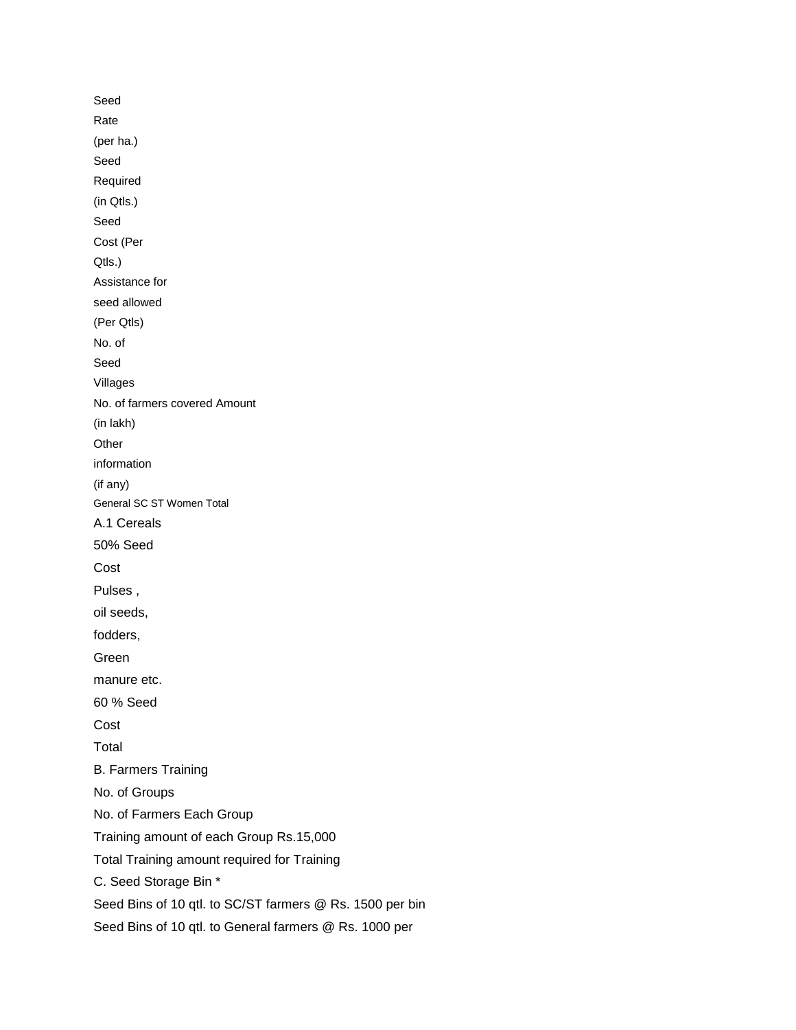Seed
Rate
(per ha.)
Seed
Required
(in Qtls.)
Seed
Cost (Per
Qtls.)
Assistance for
seed allowed
(Per Qtls)
No. of
Seed
Villages
No. of farmers covered Amount
(in lakh)
Other
information
(if any)
General SC ST Women Total

A.1 Cereals
50% Seed
Cost
Pulses ,
oil seeds,
fodders,
Green
manure etc.
60 % Seed
Cost
Total

B. Farmers Training
No. of Groups
No. of Farmers Each Group
Training amount of each Group Rs.15,000
Total Training amount required for Training

C. Seed Storage Bin *
Seed Bins of 10 qtl. to SC/ST farmers @ Rs. 1500 per bin
Seed Bins of 10 qtl. to General farmers @ Rs. 1000 per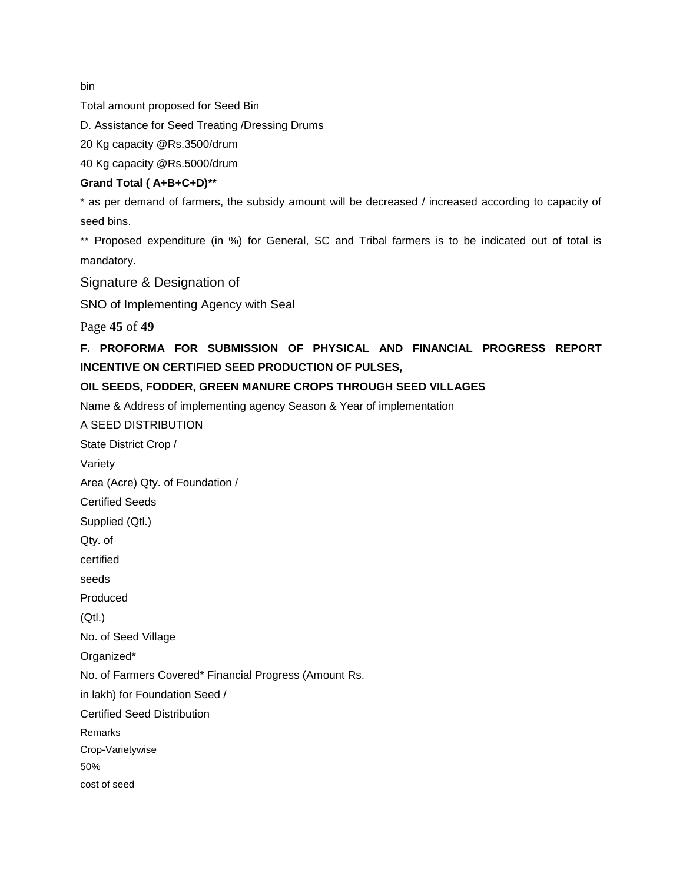bin

Total amount proposed for Seed Bin

D. Assistance for Seed Treating /Dressing Drums

20 Kg capacity @Rs.3500/drum

40 Kg capacity @Rs.5000/drum

**Grand Total ( A+B+C+D)****

* as per demand of farmers, the subsidy amount will be decreased / increased according to capacity of seed bins.

** Proposed expenditure (in %) for General, SC and Tribal farmers is to be indicated out of total is mandatory.

Signature & Designation of

SNO of Implementing Agency with Seal

**F. PROFORMA FOR SUBMISSION OF PHYSICAL AND FINANCIAL PROGRESS REPORT INCENTIVE ON CERTIFIED SEED PRODUCTION OF PULSES,**

**OIL SEEDS, FODDER, GREEN MANURE CROPS THROUGH SEED VILLAGES**

Name & Address of implementing agency Season & Year of implementation

A SEED DISTRIBUTION

State District Crop /

Variety

Area (Acre) Qty. of Foundation /

Certified Seeds

Supplied (Qtl.)

Qty. of

certified

seeds

Produced

(Qtl.)

No. of Seed Village

Organized*

No. of Farmers Covered* Financial Progress (Amount Rs.

in lakh) for Foundation Seed /

Certified Seed Distribution

Remarks

Crop-Varietywise

50%

cost of seed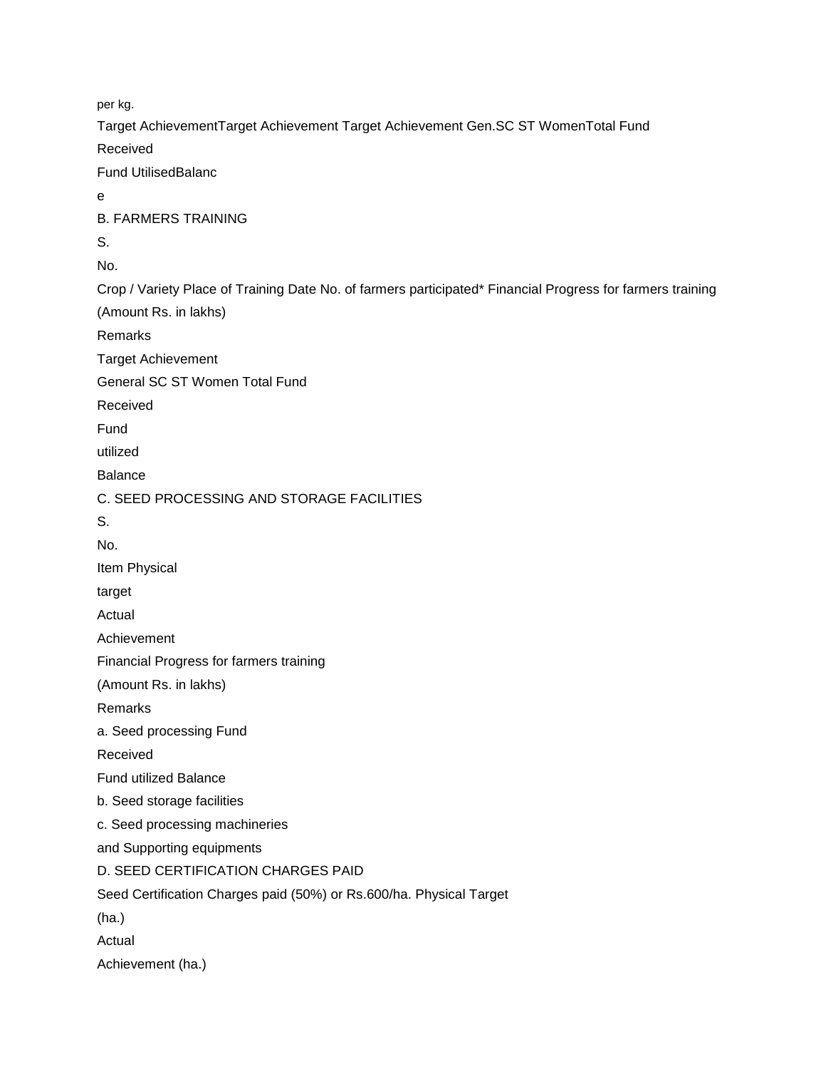per kg.

Target AchievementTarget Achievement Target Achievement Gen.SC ST WomenTotal Fund

Received

Fund UtilisedBalanc

e

B. FARMERS TRAINING

S.

No.

Crop / Variety Place of Training Date No. of farmers participated* Financial Progress for farmers training

(Amount Rs. in lakhs)

Remarks

Target Achievement

General SC ST Women Total Fund

Received

Fund

utilized

Balance

C. SEED PROCESSING AND STORAGE FACILITIES

S.

No.

Item Physical

target

Actual

Achievement

Financial Progress for farmers training

(Amount Rs. in lakhs)

Remarks

a. Seed processing Fund

Received

Fund utilized Balance

b. Seed storage facilities

c. Seed processing machineries

and Supporting equipments

D. SEED CERTIFICATION CHARGES PAID

Seed Certification Charges paid (50%) or Rs.600/ha. Physical Target

(ha.)

Actual

Achievement (ha.)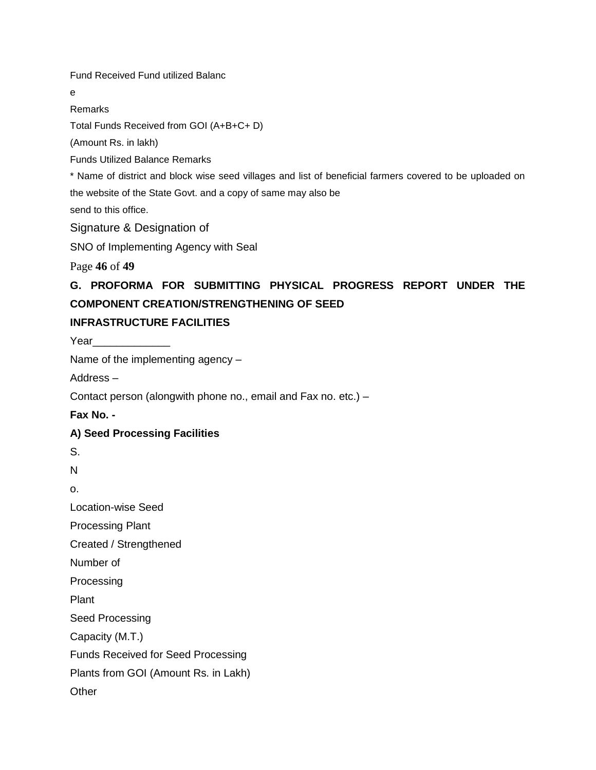Fund Received Fund utilized Balanc

e

Remarks

Total Funds Received from GOI (A+B+C+ D)

(Amount Rs. in lakh)

Funds Utilized Balance Remarks

* Name of district and block wise seed villages and list of beneficial farmers covered to be uploaded on the website of the State Govt. and a copy of same may also be send to this office.

Signature & Designation of

SNO of Implementing Agency with Seal

## G. PROFORMA FOR SUBMITTING PHYSICAL PROGRESS REPORT UNDER THE COMPONENT CREATION/STRENGTHENING OF SEED INFRASTRUCTURE FACILITIES

Year_____________

Name of the implementing agency –

Address –

Contact person (alongwith phone no., email and Fax no. etc.) –

**Fax No. -**

**A) Seed Processing Facilities**

S.

N

o.

Location-wise Seed

Processing Plant

Created / Strengthened

Number of

Processing

Plant

Seed Processing

Capacity (M.T.)

Funds Received for Seed Processing

Plants from GOI (Amount Rs. in Lakh)

Other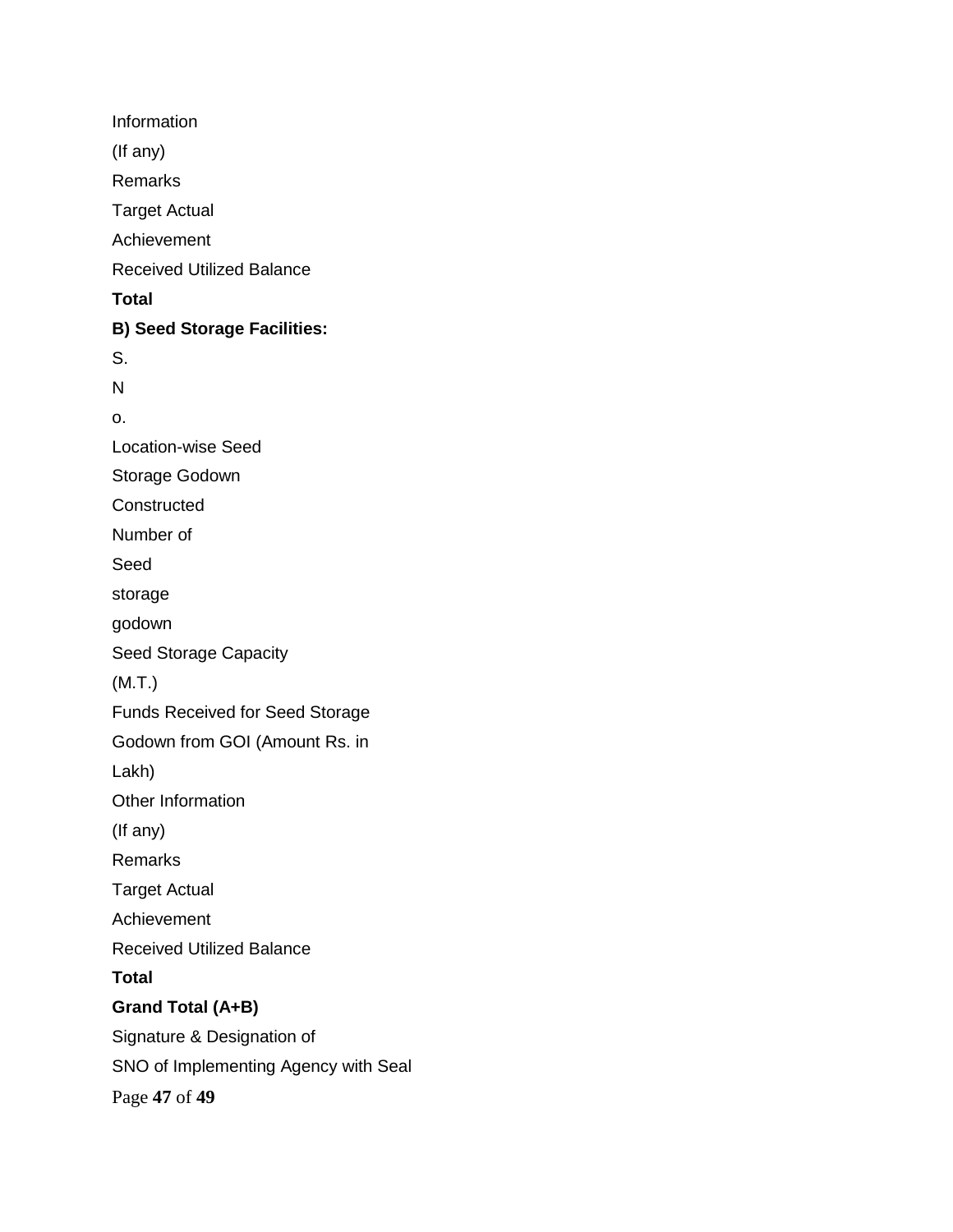Information

(If any)

Remarks

Target Actual

Achievement

Received Utilized Balance

**Total**

**B) Seed Storage Facilities:**

S.

N

o.

Location-wise Seed

Storage Godown

Constructed

Number of

Seed

storage

godown

Seed Storage Capacity

(M.T.)

Funds Received for Seed Storage

Godown from GOI (Amount Rs. in

Lakh)

Other Information

(If any)

Remarks

Target Actual

Achievement

Received Utilized Balance

**Total**

**Grand Total (A+B)**

Signature & Designation of

SNO of Implementing Agency with Seal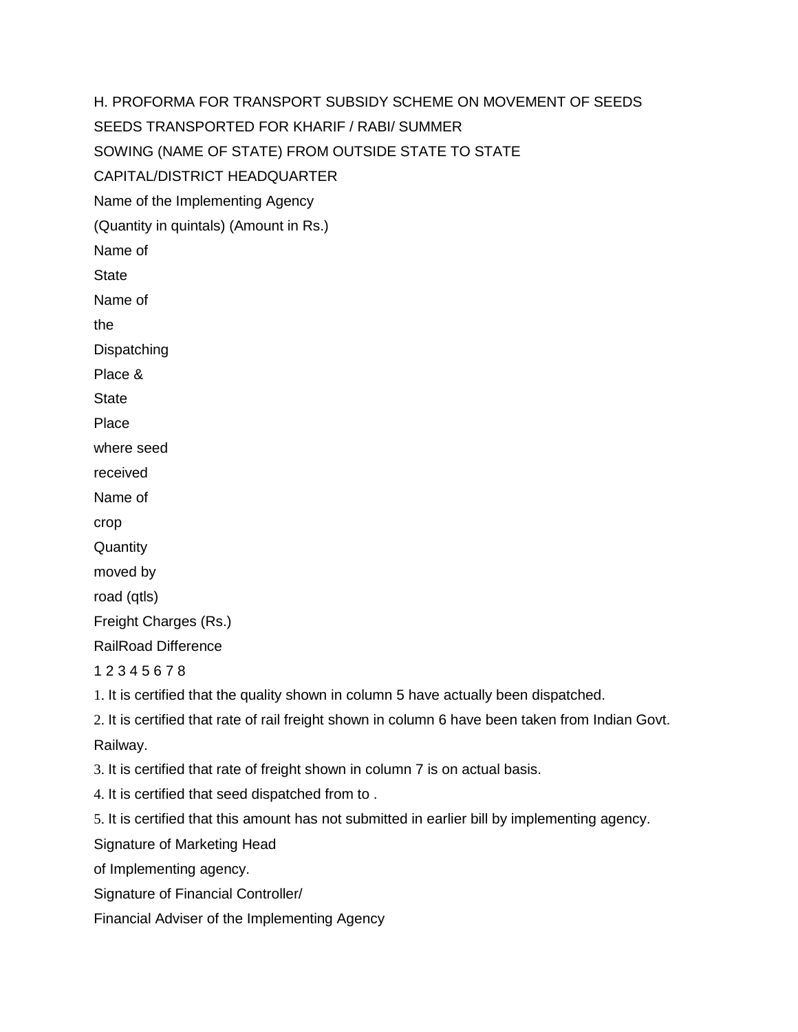H. PROFORMA FOR TRANSPORT SUBSIDY SCHEME ON MOVEMENT OF SEEDS

SEEDS TRANSPORTED FOR KHARIF / RABI/ SUMMER

SOWING (NAME OF STATE) FROM OUTSIDE STATE TO STATE

CAPITAL/DISTRICT HEADQUARTER

Name of the Implementing Agency

(Quantity in quintals) (Amount in Rs.)

| Name of State | Name of the Dispatching Place & State | Place where seed received | Name of crop | Quantity moved by road (qtls) | Freight Charges (Rs.) | | |
|---|---|---|---|---|---|---|---|
| | | | | | Rail | Road | Difference |
| 1 | 2 | 3 | 4 | 5 | 6 | 7 | 8 |

1. It is certified that the quality shown in column 5 have actually been dispatched.
2. It is certified that rate of rail freight shown in column 6 have been taken from Indian Govt. Railway.
3. It is certified that rate of freight shown in column 7 is on actual basis.
4. It is certified that seed dispatched from to .
5. It is certified that this amount has not submitted in earlier bill by implementing agency.

Signature of Marketing Head
of Implementing agency.

Signature of Financial Controller/
Financial Adviser of the Implementing Agency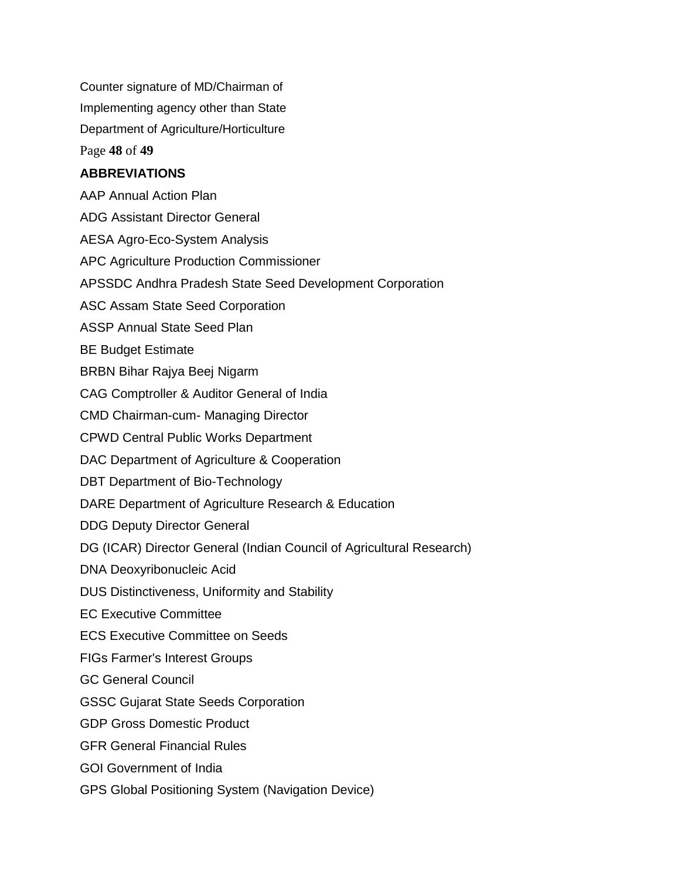Counter signature of MD/Chairman of

Implementing agency other than State

Department of Agriculture/Horticulture

## ABBREVIATIONS

AAP Annual Action Plan

ADG Assistant Director General

AESA Agro-Eco-System Analysis

APC Agriculture Production Commissioner

APSSDC Andhra Pradesh State Seed Development Corporation

ASC Assam State Seed Corporation

ASSP Annual State Seed Plan

BE Budget Estimate

BRBN Bihar Rajya Beej Nigarm

CAG Comptroller & Auditor General of India

CMD Chairman-cum- Managing Director

CPWD Central Public Works Department

DAC Department of Agriculture & Cooperation

DBT Department of Bio-Technology

DARE Department of Agriculture Research & Education

DDG Deputy Director General

DG (ICAR) Director General (Indian Council of Agricultural Research)

DNA Deoxyribonucleic Acid

DUS Distinctiveness, Uniformity and Stability

EC Executive Committee

ECS Executive Committee on Seeds

FIGs Farmer's Interest Groups

GC General Council

GSSC Gujarat State Seeds Corporation

GDP Gross Domestic Product

GFR General Financial Rules

GOI Government of India

GPS Global Positioning System (Navigation Device)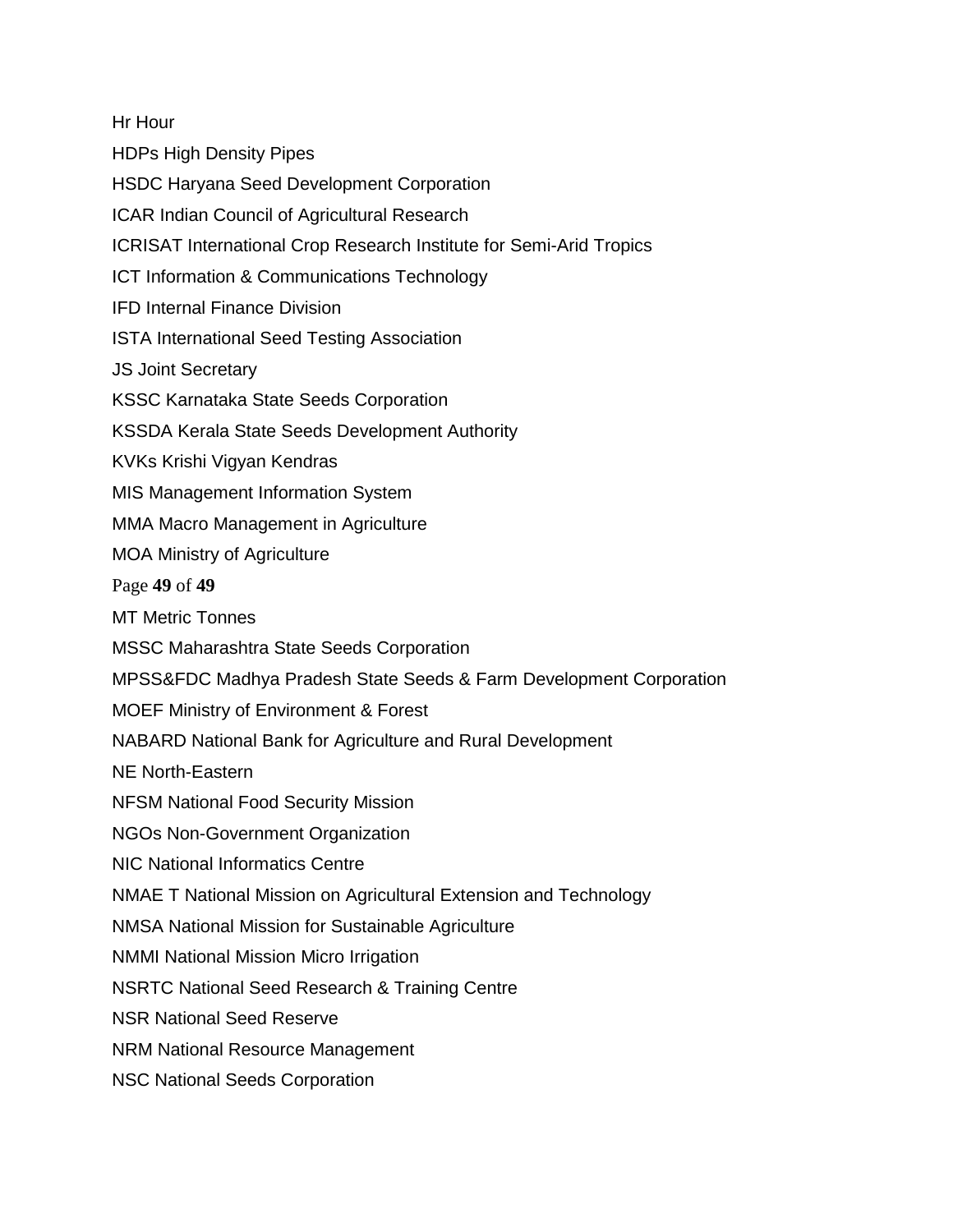Hr Hour

HDPs High Density Pipes

HSDC Haryana Seed Development Corporation

ICAR Indian Council of Agricultural Research

ICRISAT International Crop Research Institute for Semi-Arid Tropics

ICT Information & Communications Technology

IFD Internal Finance Division

ISTA International Seed Testing Association

JS Joint Secretary

KSSC Karnataka State Seeds Corporation

KSSDA Kerala State Seeds Development Authority

KVKs Krishi Vigyan Kendras

MIS Management Information System

MMA Macro Management in Agriculture

MOA Ministry of Agriculture

MT Metric Tonnes

MSSC Maharashtra State Seeds Corporation

MPSS&FDC Madhya Pradesh State Seeds & Farm Development Corporation

MOEF Ministry of Environment & Forest

NABARD National Bank for Agriculture and Rural Development

NE North-Eastern

NFSM National Food Security Mission

NGOs Non-Government Organization

NIC National Informatics Centre

NMAE T National Mission on Agricultural Extension and Technology

NMSA National Mission for Sustainable Agriculture

NMMI National Mission Micro Irrigation

NSRTC National Seed Research & Training Centre

NSR National Seed Reserve

NRM National Resource Management

NSC National Seeds Corporation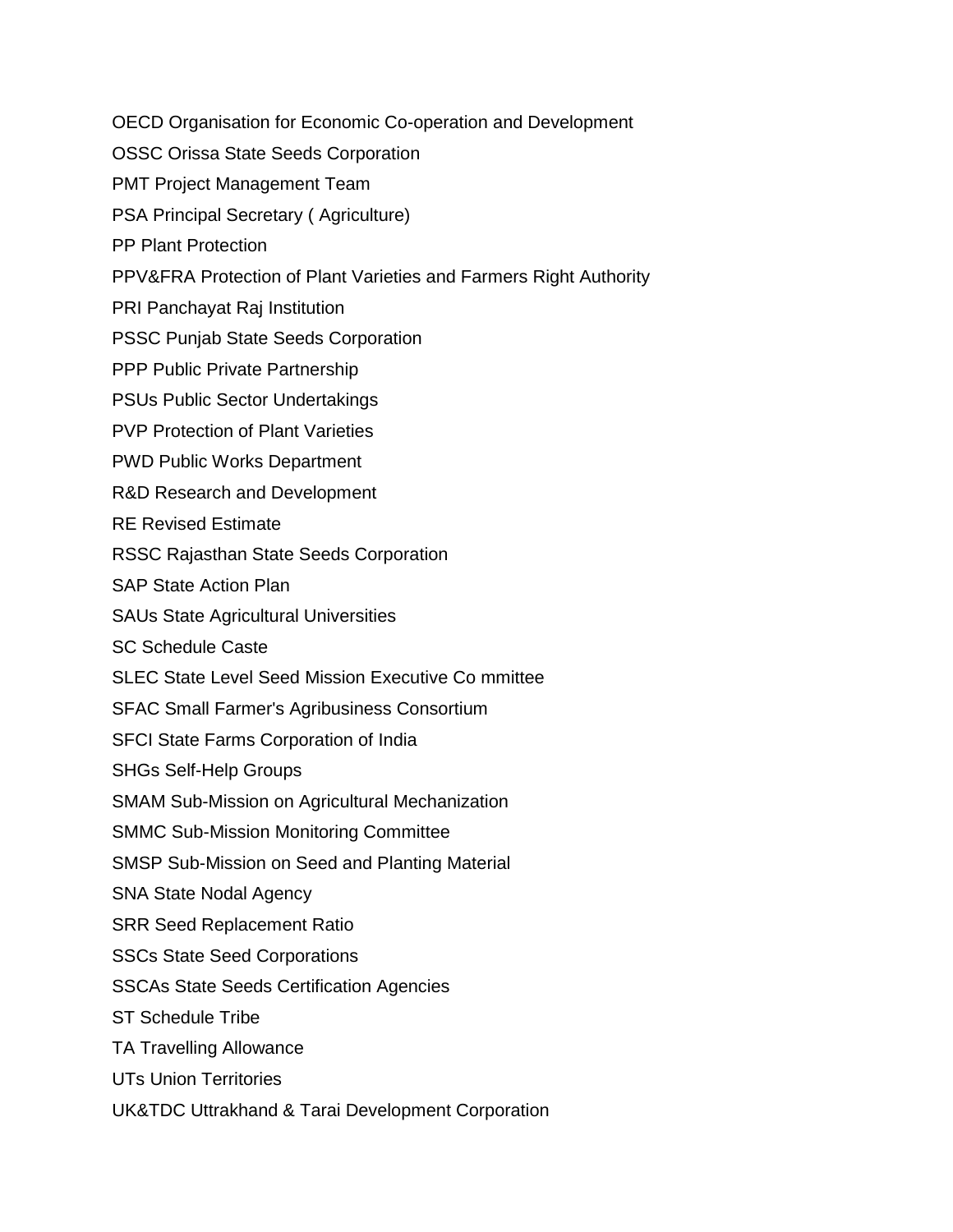OECD Organisation for Economic Co-operation and Development

OSSC Orissa State Seeds Corporation

PMT Project Management Team

PSA Principal Secretary ( Agriculture)

PP Plant Protection

PPV&FRA Protection of Plant Varieties and Farmers Right Authority

PRI Panchayat Raj Institution

PSSC Punjab State Seeds Corporation

PPP Public Private Partnership

PSUs Public Sector Undertakings

PVP Protection of Plant Varieties

PWD Public Works Department

R&D Research and Development

RE Revised Estimate

RSSC Rajasthan State Seeds Corporation

SAP State Action Plan

SAUs State Agricultural Universities

SC Schedule Caste

SLEC State Level Seed Mission Executive Co mmittee

SFAC Small Farmer's Agribusiness Consortium

SFCI State Farms Corporation of India

SHGs Self-Help Groups

SMAM Sub-Mission on Agricultural Mechanization

SMMC Sub-Mission Monitoring Committee

SMSP Sub-Mission on Seed and Planting Material

SNA State Nodal Agency

SRR Seed Replacement Ratio

SSCs State Seed Corporations

SSCAs State Seeds Certification Agencies

ST Schedule Tribe

TA Travelling Allowance

UTs Union Territories

UK&TDC Uttrakhand & Tarai Development Corporation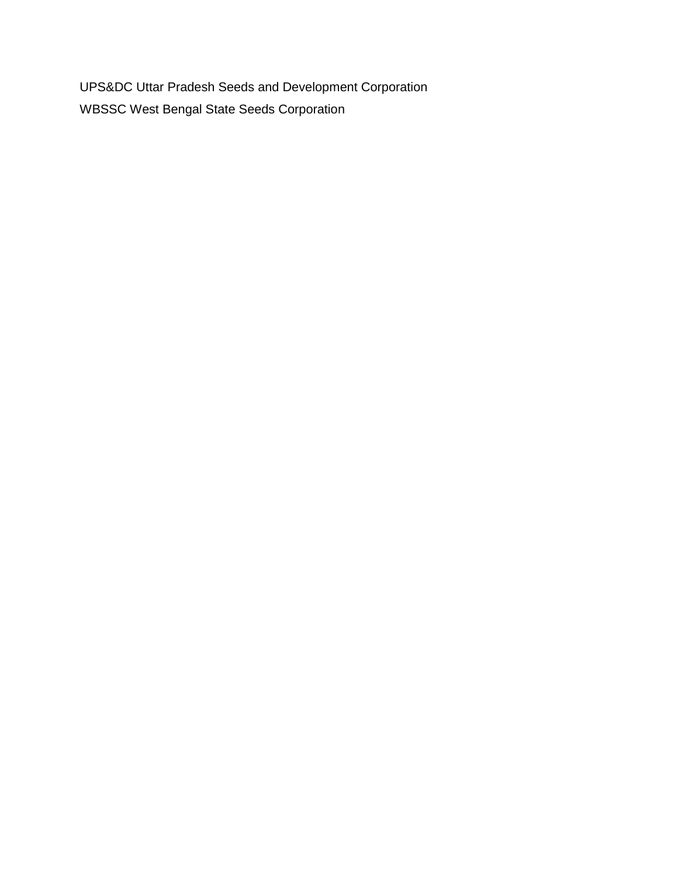UPS&DC Uttar Pradesh Seeds and Development Corporation

WBSSC West Bengal State Seeds Corporation